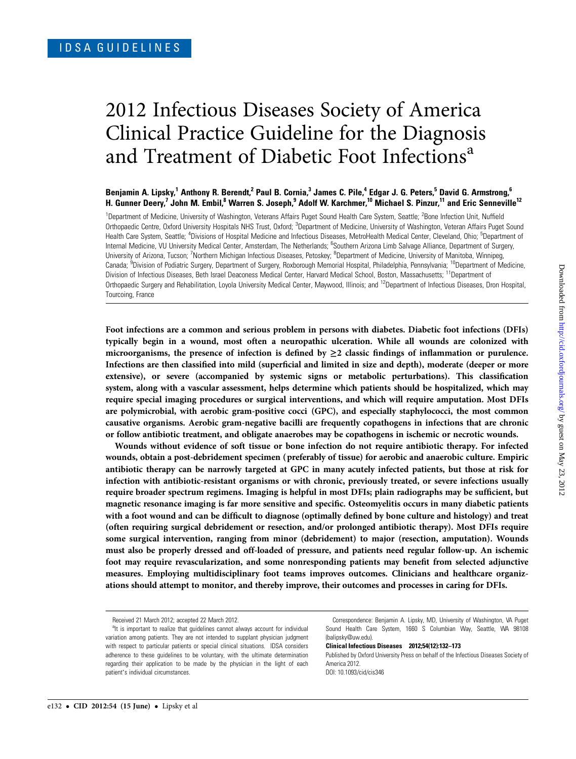IDSA GUIDELINES

# 2012 Infectious Diseases Society of America Clinical Practice Guideline for the Diagnosis and Treatment of Diabetic Foot Infections[a]

**Benjamin A. Lipsky,[1] Anthony R. Berendt,[2] Paul B. Cornia,[3] James C. Pile,[4] Edgar J. G. Peters,[5] David G. Armstrong,[6] H. Gunner Deery,[7] John M. Embil,[8] Warren S. Joseph,[9] Adolf W. Karchmer,[10] Michael S. Pinzur,[11] and Eric Senneville[12]**

[1]Department of Medicine, University of Washington, Veterans Affairs Puget Sound Health Care System, Seattle; [2]Bone Infection Unit, Nuffield Orthopaedic Centre, Oxford University Hospitals NHS Trust, Oxford; [3]Department of Medicine, University of Washington, Veteran Affairs Puget Sound Health Care System, Seattle; [4]Divisions of Hospital Medicine and Infectious Diseases, MetroHealth Medical Center, Cleveland, Ohio; [5]Department of Internal Medicine, VU University Medical Center, Amsterdam, The Netherlands; [6]Southern Arizona Limb Salvage Alliance, Department of Surgery, University of Arizona, Tucson; [7]Northern Michigan Infectious Diseases, Petoskey; [8]Department of Medicine, University of Manitoba, Winnipeg, Canada; [9]Division of Podiatric Surgery, Department of Surgery, Roxborough Memorial Hospital, Philadelphia, Pennsylvania; [10]Department of Medicine, Division of Infectious Diseases, Beth Israel Deaconess Medical Center, Harvard Medical School, Boston, Massachusetts; [11]Department of Orthopaedic Surgery and Rehabilitation, Loyola University Medical Center, Maywood, Illinois; and [12]Department of Infectious Diseases, Dron Hospital, Tourcoing, France

**Foot infections are a common and serious problem in persons with diabetes. Diabetic foot infections (DFIs) typically begin in a wound, most often a neuropathic ulceration. While all wounds are colonized with microorganisms, the presence of infection is defined by ≥2 classic findings of inflammation or purulence. Infections are then classified into mild (superficial and limited in size and depth), moderate (deeper or more extensive), or severe (accompanied by systemic signs or metabolic perturbations). This classification system, along with a vascular assessment, helps determine which patients should be hospitalized, which may require special imaging procedures or surgical interventions, and which will require amputation. Most DFIs are polymicrobial, with aerobic gram-positive cocci (GPC), and especially staphylococci, the most common causative organisms. Aerobic gram-negative bacilli are frequently copathogens in infections that are chronic or follow antibiotic treatment, and obligate anaerobes may be copathogens in ischemic or necrotic wounds.**

**Wounds without evidence of soft tissue or bone infection do not require antibiotic therapy. For infected wounds, obtain a post-debridement specimen (preferably of tissue) for aerobic and anaerobic culture. Empiric antibiotic therapy can be narrowly targeted at GPC in many acutely infected patients, but those at risk for infection with antibiotic-resistant organisms or with chronic, previously treated, or severe infections usually require broader spectrum regimens. Imaging is helpful in most DFIs; plain radiographs may be sufficient, but magnetic resonance imaging is far more sensitive and specific. Osteomyelitis occurs in many diabetic patients with a foot wound and can be difficult to diagnose (optimally defined by bone culture and histology) and treat (often requiring surgical debridement or resection, and/or prolonged antibiotic therapy). Most DFIs require some surgical intervention, ranging from minor (debridement) to major (resection, amputation). Wounds must also be properly dressed and off-loaded of pressure, and patients need regular follow-up. An ischemic foot may require revascularization, and some nonresponding patients may benefit from selected adjunctive measures. Employing multidisciplinary foot teams improves outcomes. Clinicians and healthcare organizations should attempt to monitor, and thereby improve, their outcomes and processes in caring for DFIs.**

Received 21 March 2012; accepted 22 March 2012.

[a]It is important to realize that guidelines cannot always account for individual variation among patients. They are not intended to supplant physician judgment with respect to particular patients or special clinical situations. IDSA considers adherence to these guidelines to be voluntary, with the ultimate determination regarding their application to be made by the physician in the light of each patient's individual circumstances.

Correspondence: Benjamin A. Lipsky, MD, University of Washington, VA Puget Sound Health Care System, 1660 S Columbian Way, Seattle, WA 98108 (balipsky@uw.edu).

**Clinical Infectious Diseases 2012;54(12):132–173**

Published by Oxford University Press on behalf of the Infectious Diseases Society of America 2012.

DOI: 10.1093/cid/cis346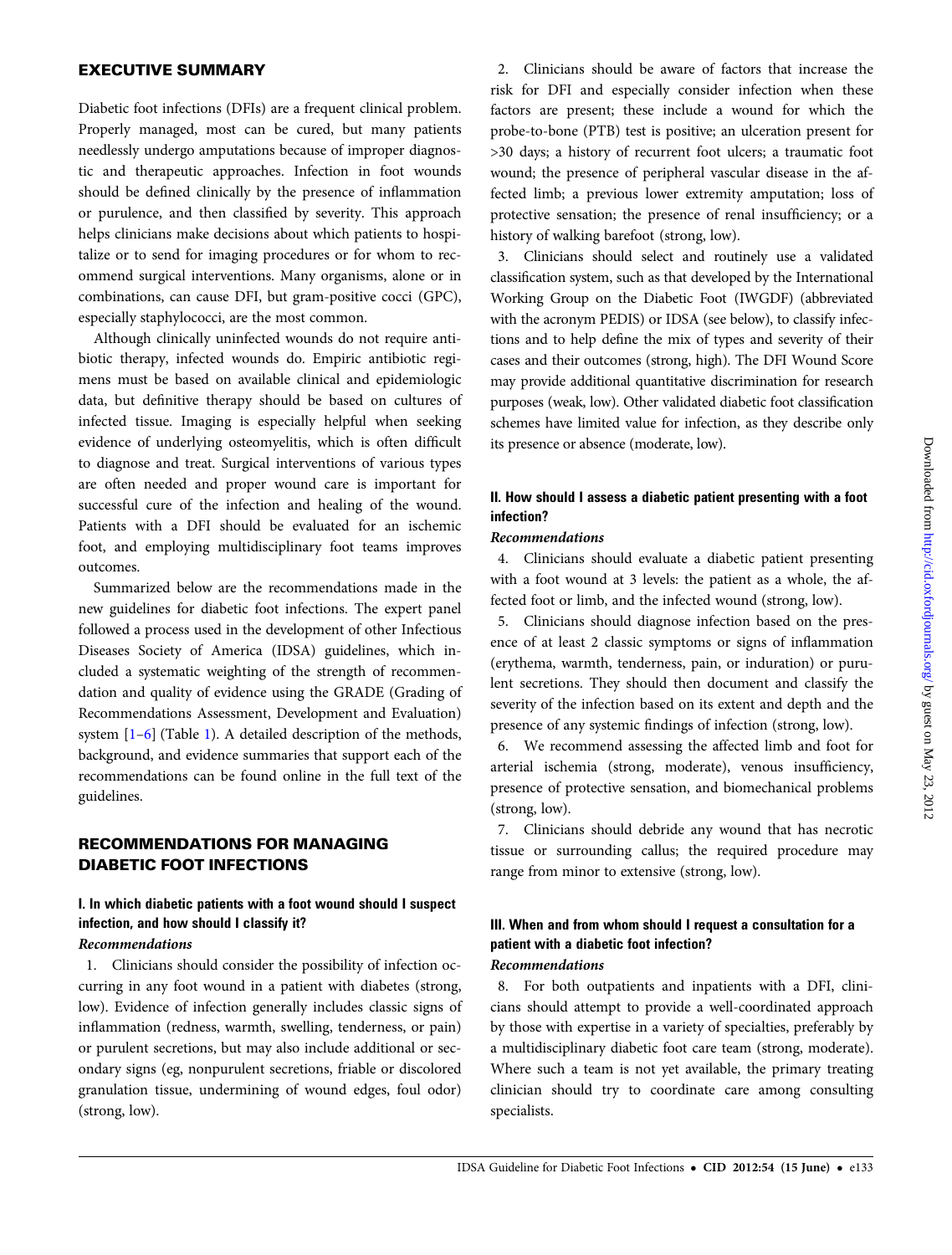## EXECUTIVE SUMMARY

Diabetic foot infections (DFIs) are a frequent clinical problem. Properly managed, most can be cured, but many patients needlessly undergo amputations because of improper diagnostic and therapeutic approaches. Infection in foot wounds should be defined clinically by the presence of inflammation or purulence, and then classified by severity. This approach helps clinicians make decisions about which patients to hospitalize or to send for imaging procedures or for whom to recommend surgical interventions. Many organisms, alone or in combinations, can cause DFI, but gram-positive cocci (GPC), especially staphylococci, are the most common.

Although clinically uninfected wounds do not require antibiotic therapy, infected wounds do. Empiric antibiotic regimens must be based on available clinical and epidemiologic data, but definitive therapy should be based on cultures of infected tissue. Imaging is especially helpful when seeking evidence of underlying osteomyelitis, which is often difficult to diagnose and treat. Surgical interventions of various types are often needed and proper wound care is important for successful cure of the infection and healing of the wound. Patients with a DFI should be evaluated for an ischemic foot, and employing multidisciplinary foot teams improves outcomes.

Summarized below are the recommendations made in the new guidelines for diabetic foot infections. The expert panel followed a process used in the development of other Infectious Diseases Society of America (IDSA) guidelines, which included a systematic weighting of the strength of recommendation and quality of evidence using the GRADE (Grading of Recommendations Assessment, Development and Evaluation) system [1–6] (Table 1). A detailed description of the methods, background, and evidence summaries that support each of the recommendations can be found online in the full text of the guidelines.

## RECOMMENDATIONS FOR MANAGING DIABETIC FOOT INFECTIONS

### I. In which diabetic patients with a foot wound should I suspect infection, and how should I classify it?

*Recommendations*

1. Clinicians should consider the possibility of infection occurring in any foot wound in a patient with diabetes (strong, low). Evidence of infection generally includes classic signs of inflammation (redness, warmth, swelling, tenderness, or pain) or purulent secretions, but may also include additional or secondary signs (eg, nonpurulent secretions, friable or discolored granulation tissue, undermining of wound edges, foul odor) (strong, low).

2. Clinicians should be aware of factors that increase the risk for DFI and especially consider infection when these factors are present; these include a wound for which the probe-to-bone (PTB) test is positive; an ulceration present for >30 days; a history of recurrent foot ulcers; a traumatic foot wound; the presence of peripheral vascular disease in the affected limb; a previous lower extremity amputation; loss of protective sensation; the presence of renal insufficiency; or a history of walking barefoot (strong, low).

3. Clinicians should select and routinely use a validated classification system, such as that developed by the International Working Group on the Diabetic Foot (IWGDF) (abbreviated with the acronym PEDIS) or IDSA (see below), to classify infections and to help define the mix of types and severity of their cases and their outcomes (strong, high). The DFI Wound Score may provide additional quantitative discrimination for research purposes (weak, low). Other validated diabetic foot classification schemes have limited value for infection, as they describe only its presence or absence (moderate, low).

### II. How should I assess a diabetic patient presenting with a foot infection?

*Recommendations*

4. Clinicians should evaluate a diabetic patient presenting with a foot wound at 3 levels: the patient as a whole, the affected foot or limb, and the infected wound (strong, low).

5. Clinicians should diagnose infection based on the presence of at least 2 classic symptoms or signs of inflammation (erythema, warmth, tenderness, pain, or induration) or purulent secretions. They should then document and classify the severity of the infection based on its extent and depth and the presence of any systemic findings of infection (strong, low).

6. We recommend assessing the affected limb and foot for arterial ischemia (strong, moderate), venous insufficiency, presence of protective sensation, and biomechanical problems (strong, low).

7. Clinicians should debride any wound that has necrotic tissue or surrounding callus; the required procedure may range from minor to extensive (strong, low).

### III. When and from whom should I request a consultation for a patient with a diabetic foot infection?

*Recommendations*

8. For both outpatients and inpatients with a DFI, clinicians should attempt to provide a well-coordinated approach by those with expertise in a variety of specialties, preferably by a multidisciplinary diabetic foot care team (strong, moderate). Where such a team is not yet available, the primary treating clinician should try to coordinate care among consulting specialists.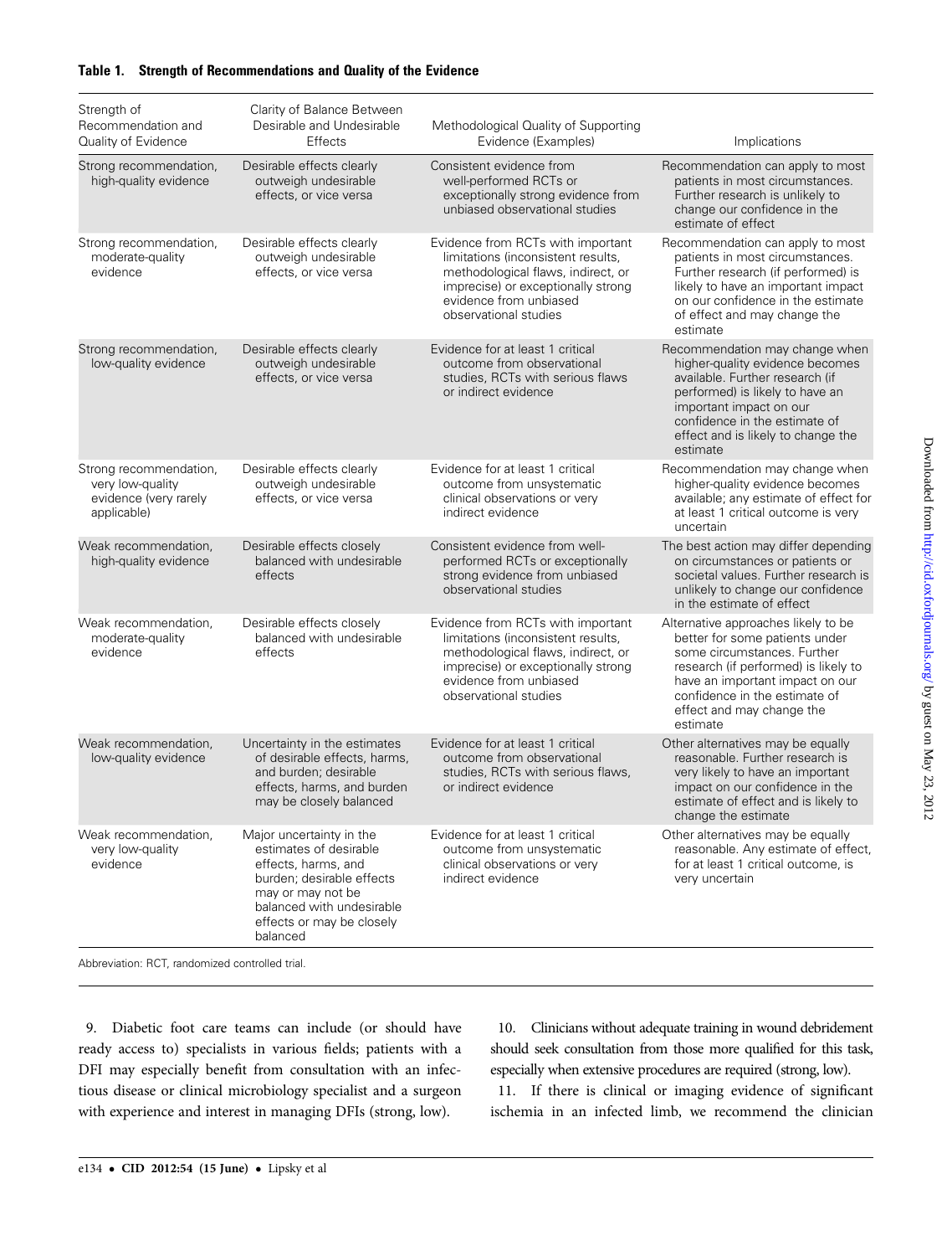**Table 1. Strength of Recommendations and Quality of the Evidence**

| Strength of Recommendation and Quality of Evidence | Clarity of Balance Between Desirable and Undesirable Effects | Methodological Quality of Supporting Evidence (Examples) | Implications |
|---|---|---|---|
| Strong recommendation, high-quality evidence | Desirable effects clearly outweigh undesirable effects, or vice versa | Consistent evidence from well-performed RCTs or exceptionally strong evidence from unbiased observational studies | Recommendation can apply to most patients in most circumstances. Further research is unlikely to change our confidence in the estimate of effect |
| Strong recommendation, moderate-quality evidence | Desirable effects clearly outweigh undesirable effects, or vice versa | Evidence from RCTs with important limitations (inconsistent results, methodological flaws, indirect, or imprecise) or exceptionally strong evidence from unbiased observational studies | Recommendation can apply to most patients in most circumstances. Further research (if performed) is likely to have an important impact on our confidence in the estimate of effect and may change the estimate |
| Strong recommendation, low-quality evidence | Desirable effects clearly outweigh undesirable effects, or vice versa | Evidence for at least 1 critical outcome from observational studies, RCTs with serious flaws or indirect evidence | Recommendation may change when higher-quality evidence becomes available. Further research (if performed) is likely to have an important impact on our confidence in the estimate of effect and is likely to change the estimate |
| Strong recommendation, very low-quality evidence (very rarely applicable) | Desirable effects clearly outweigh undesirable effects, or vice versa | Evidence for at least 1 critical outcome from unsystematic clinical observations or very indirect evidence | Recommendation may change when higher-quality evidence becomes available; any estimate of effect for at least 1 critical outcome is very uncertain |
| Weak recommendation, high-quality evidence | Desirable effects closely balanced with undesirable effects | Consistent evidence from well-performed RCTs or exceptionally strong evidence from unbiased observational studies | The best action may differ depending on circumstances or patients or societal values. Further research is unlikely to change our confidence in the estimate of effect |
| Weak recommendation, moderate-quality evidence | Desirable effects closely balanced with undesirable effects | Evidence from RCTs with important limitations (inconsistent results, methodological flaws, indirect, or imprecise) or exceptionally strong evidence from unbiased observational studies | Alternative approaches likely to be better for some patients under some circumstances. Further research (if performed) is likely to have an important impact on our confidence in the estimate of effect and may change the estimate |
| Weak recommendation, low-quality evidence | Uncertainty in the estimates of desirable effects, harms, and burden; desirable effects, harms, and burden may be closely balanced | Evidence for at least 1 critical outcome from observational studies, RCTs with serious flaws, or indirect evidence | Other alternatives may be equally reasonable. Further research is very likely to have an important impact on our confidence in the estimate of effect and is likely to change the estimate |
| Weak recommendation, very low-quality evidence | Major uncertainty in the estimates of desirable effects, harms, and burden; desirable effects may or may not be balanced with undesirable effects or may be closely balanced | Evidence for at least 1 critical outcome from unsystematic clinical observations or very indirect evidence | Other alternatives may be equally reasonable. Any estimate of effect, for at least 1 critical outcome, is very uncertain |

Abbreviation: RCT, randomized controlled trial.

9. Diabetic foot care teams can include (or should have ready access to) specialists in various fields; patients with a DFI may especially benefit from consultation with an infectious disease or clinical microbiology specialist and a surgeon with experience and interest in managing DFIs (strong, low).

10. Clinicians without adequate training in wound debridement should seek consultation from those more qualified for this task, especially when extensive procedures are required (strong, low).

11. If there is clinical or imaging evidence of significant ischemia in an infected limb, we recommend the clinician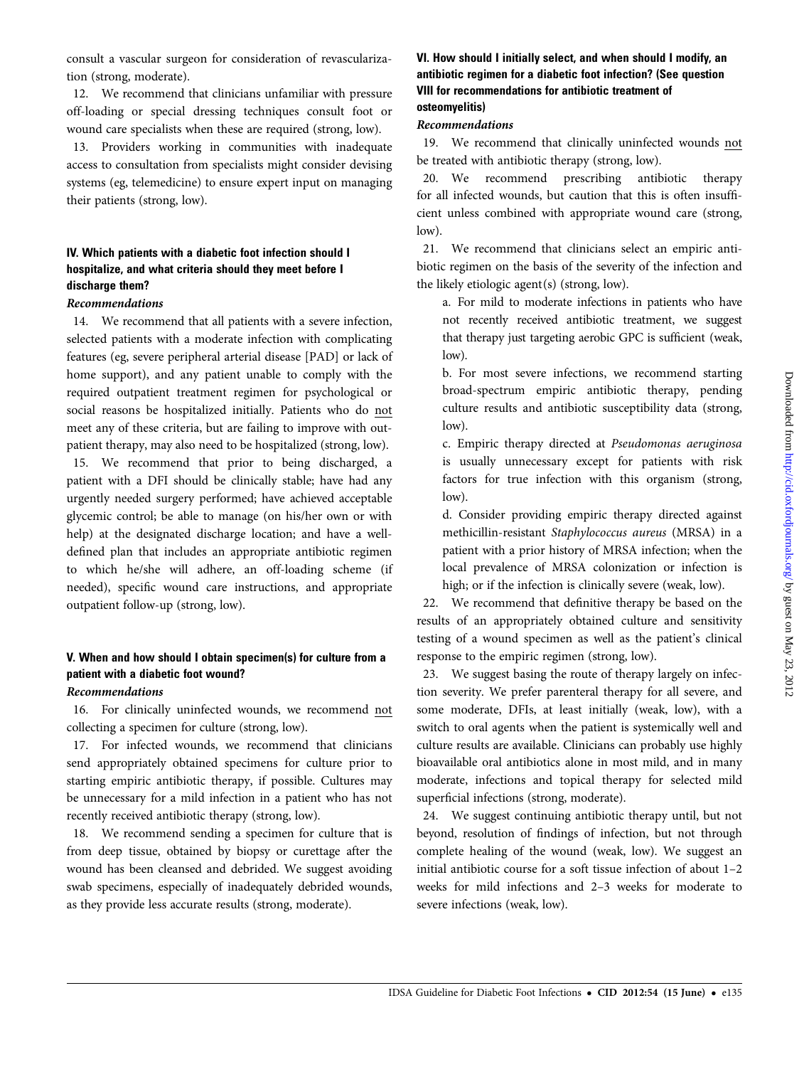consult a vascular surgeon for consideration of revascularization (strong, moderate).

12. We recommend that clinicians unfamiliar with pressure off-loading or special dressing techniques consult foot or wound care specialists when these are required (strong, low).

13. Providers working in communities with inadequate access to consultation from specialists might consider devising systems (eg, telemedicine) to ensure expert input on managing their patients (strong, low).

### IV. Which patients with a diabetic foot infection should I hospitalize, and what criteria should they meet before I discharge them?

*Recommendations*

14. We recommend that all patients with a severe infection, selected patients with a moderate infection with complicating features (eg, severe peripheral arterial disease [PAD] or lack of home support), and any patient unable to comply with the required outpatient treatment regimen for psychological or social reasons be hospitalized initially. Patients who do not meet any of these criteria, but are failing to improve with outpatient therapy, may also need to be hospitalized (strong, low).

15. We recommend that prior to being discharged, a patient with a DFI should be clinically stable; have had any urgently needed surgery performed; have achieved acceptable glycemic control; be able to manage (on his/her own or with help) at the designated discharge location; and have a well-defined plan that includes an appropriate antibiotic regimen to which he/she will adhere, an off-loading scheme (if needed), specific wound care instructions, and appropriate outpatient follow-up (strong, low).

### V. When and how should I obtain specimen(s) for culture from a patient with a diabetic foot wound?

*Recommendations*

16. For clinically uninfected wounds, we recommend not collecting a specimen for culture (strong, low).

17. For infected wounds, we recommend that clinicians send appropriately obtained specimens for culture prior to starting empiric antibiotic therapy, if possible. Cultures may be unnecessary for a mild infection in a patient who has not recently received antibiotic therapy (strong, low).

18. We recommend sending a specimen for culture that is from deep tissue, obtained by biopsy or curettage after the wound has been cleansed and debrided. We suggest avoiding swab specimens, especially of inadequately debrided wounds, as they provide less accurate results (strong, moderate).

### VI. How should I initially select, and when should I modify, an antibiotic regimen for a diabetic foot infection? (See question VIII for recommendations for antibiotic treatment of osteomyelitis)

*Recommendations*

19. We recommend that clinically uninfected wounds not be treated with antibiotic therapy (strong, low).

20. We recommend prescribing antibiotic therapy for all infected wounds, but caution that this is often insufficient unless combined with appropriate wound care (strong, low).

21. We recommend that clinicians select an empiric antibiotic regimen on the basis of the severity of the infection and the likely etiologic agent(s) (strong, low).

a. For mild to moderate infections in patients who have not recently received antibiotic treatment, we suggest that therapy just targeting aerobic GPC is sufficient (weak, low).

b. For most severe infections, we recommend starting broad-spectrum empiric antibiotic therapy, pending culture results and antibiotic susceptibility data (strong, low).

c. Empiric therapy directed at *Pseudomonas aeruginosa* is usually unnecessary except for patients with risk factors for true infection with this organism (strong, low).

d. Consider providing empiric therapy directed against methicillin-resistant *Staphylococcus aureus* (MRSA) in a patient with a prior history of MRSA infection; when the local prevalence of MRSA colonization or infection is high; or if the infection is clinically severe (weak, low).

22. We recommend that definitive therapy be based on the results of an appropriately obtained culture and sensitivity testing of a wound specimen as well as the patient's clinical response to the empiric regimen (strong, low).

23. We suggest basing the route of therapy largely on infection severity. We prefer parenteral therapy for all severe, and some moderate, DFIs, at least initially (weak, low), with a switch to oral agents when the patient is systemically well and culture results are available. Clinicians can probably use highly bioavailable oral antibiotics alone in most mild, and in many moderate, infections and topical therapy for selected mild superficial infections (strong, moderate).

24. We suggest continuing antibiotic therapy until, but not beyond, resolution of findings of infection, but not through complete healing of the wound (weak, low). We suggest an initial antibiotic course for a soft tissue infection of about 1–2 weeks for mild infections and 2–3 weeks for moderate to severe infections (weak, low).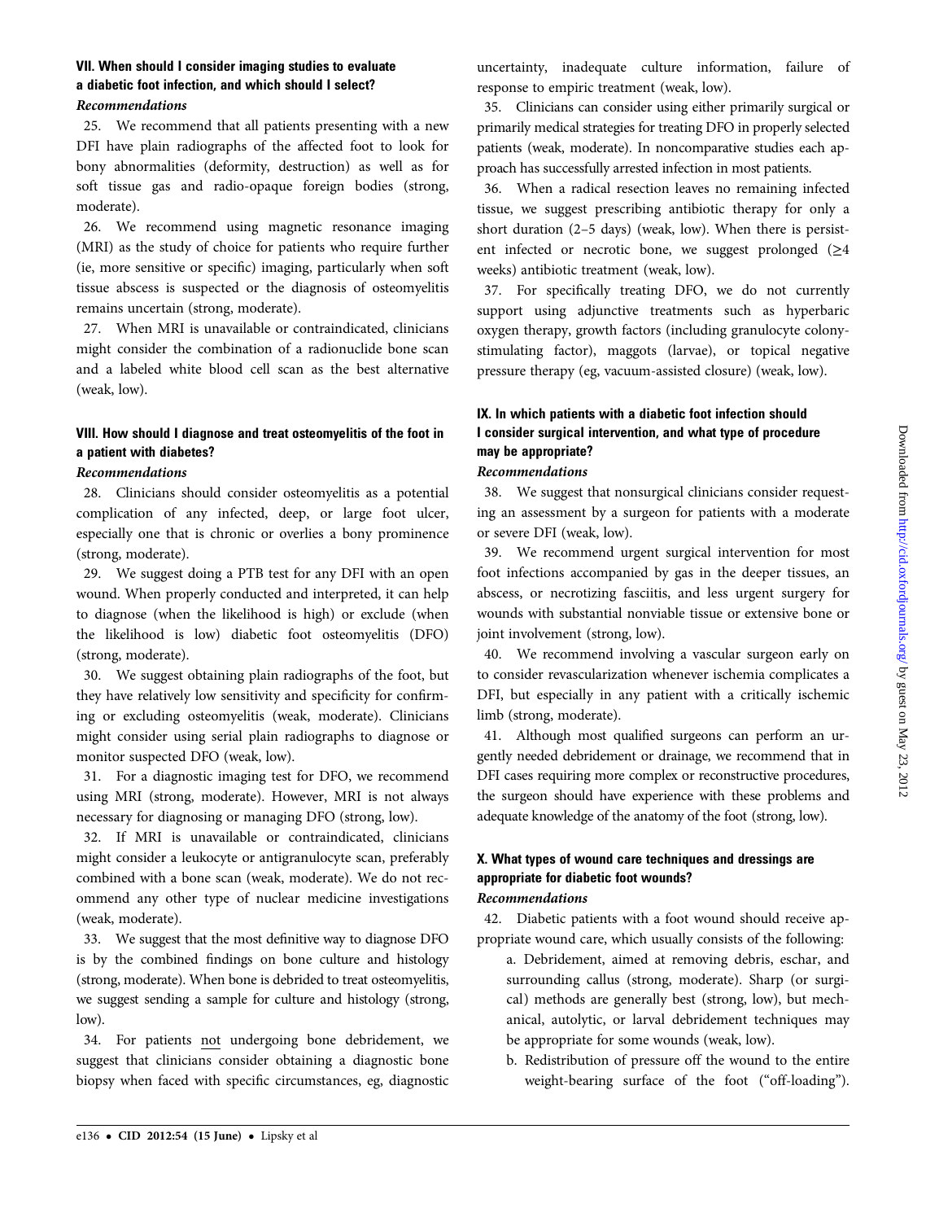### VII. When should I consider imaging studies to evaluate a diabetic foot infection, and which should I select?

*Recommendations*

25. We recommend that all patients presenting with a new DFI have plain radiographs of the affected foot to look for bony abnormalities (deformity, destruction) as well as for soft tissue gas and radio-opaque foreign bodies (strong, moderate).

26. We recommend using magnetic resonance imaging (MRI) as the study of choice for patients who require further (ie, more sensitive or specific) imaging, particularly when soft tissue abscess is suspected or the diagnosis of osteomyelitis remains uncertain (strong, moderate).

27. When MRI is unavailable or contraindicated, clinicians might consider the combination of a radionuclide bone scan and a labeled white blood cell scan as the best alternative (weak, low).

### VIII. How should I diagnose and treat osteomyelitis of the foot in a patient with diabetes?

*Recommendations*

28. Clinicians should consider osteomyelitis as a potential complication of any infected, deep, or large foot ulcer, especially one that is chronic or overlies a bony prominence (strong, moderate).

29. We suggest doing a PTB test for any DFI with an open wound. When properly conducted and interpreted, it can help to diagnose (when the likelihood is high) or exclude (when the likelihood is low) diabetic foot osteomyelitis (DFO) (strong, moderate).

30. We suggest obtaining plain radiographs of the foot, but they have relatively low sensitivity and specificity for confirming or excluding osteomyelitis (weak, moderate). Clinicians might consider using serial plain radiographs to diagnose or monitor suspected DFO (weak, low).

31. For a diagnostic imaging test for DFO, we recommend using MRI (strong, moderate). However, MRI is not always necessary for diagnosing or managing DFO (strong, low).

32. If MRI is unavailable or contraindicated, clinicians might consider a leukocyte or antigranulocyte scan, preferably combined with a bone scan (weak, moderate). We do not recommend any other type of nuclear medicine investigations (weak, moderate).

33. We suggest that the most definitive way to diagnose DFO is by the combined findings on bone culture and histology (strong, moderate). When bone is debrided to treat osteomyelitis, we suggest sending a sample for culture and histology (strong, low).

34. For patients not undergoing bone debridement, we suggest that clinicians consider obtaining a diagnostic bone biopsy when faced with specific circumstances, eg, diagnostic uncertainty, inadequate culture information, failure of response to empiric treatment (weak, low).

35. Clinicians can consider using either primarily surgical or primarily medical strategies for treating DFO in properly selected patients (weak, moderate). In noncomparative studies each approach has successfully arrested infection in most patients.

36. When a radical resection leaves no remaining infected tissue, we suggest prescribing antibiotic therapy for only a short duration (2–5 days) (weak, low). When there is persistent infected or necrotic bone, we suggest prolonged (≥4 weeks) antibiotic treatment (weak, low).

37. For specifically treating DFO, we do not currently support using adjunctive treatments such as hyperbaric oxygen therapy, growth factors (including granulocyte colony-stimulating factor), maggots (larvae), or topical negative pressure therapy (eg, vacuum-assisted closure) (weak, low).

### IX. In which patients with a diabetic foot infection should I consider surgical intervention, and what type of procedure may be appropriate?

*Recommendations*

38. We suggest that nonsurgical clinicians consider requesting an assessment by a surgeon for patients with a moderate or severe DFI (weak, low).

39. We recommend urgent surgical intervention for most foot infections accompanied by gas in the deeper tissues, an abscess, or necrotizing fasciitis, and less urgent surgery for wounds with substantial nonviable tissue or extensive bone or joint involvement (strong, low).

40. We recommend involving a vascular surgeon early on to consider revascularization whenever ischemia complicates a DFI, but especially in any patient with a critically ischemic limb (strong, moderate).

41. Although most qualified surgeons can perform an urgently needed debridement or drainage, we recommend that in DFI cases requiring more complex or reconstructive procedures, the surgeon should have experience with these problems and adequate knowledge of the anatomy of the foot (strong, low).

### X. What types of wound care techniques and dressings are appropriate for diabetic foot wounds?

*Recommendations*

42. Diabetic patients with a foot wound should receive appropriate wound care, which usually consists of the following:

   a. Debridement, aimed at removing debris, eschar, and surrounding callus (strong, moderate). Sharp (or surgical) methods are generally best (strong, low), but mechanical, autolytic, or larval debridement techniques may be appropriate for some wounds (weak, low).

   b. Redistribution of pressure off the wound to the entire weight-bearing surface of the foot ("off-loading").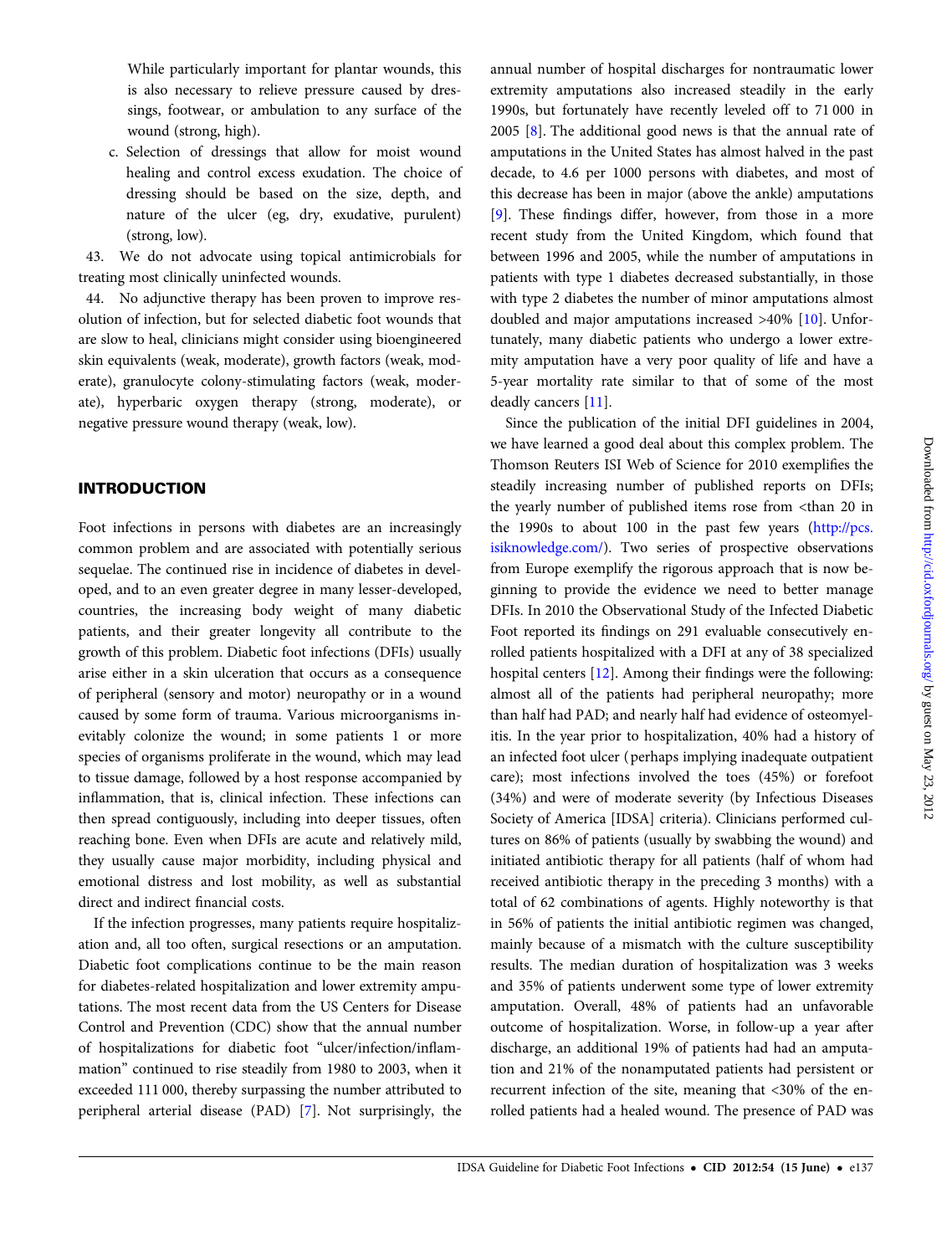While particularly important for plantar wounds, this is also necessary to relieve pressure caused by dressings, footwear, or ambulation to any surface of the wound (strong, high).

c. Selection of dressings that allow for moist wound healing and control excess exudation. The choice of dressing should be based on the size, depth, and nature of the ulcer (eg, dry, exudative, purulent) (strong, low).

43. We do not advocate using topical antimicrobials for treating most clinically uninfected wounds.

44. No adjunctive therapy has been proven to improve resolution of infection, but for selected diabetic foot wounds that are slow to heal, clinicians might consider using bioengineered skin equivalents (weak, moderate), growth factors (weak, moderate), granulocyte colony-stimulating factors (weak, moderate), hyperbaric oxygen therapy (strong, moderate), or negative pressure wound therapy (weak, low).

## INTRODUCTION

Foot infections in persons with diabetes are an increasingly common problem and are associated with potentially serious sequelae. The continued rise in incidence of diabetes in developed, and to an even greater degree in many lesser-developed, countries, the increasing body weight of many diabetic patients, and their greater longevity all contribute to the growth of this problem. Diabetic foot infections (DFIs) usually arise either in a skin ulceration that occurs as a consequence of peripheral (sensory and motor) neuropathy or in a wound caused by some form of trauma. Various microorganisms inevitably colonize the wound; in some patients 1 or more species of organisms proliferate in the wound, which may lead to tissue damage, followed by a host response accompanied by inflammation, that is, clinical infection. These infections can then spread contiguously, including into deeper tissues, often reaching bone. Even when DFIs are acute and relatively mild, they usually cause major morbidity, including physical and emotional distress and lost mobility, as well as substantial direct and indirect financial costs.

If the infection progresses, many patients require hospitalization and, all too often, surgical resections or an amputation. Diabetic foot complications continue to be the main reason for diabetes-related hospitalization and lower extremity amputations. The most recent data from the US Centers for Disease Control and Prevention (CDC) show that the annual number of hospitalizations for diabetic foot "ulcer/infection/inflammation" continued to rise steadily from 1980 to 2003, when it exceeded 111 000, thereby surpassing the number attributed to peripheral arterial disease (PAD) [7]. Not surprisingly, the annual number of hospital discharges for nontraumatic lower extremity amputations also increased steadily in the early 1990s, but fortunately have recently leveled off to 71 000 in 2005 [8]. The additional good news is that the annual rate of amputations in the United States has almost halved in the past decade, to 4.6 per 1000 persons with diabetes, and most of this decrease has been in major (above the ankle) amputations [9]. These findings differ, however, from those in a more recent study from the United Kingdom, which found that between 1996 and 2005, while the number of amputations in patients with type 1 diabetes decreased substantially, in those with type 2 diabetes the number of minor amputations almost doubled and major amputations increased >40% [10]. Unfortunately, many diabetic patients who undergo a lower extremity amputation have a very poor quality of life and have a 5-year mortality rate similar to that of some of the most deadly cancers [11].

Since the publication of the initial DFI guidelines in 2004, we have learned a good deal about this complex problem. The Thomson Reuters ISI Web of Science for 2010 exemplifies the steadily increasing number of published reports on DFIs; the yearly number of published items rose from <than 20 in the 1990s to about 100 in the past few years (http://pcs.isiknowledge.com/). Two series of prospective observations from Europe exemplify the rigorous approach that is now beginning to provide the evidence we need to better manage DFIs. In 2010 the Observational Study of the Infected Diabetic Foot reported its findings on 291 evaluable consecutively enrolled patients hospitalized with a DFI at any of 38 specialized hospital centers [12]. Among their findings were the following: almost all of the patients had peripheral neuropathy; more than half had PAD; and nearly half had evidence of osteomyelitis. In the year prior to hospitalization, 40% had a history of an infected foot ulcer (perhaps implying inadequate outpatient care); most infections involved the toes (45%) or forefoot (34%) and were of moderate severity (by Infectious Diseases Society of America [IDSA] criteria). Clinicians performed cultures on 86% of patients (usually by swabbing the wound) and initiated antibiotic therapy for all patients (half of whom had received antibiotic therapy in the preceding 3 months) with a total of 62 combinations of agents. Highly noteworthy is that in 56% of patients the initial antibiotic regimen was changed, mainly because of a mismatch with the culture susceptibility results. The median duration of hospitalization was 3 weeks and 35% of patients underwent some type of lower extremity amputation. Overall, 48% of patients had an unfavorable outcome of hospitalization. Worse, in follow-up a year after discharge, an additional 19% of patients had had an amputation and 21% of the nonamputated patients had persistent or recurrent infection of the site, meaning that <30% of the enrolled patients had a healed wound. The presence of PAD was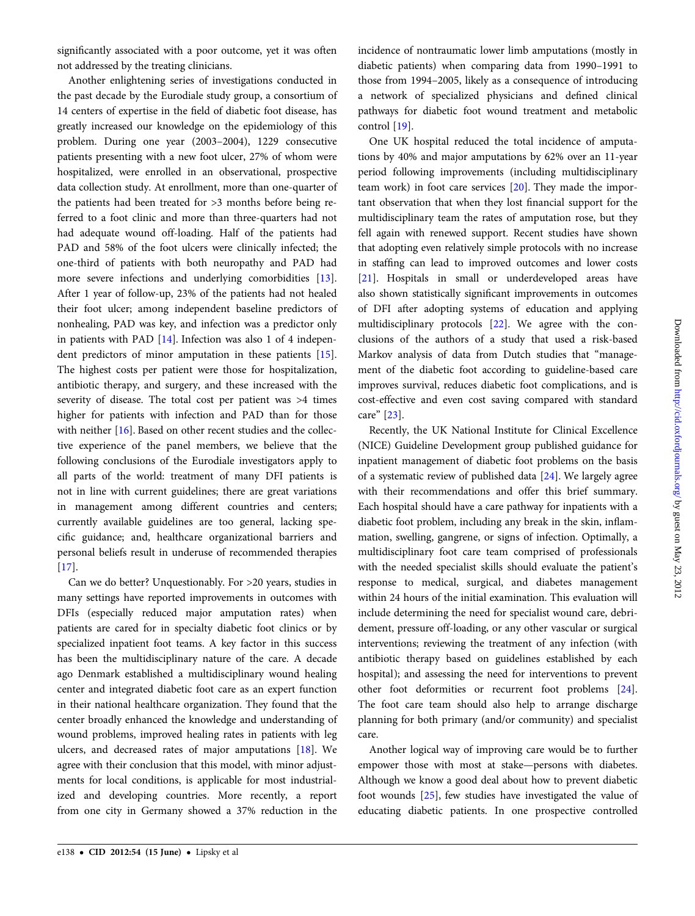significantly associated with a poor outcome, yet it was often not addressed by the treating clinicians.

Another enlightening series of investigations conducted in the past decade by the Eurodiale study group, a consortium of 14 centers of expertise in the field of diabetic foot disease, has greatly increased our knowledge on the epidemiology of this problem. During one year (2003–2004), 1229 consecutive patients presenting with a new foot ulcer, 27% of whom were hospitalized, were enrolled in an observational, prospective data collection study. At enrollment, more than one-quarter of the patients had been treated for >3 months before being referred to a foot clinic and more than three-quarters had not had adequate wound off-loading. Half of the patients had PAD and 58% of the foot ulcers were clinically infected; the one-third of patients with both neuropathy and PAD had more severe infections and underlying comorbidities [13]. After 1 year of follow-up, 23% of the patients had not healed their foot ulcer; among independent baseline predictors of nonhealing, PAD was key, and infection was a predictor only in patients with PAD [14]. Infection was also 1 of 4 independent predictors of minor amputation in these patients [15]. The highest costs per patient were those for hospitalization, antibiotic therapy, and surgery, and these increased with the severity of disease. The total cost per patient was >4 times higher for patients with infection and PAD than for those with neither [16]. Based on other recent studies and the collective experience of the panel members, we believe that the following conclusions of the Eurodiale investigators apply to all parts of the world: treatment of many DFI patients is not in line with current guidelines; there are great variations in management among different countries and centers; currently available guidelines are too general, lacking specific guidance; and, healthcare organizational barriers and personal beliefs result in underuse of recommended therapies [17].

Can we do better? Unquestionably. For >20 years, studies in many settings have reported improvements in outcomes with DFIs (especially reduced major amputation rates) when patients are cared for in specialty diabetic foot clinics or by specialized inpatient foot teams. A key factor in this success has been the multidisciplinary nature of the care. A decade ago Denmark established a multidisciplinary wound healing center and integrated diabetic foot care as an expert function in their national healthcare organization. They found that the center broadly enhanced the knowledge and understanding of wound problems, improved healing rates in patients with leg ulcers, and decreased rates of major amputations [18]. We agree with their conclusion that this model, with minor adjustments for local conditions, is applicable for most industrialized and developing countries. More recently, a report from one city in Germany showed a 37% reduction in the incidence of nontraumatic lower limb amputations (mostly in diabetic patients) when comparing data from 1990–1991 to those from 1994–2005, likely as a consequence of introducing a network of specialized physicians and defined clinical pathways for diabetic foot wound treatment and metabolic control [19].

One UK hospital reduced the total incidence of amputations by 40% and major amputations by 62% over an 11-year period following improvements (including multidisciplinary team work) in foot care services [20]. They made the important observation that when they lost financial support for the multidisciplinary team the rates of amputation rose, but they fell again with renewed support. Recent studies have shown that adopting even relatively simple protocols with no increase in staffing can lead to improved outcomes and lower costs [21]. Hospitals in small or underdeveloped areas have also shown statistically significant improvements in outcomes of DFI after adopting systems of education and applying multidisciplinary protocols [22]. We agree with the conclusions of the authors of a study that used a risk-based Markov analysis of data from Dutch studies that "management of the diabetic foot according to guideline-based care improves survival, reduces diabetic foot complications, and is cost-effective and even cost saving compared with standard care" [23].

Recently, the UK National Institute for Clinical Excellence (NICE) Guideline Development group published guidance for inpatient management of diabetic foot problems on the basis of a systematic review of published data [24]. We largely agree with their recommendations and offer this brief summary. Each hospital should have a care pathway for inpatients with a diabetic foot problem, including any break in the skin, inflammation, swelling, gangrene, or signs of infection. Optimally, a multidisciplinary foot care team comprised of professionals with the needed specialist skills should evaluate the patient's response to medical, surgical, and diabetes management within 24 hours of the initial examination. This evaluation will include determining the need for specialist wound care, debridement, pressure off-loading, or any other vascular or surgical interventions; reviewing the treatment of any infection (with antibiotic therapy based on guidelines established by each hospital); and assessing the need for interventions to prevent other foot deformities or recurrent foot problems [24]. The foot care team should also help to arrange discharge planning for both primary (and/or community) and specialist care.

Another logical way of improving care would be to further empower those with most at stake—persons with diabetes. Although we know a good deal about how to prevent diabetic foot wounds [25], few studies have investigated the value of educating diabetic patients. In one prospective controlled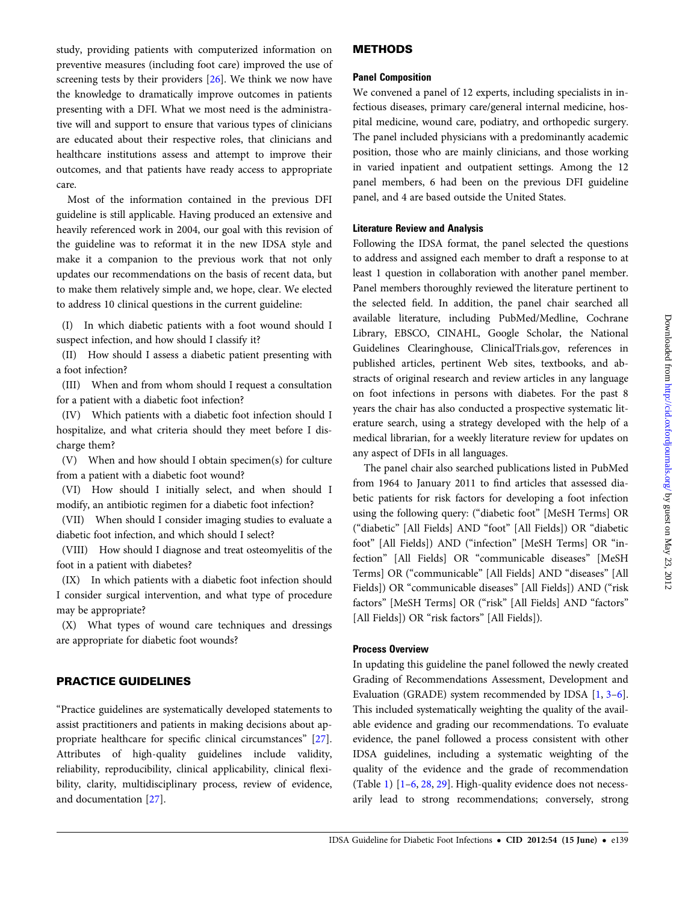study, providing patients with computerized information on preventive measures (including foot care) improved the use of screening tests by their providers [26]. We think we now have the knowledge to dramatically improve outcomes in patients presenting with a DFI. What we most need is the administrative will and support to ensure that various types of clinicians are educated about their respective roles, that clinicians and healthcare institutions assess and attempt to improve their outcomes, and that patients have ready access to appropriate care.

Most of the information contained in the previous DFI guideline is still applicable. Having produced an extensive and heavily referenced work in 2004, our goal with this revision of the guideline was to reformat it in the new IDSA style and make it a companion to the previous work that not only updates our recommendations on the basis of recent data, but to make them relatively simple and, we hope, clear. We elected to address 10 clinical questions in the current guideline:

(I) In which diabetic patients with a foot wound should I suspect infection, and how should I classify it?

(II) How should I assess a diabetic patient presenting with a foot infection?

(III) When and from whom should I request a consultation for a patient with a diabetic foot infection?

(IV) Which patients with a diabetic foot infection should I hospitalize, and what criteria should they meet before I discharge them?

(V) When and how should I obtain specimen(s) for culture from a patient with a diabetic foot wound?

(VI) How should I initially select, and when should I modify, an antibiotic regimen for a diabetic foot infection?

(VII) When should I consider imaging studies to evaluate a diabetic foot infection, and which should I select?

(VIII) How should I diagnose and treat osteomyelitis of the foot in a patient with diabetes?

(IX) In which patients with a diabetic foot infection should I consider surgical intervention, and what type of procedure may be appropriate?

(X) What types of wound care techniques and dressings are appropriate for diabetic foot wounds?

## PRACTICE GUIDELINES

"Practice guidelines are systematically developed statements to assist practitioners and patients in making decisions about appropriate healthcare for specific clinical circumstances" [27]. Attributes of high-quality guidelines include validity, reliability, reproducibility, clinical applicability, clinical flexibility, clarity, multidisciplinary process, review of evidence, and documentation [27].

## METHODS

### Panel Composition

We convened a panel of 12 experts, including specialists in infectious diseases, primary care/general internal medicine, hospital medicine, wound care, podiatry, and orthopedic surgery. The panel included physicians with a predominantly academic position, those who are mainly clinicians, and those working in varied inpatient and outpatient settings. Among the 12 panel members, 6 had been on the previous DFI guideline panel, and 4 are based outside the United States.

### Literature Review and Analysis

Following the IDSA format, the panel selected the questions to address and assigned each member to draft a response to at least 1 question in collaboration with another panel member. Panel members thoroughly reviewed the literature pertinent to the selected field. In addition, the panel chair searched all available literature, including PubMed/Medline, Cochrane Library, EBSCO, CINAHL, Google Scholar, the National Guidelines Clearinghouse, ClinicalTrials.gov, references in published articles, pertinent Web sites, textbooks, and abstracts of original research and review articles in any language on foot infections in persons with diabetes. For the past 8 years the chair has also conducted a prospective systematic literature search, using a strategy developed with the help of a medical librarian, for a weekly literature review for updates on any aspect of DFIs in all languages.

The panel chair also searched publications listed in PubMed from 1964 to January 2011 to find articles that assessed diabetic patients for risk factors for developing a foot infection using the following query: ("diabetic foot" [MeSH Terms] OR ("diabetic" [All Fields] AND "foot" [All Fields]) OR "diabetic foot" [All Fields]) AND ("infection" [MeSH Terms] OR "infection" [All Fields] OR "communicable diseases" [MeSH Terms] OR ("communicable" [All Fields] AND "diseases" [All Fields]) OR "communicable diseases" [All Fields]) AND ("risk factors" [MeSH Terms] OR ("risk" [All Fields] AND "factors" [All Fields]) OR "risk factors" [All Fields]).

### Process Overview

In updating this guideline the panel followed the newly created Grading of Recommendations Assessment, Development and Evaluation (GRADE) system recommended by IDSA [1, 3–6]. This included systematically weighting the quality of the available evidence and grading our recommendations. To evaluate evidence, the panel followed a process consistent with other IDSA guidelines, including a systematic weighting of the quality of the evidence and the grade of recommendation (Table 1) [1–6, 28, 29]. High-quality evidence does not necessarily lead to strong recommendations; conversely, strong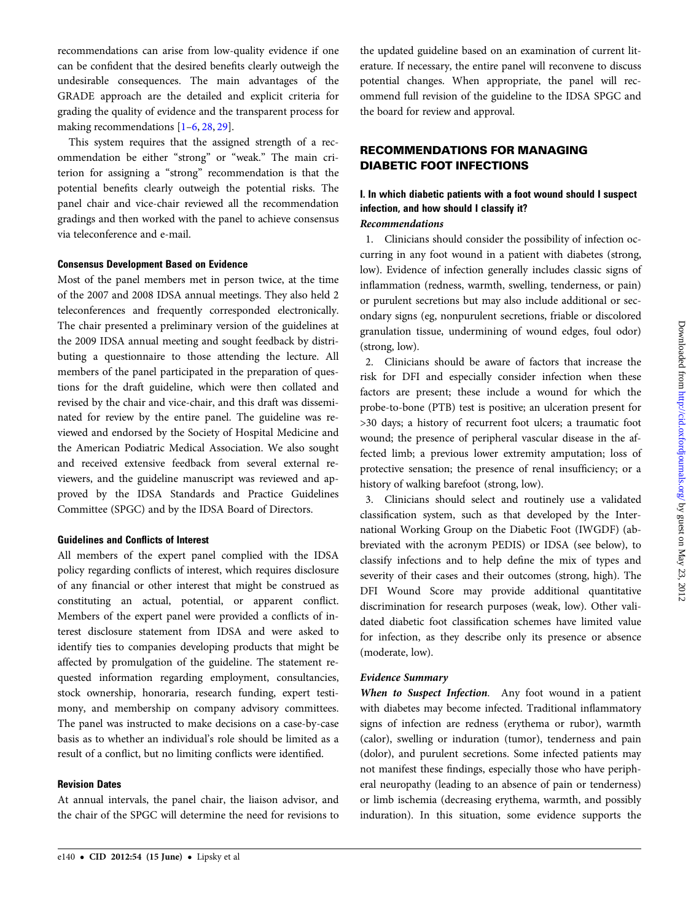recommendations can arise from low-quality evidence if one can be confident that the desired benefits clearly outweigh the undesirable consequences. The main advantages of the GRADE approach are the detailed and explicit criteria for grading the quality of evidence and the transparent process for making recommendations [1–6, 28, 29].

This system requires that the assigned strength of a recommendation be either "strong" or "weak." The main criterion for assigning a "strong" recommendation is that the potential benefits clearly outweigh the potential risks. The panel chair and vice-chair reviewed all the recommendation gradings and then worked with the panel to achieve consensus via teleconference and e-mail.

#### Consensus Development Based on Evidence

Most of the panel members met in person twice, at the time of the 2007 and 2008 IDSA annual meetings. They also held 2 teleconferences and frequently corresponded electronically. The chair presented a preliminary version of the guidelines at the 2009 IDSA annual meeting and sought feedback by distributing a questionnaire to those attending the lecture. All members of the panel participated in the preparation of questions for the draft guideline, which were then collated and revised by the chair and vice-chair, and this draft was disseminated for review by the entire panel. The guideline was reviewed and endorsed by the Society of Hospital Medicine and the American Podiatric Medical Association. We also sought and received extensive feedback from several external reviewers, and the guideline manuscript was reviewed and approved by the IDSA Standards and Practice Guidelines Committee (SPGC) and by the IDSA Board of Directors.

#### Guidelines and Conflicts of Interest

All members of the expert panel complied with the IDSA policy regarding conflicts of interest, which requires disclosure of any financial or other interest that might be construed as constituting an actual, potential, or apparent conflict. Members of the expert panel were provided a conflicts of interest disclosure statement from IDSA and were asked to identify ties to companies developing products that might be affected by promulgation of the guideline. The statement requested information regarding employment, consultancies, stock ownership, honoraria, research funding, expert testimony, and membership on company advisory committees. The panel was instructed to make decisions on a case-by-case basis as to whether an individual's role should be limited as a result of a conflict, but no limiting conflicts were identified.

#### Revision Dates

At annual intervals, the panel chair, the liaison advisor, and the chair of the SPGC will determine the need for revisions to the updated guideline based on an examination of current literature. If necessary, the entire panel will reconvene to discuss potential changes. When appropriate, the panel will recommend full revision of the guideline to the IDSA SPGC and the board for review and approval.

## RECOMMENDATIONS FOR MANAGING DIABETIC FOOT INFECTIONS

### I. In which diabetic patients with a foot wound should I suspect infection, and how should I classify it?

***Recommendations***

1. Clinicians should consider the possibility of infection occurring in any foot wound in a patient with diabetes (strong, low). Evidence of infection generally includes classic signs of inflammation (redness, warmth, swelling, tenderness, or pain) or purulent secretions but may also include additional or secondary signs (eg, nonpurulent secretions, friable or discolored granulation tissue, undermining of wound edges, foul odor) (strong, low).

2. Clinicians should be aware of factors that increase the risk for DFI and especially consider infection when these factors are present; these include a wound for which the probe-to-bone (PTB) test is positive; an ulceration present for >30 days; a history of recurrent foot ulcers; a traumatic foot wound; the presence of peripheral vascular disease in the affected limb; a previous lower extremity amputation; loss of protective sensation; the presence of renal insufficiency; or a history of walking barefoot (strong, low).

3. Clinicians should select and routinely use a validated classification system, such as that developed by the International Working Group on the Diabetic Foot (IWGDF) (abbreviated with the acronym PEDIS) or IDSA (see below), to classify infections and to help define the mix of types and severity of their cases and their outcomes (strong, high). The DFI Wound Score may provide additional quantitative discrimination for research purposes (weak, low). Other validated diabetic foot classification schemes have limited value for infection, as they describe only its presence or absence (moderate, low).

***Evidence Summary***

***When to Suspect Infection.*** Any foot wound in a patient with diabetes may become infected. Traditional inflammatory signs of infection are redness (erythema or rubor), warmth (calor), swelling or induration (tumor), tenderness and pain (dolor), and purulent secretions. Some infected patients may not manifest these findings, especially those who have peripheral neuropathy (leading to an absence of pain or tenderness) or limb ischemia (decreasing erythema, warmth, and possibly induration). In this situation, some evidence supports the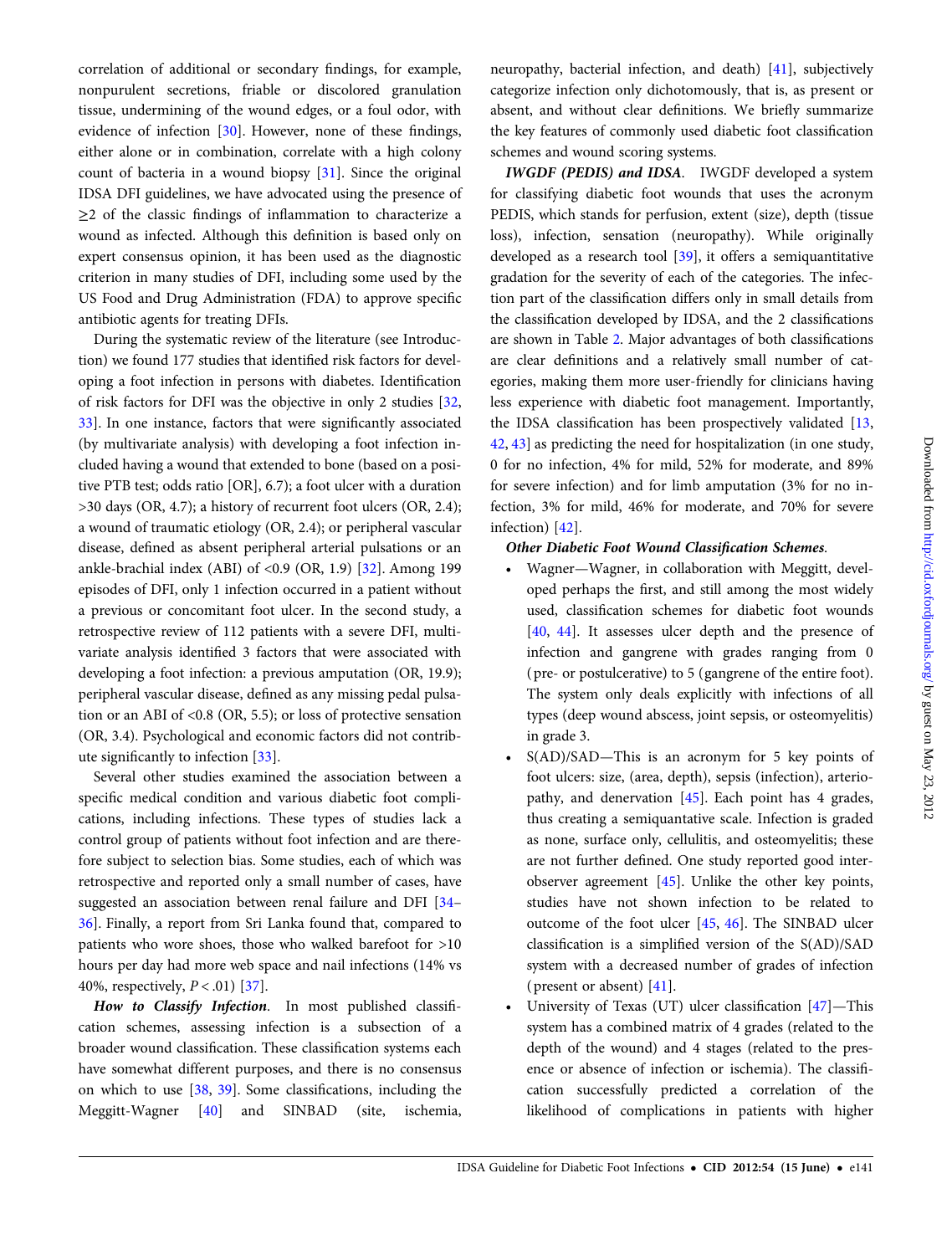correlation of additional or secondary findings, for example, nonpurulent secretions, friable or discolored granulation tissue, undermining of the wound edges, or a foul odor, with evidence of infection [30]. However, none of these findings, either alone or in combination, correlate with a high colony count of bacteria in a wound biopsy [31]. Since the original IDSA DFI guidelines, we have advocated using the presence of ≥2 of the classic findings of inflammation to characterize a wound as infected. Although this definition is based only on expert consensus opinion, it has been used as the diagnostic criterion in many studies of DFI, including some used by the US Food and Drug Administration (FDA) to approve specific antibiotic agents for treating DFIs.

During the systematic review of the literature (see Introduction) we found 177 studies that identified risk factors for developing a foot infection in persons with diabetes. Identification of risk factors for DFI was the objective in only 2 studies [32, 33]. In one instance, factors that were significantly associated (by multivariate analysis) with developing a foot infection included having a wound that extended to bone (based on a positive PTB test; odds ratio [OR], 6.7); a foot ulcer with a duration >30 days (OR, 4.7); a history of recurrent foot ulcers (OR, 2.4); a wound of traumatic etiology (OR, 2.4); or peripheral vascular disease, defined as absent peripheral arterial pulsations or an ankle-brachial index (ABI) of <0.9 (OR, 1.9) [32]. Among 199 episodes of DFI, only 1 infection occurred in a patient without a previous or concomitant foot ulcer. In the second study, a retrospective review of 112 patients with a severe DFI, multivariate analysis identified 3 factors that were associated with developing a foot infection: a previous amputation (OR, 19.9); peripheral vascular disease, defined as any missing pedal pulsation or an ABI of <0.8 (OR, 5.5); or loss of protective sensation (OR, 3.4). Psychological and economic factors did not contribute significantly to infection [33].

Several other studies examined the association between a specific medical condition and various diabetic foot complications, including infections. These types of studies lack a control group of patients without foot infection and are therefore subject to selection bias. Some studies, each of which was retrospective and reported only a small number of cases, have suggested an association between renal failure and DFI [34–36]. Finally, a report from Sri Lanka found that, compared to patients who wore shoes, those who walked barefoot for >10 hours per day had more web space and nail infections (14% vs 40%, respectively, $P < .01$) [37].

***How to Classify Infection***. In most published classification schemes, assessing infection is a subsection of a broader wound classification. These classification systems each have somewhat different purposes, and there is no consensus on which to use [38, 39]. Some classifications, including the Meggitt-Wagner [40] and SINBAD (site, ischemia, neuropathy, bacterial infection, and death) [41], subjectively categorize infection only dichotomously, that is, as present or absent, and without clear definitions. We briefly summarize the key features of commonly used diabetic foot classification schemes and wound scoring systems.

***IWGDF (PEDIS) and IDSA***. IWGDF developed a system for classifying diabetic foot wounds that uses the acronym PEDIS, which stands for perfusion, extent (size), depth (tissue loss), infection, sensation (neuropathy). While originally developed as a research tool [39], it offers a semiquantitative gradation for the severity of each of the categories. The infection part of the classification differs only in small details from the classification developed by IDSA, and the 2 classifications are shown in Table 2. Major advantages of both classifications are clear definitions and a relatively small number of categories, making them more user-friendly for clinicians having less experience with diabetic foot management. Importantly, the IDSA classification has been prospectively validated [13, 42, 43] as predicting the need for hospitalization (in one study, 0 for no infection, 4% for mild, 52% for moderate, and 89% for severe infection) and for limb amputation (3% for no infection, 3% for mild, 46% for moderate, and 70% for severe infection) [42].

***Other Diabetic Foot Wound Classification Schemes***.

- Wagner—Wagner, in collaboration with Meggitt, developed perhaps the first, and still among the most widely used, classification schemes for diabetic foot wounds [40, 44]. It assesses ulcer depth and the presence of infection and gangrene with grades ranging from 0 (pre- or postulcerative) to 5 (gangrene of the entire foot). The system only deals explicitly with infections of all types (deep wound abscess, joint sepsis, or osteomyelitis) in grade 3.
- S(AD)/SAD—This is an acronym for 5 key points of foot ulcers: size, (area, depth), sepsis (infection), arteriopathy, and denervation [45]. Each point has 4 grades, thus creating a semiquantative scale. Infection is graded as none, surface only, cellulitis, and osteomyelitis; these are not further defined. One study reported good interobserver agreement [45]. Unlike the other key points, studies have not shown infection to be related to outcome of the foot ulcer [45, 46]. The SINBAD ulcer classification is a simplified version of the S(AD)/SAD system with a decreased number of grades of infection (present or absent) [41].
- University of Texas (UT) ulcer classification [47]—This system has a combined matrix of 4 grades (related to the depth of the wound) and 4 stages (related to the presence or absence of infection or ischemia). The classification successfully predicted a correlation of the likelihood of complications in patients with higher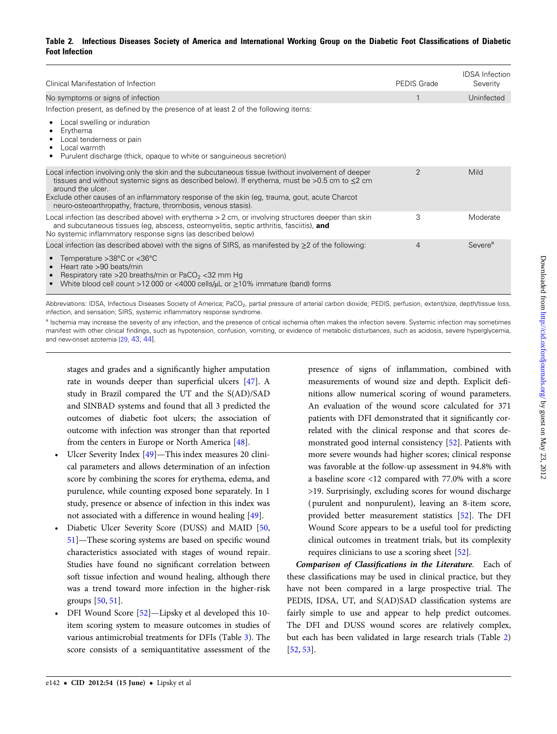**Table 2. Infectious Diseases Society of America and International Working Group on the Diabetic Foot Classifications of Diabetic Foot Infection**

| Clinical Manifestation of Infection | PEDIS Grade | IDSA Infection Severity |
|---|---|---|
| No symptoms or signs of infection | 1 | Uninfected |
| Infection present, as defined by the presence of at least 2 of the following items: • Local swelling or induration • Erythema • Local tenderness or pain • Local warmth • Purulent discharge (thick, opaque to white or sanguineous secretion) | | |
| Local infection involving only the skin and the subcutaneous tissue (without involvement of deeper tissues and without systemic signs as described below). If erythema, must be >0.5 cm to ≤2 cm around the ulcer. Exclude other causes of an inflammatory response of the skin (eg, trauma, gout, acute Charcot neuro-osteoarthropathy, fracture, thrombosis, venous stasis). | 2 | Mild |
| Local infection (as described above) with erythema > 2 cm, or involving structures deeper than skin and subcutaneous tissues (eg, abscess, osteomyelitis, septic arthritis, fasciitis), **and** No systemic inflammatory response signs (as described below) | 3 | Moderate |
| Local infection (as described above) with the signs of SIRS, as manifested by ≥2 of the following: • Temperature >38°C or <36°C • Heart rate >90 beats/min • Respiratory rate >20 breaths/min or $PaCO_2$ <32 mm Hg • White blood cell count >12 000 or <4000 cells/μL or ≥10% immature (band) forms | 4 | Severe[a] |

Abbreviations: IDSA, Infectious Diseases Society of America; $PaCO_2$, partial pressure of arterial carbon dioxide; PEDIS, perfusion, extent/size, depth/tissue loss, infection, and sensation; SIRS, systemic inflammatory response syndrome.

[a] Ischemia may increase the severity of any infection, and the presence of critical ischemia often makes the infection severe. Systemic infection may sometimes manifest with other clinical findings, such as hypotension, confusion, vomiting, or evidence of metabolic disturbances, such as acidosis, severe hyperglycemia, and new-onset azotemia [29, 43, 44].

stages and grades and a significantly higher amputation rate in wounds deeper than superficial ulcers [47]. A study in Brazil compared the UT and the S(AD)/SAD and SINBAD systems and found that all 3 predicted the outcomes of diabetic foot ulcers; the association of outcome with infection was stronger than that reported from the centers in Europe or North America [48].

- Ulcer Severity Index [49]—This index measures 20 clinical parameters and allows determination of an infection score by combining the scores for erythema, edema, and purulence, while counting exposed bone separately. In 1 study, presence or absence of infection in this index was not associated with a difference in wound healing [49].
- Diabetic Ulcer Severity Score (DUSS) and MAID [50, 51]—These scoring systems are based on specific wound characteristics associated with stages of wound repair. Studies have found no significant correlation between soft tissue infection and wound healing, although there was a trend toward more infection in the higher-risk groups [50, 51].
- DFI Wound Score [52]—Lipsky et al developed this 10-item scoring system to measure outcomes in studies of various antimicrobial treatments for DFIs (Table 3). The score consists of a semiquantitative assessment of the presence of signs of inflammation, combined with measurements of wound size and depth. Explicit definitions allow numerical scoring of wound parameters. An evaluation of the wound score calculated for 371 patients with DFI demonstrated that it significantly correlated with the clinical response and that scores demonstrated good internal consistency [52]. Patients with more severe wounds had higher scores; clinical response was favorable at the follow-up assessment in 94.8% with a baseline score <12 compared with 77.0% with a score >19. Surprisingly, excluding scores for wound discharge (purulent and nonpurulent), leaving an 8-item score, provided better measurement statistics [52]. The DFI Wound Score appears to be a useful tool for predicting clinical outcomes in treatment trials, but its complexity requires clinicians to use a scoring sheet [52].

***Comparison of Classifications in the Literature.*** Each of these classifications may be used in clinical practice, but they have not been compared in a large prospective trial. The PEDIS, IDSA, UT, and S(AD)SAD classification systems are fairly simple to use and appear to help predict outcomes. The DFI and DUSS wound scores are relatively complex, but each has been validated in large research trials (Table 2) [52, 53].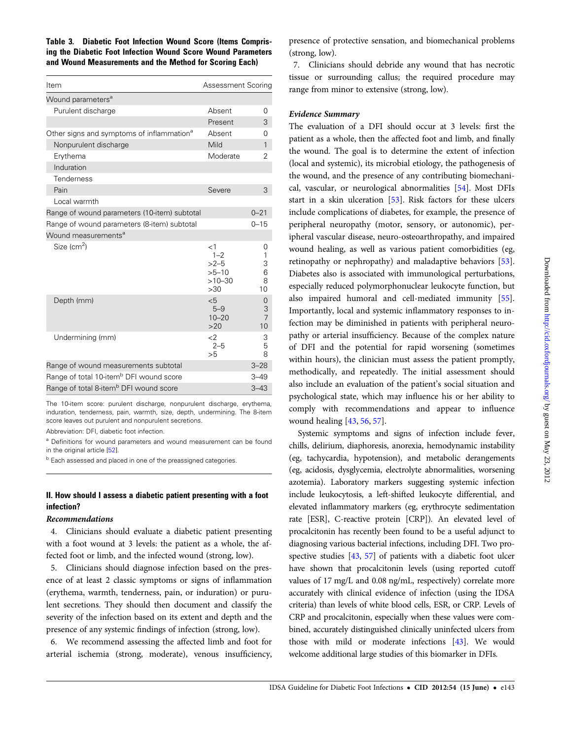**Table 3. Diabetic Foot Infection Wound Score (Items Comprising the Diabetic Foot Infection Wound Score Wound Parameters and Wound Measurements and the Method for Scoring Each)**

| Item | Assessment | Scoring |
|---|---|---|
| Wound parameters[a] | | |
| Purulent discharge | Absent | 0 |
| | Present | 3 |
| Other signs and symptoms of inflammation[a] | Absent | 0 |
| Nonpurulent discharge | Mild | 1 |
| Erythema | Moderate | 2 |
| Induration | | |
| Tenderness | | |
| Pain | Severe | 3 |
| Local warmth | | |
| Range of wound parameters (10-item) subtotal | | 0–21 |
| Range of wound parameters (8-item) subtotal | | 0–15 |
| Wound measurements[a] | | |
| Size ($cm^2$) | <1<br>1–2<br>>2–5<br>>5–10<br>>10–30<br>>30 | 0<br>1<br>3<br>6<br>8<br>10 |
| Depth (mm) | <5<br>5–9<br>10–20<br>>20 | 0<br>3<br>7<br>10 |
| Undermining (mm) | <2<br>2–5<br>>5 | 3<br>5<br>8 |
| Range of wound measurements subtotal | | 3–28 |
| Range of total 10-item[b] DFI wound score | | 3–49 |
| Range of total 8-item[b] DFI wound score | | 3–43 |

The 10-item score: purulent discharge, nonpurulent discharge, erythema, induration, tenderness, pain, warmth, size, depth, undermining. The 8-item score leaves out purulent and nonpurulent secretions.

Abbreviation: DFI, diabetic foot infection.

[a] Definitions for wound parameters and wound measurement can be found in the original article [52].

[b] Each assessed and placed in one of the preassigned categories.

## II. How should I assess a diabetic patient presenting with a foot infection?

### *Recommendations*

4. Clinicians should evaluate a diabetic patient presenting with a foot wound at 3 levels: the patient as a whole, the affected foot or limb, and the infected wound (strong, low).

5. Clinicians should diagnose infection based on the presence of at least 2 classic symptoms or signs of inflammation (erythema, warmth, tenderness, pain, or induration) or purulent secretions. They should then document and classify the severity of the infection based on its extent and depth and the presence of any systemic findings of infection (strong, low).

6. We recommend assessing the affected limb and foot for arterial ischemia (strong, moderate), venous insufficiency, presence of protective sensation, and biomechanical problems (strong, low).

7. Clinicians should debride any wound that has necrotic tissue or surrounding callus; the required procedure may range from minor to extensive (strong, low).

### *Evidence Summary*

The evaluation of a DFI should occur at 3 levels: first the patient as a whole, then the affected foot and limb, and finally the wound. The goal is to determine the extent of infection (local and systemic), its microbial etiology, the pathogenesis of the wound, and the presence of any contributing biomechanical, vascular, or neurological abnormalities [54]. Most DFIs start in a skin ulceration [53]. Risk factors for these ulcers include complications of diabetes, for example, the presence of peripheral neuropathy (motor, sensory, or autonomic), peripheral vascular disease, neuro-osteoarthropathy, and impaired wound healing, as well as various patient comorbidities (eg, retinopathy or nephropathy) and maladaptive behaviors [53]. Diabetes also is associated with immunological perturbations, especially reduced polymorphonuclear leukocyte function, but also impaired humoral and cell-mediated immunity [55]. Importantly, local and systemic inflammatory responses to infection may be diminished in patients with peripheral neuropathy or arterial insufficiency. Because of the complex nature of DFI and the potential for rapid worsening (sometimes within hours), the clinician must assess the patient promptly, methodically, and repeatedly. The initial assessment should also include an evaluation of the patient's social situation and psychological state, which may influence his or her ability to comply with recommendations and appear to influence wound healing [43, 56, 57].

Systemic symptoms and signs of infection include fever, chills, delirium, diaphoresis, anorexia, hemodynamic instability (eg, tachycardia, hypotension), and metabolic derangements (eg, acidosis, dysglycemia, electrolyte abnormalities, worsening azotemia). Laboratory markers suggesting systemic infection include leukocytosis, a left-shifted leukocyte differential, and elevated inflammatory markers (eg, erythrocyte sedimentation rate [ESR], C-reactive protein [CRP]). An elevated level of procalcitonin has recently been found to be a useful adjunct to diagnosing various bacterial infections, including DFI. Two prospective studies [43, 57] of patients with a diabetic foot ulcer have shown that procalcitonin levels (using reported cutoff values of 17 mg/L and 0.08 ng/mL, respectively) correlate more accurately with clinical evidence of infection (using the IDSA criteria) than levels of white blood cells, ESR, or CRP. Levels of CRP and procalcitonin, especially when these values were combined, accurately distinguished clinically uninfected ulcers from those with mild or moderate infections [43]. We would welcome additional large studies of this biomarker in DFIs.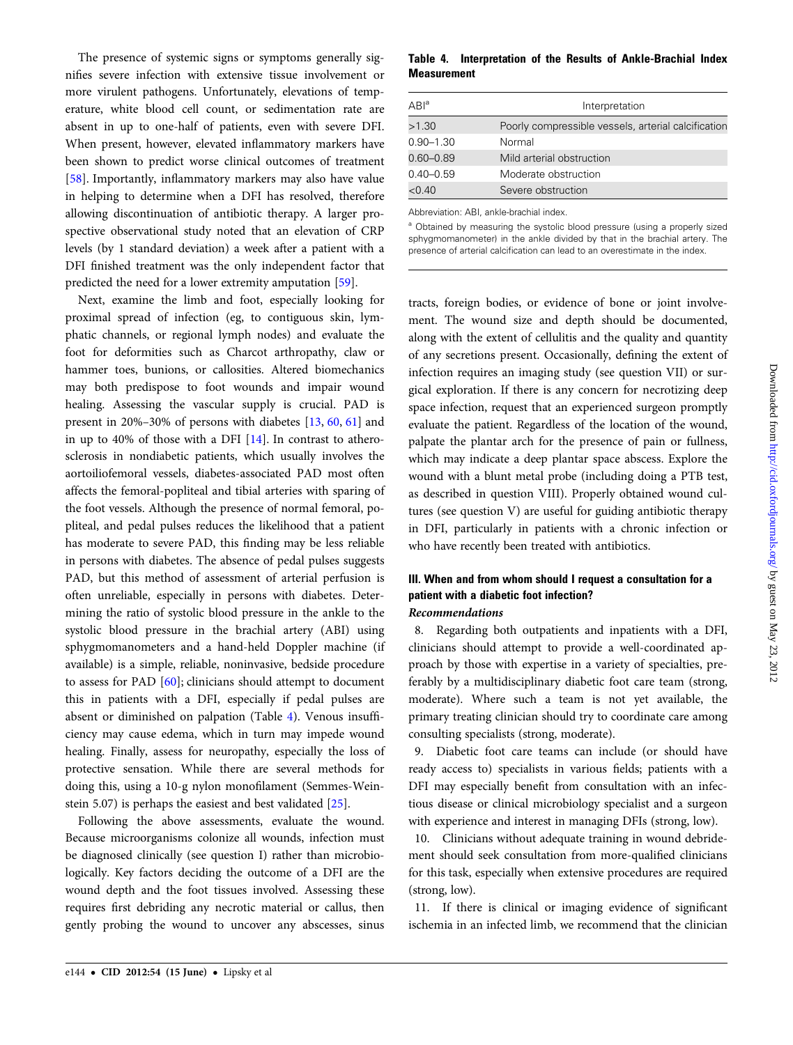The presence of systemic signs or symptoms generally signifies severe infection with extensive tissue involvement or more virulent pathogens. Unfortunately, elevations of temperature, white blood cell count, or sedimentation rate are absent in up to one-half of patients, even with severe DFI. When present, however, elevated inflammatory markers have been shown to predict worse clinical outcomes of treatment [58]. Importantly, inflammatory markers may also have value in helping to determine when a DFI has resolved, therefore allowing discontinuation of antibiotic therapy. A larger prospective observational study noted that an elevation of CRP levels (by 1 standard deviation) a week after a patient with a DFI finished treatment was the only independent factor that predicted the need for a lower extremity amputation [59].

Next, examine the limb and foot, especially looking for proximal spread of infection (eg, to contiguous skin, lymphatic channels, or regional lymph nodes) and evaluate the foot for deformities such as Charcot arthropathy, claw or hammer toes, bunions, or callosities. Altered biomechanics may both predispose to foot wounds and impair wound healing. Assessing the vascular supply is crucial. PAD is present in 20%–30% of persons with diabetes [13, 60, 61] and in up to 40% of those with a DFI [14]. In contrast to atherosclerosis in nondiabetic patients, which usually involves the aortoiliofemoral vessels, diabetes-associated PAD most often affects the femoral-popliteal and tibial arteries with sparing of the foot vessels. Although the presence of normal femoral, popliteal, and pedal pulses reduces the likelihood that a patient has moderate to severe PAD, this finding may be less reliable in persons with diabetes. The absence of pedal pulses suggests PAD, but this method of assessment of arterial perfusion is often unreliable, especially in persons with diabetes. Determining the ratio of systolic blood pressure in the ankle to the systolic blood pressure in the brachial artery (ABI) using sphygmomanometers and a hand-held Doppler machine (if available) is a simple, reliable, noninvasive, bedside procedure to assess for PAD [60]; clinicians should attempt to document this in patients with a DFI, especially if pedal pulses are absent or diminished on palpation (Table 4). Venous insufficiency may cause edema, which in turn may impede wound healing. Finally, assess for neuropathy, especially the loss of protective sensation. While there are several methods for doing this, using a 10-g nylon monofilament (Semmes-Weinstein 5.07) is perhaps the easiest and best validated [25].

Following the above assessments, evaluate the wound. Because microorganisms colonize all wounds, infection must be diagnosed clinically (see question I) rather than microbiologically. Key factors deciding the outcome of a DFI are the wound depth and the foot tissues involved. Assessing these requires first debriding any necrotic material or callus, then gently probing the wound to uncover any abscesses, sinus tracts, foreign bodies, or evidence of bone or joint involvement. The wound size and depth should be documented, along with the extent of cellulitis and the quality and quantity of any secretions present. Occasionally, defining the extent of infection requires an imaging study (see question VII) or surgical exploration. If there is any concern for necrotizing deep space infection, request that an experienced surgeon promptly evaluate the patient. Regardless of the location of the wound, palpate the plantar arch for the presence of pain or fullness, which may indicate a deep plantar space abscess. Explore the wound with a blunt metal probe (including doing a PTB test, as described in question VIII). Properly obtained wound cultures (see question V) are useful for guiding antibiotic therapy in DFI, particularly in patients with a chronic infection or who have recently been treated with antibiotics.

**Table 4. Interpretation of the Results of Ankle-Brachial Index Measurement**

| ABI[a] | Interpretation |
|---|---|
| >1.30 | Poorly compressible vessels, arterial calcification |
| 0.90–1.30 | Normal |
| 0.60–0.89 | Mild arterial obstruction |
| 0.40–0.59 | Moderate obstruction |
| <0.40 | Severe obstruction |

Abbreviation: ABI, ankle-brachial index.

[a] Obtained by measuring the systolic blood pressure (using a properly sized sphygmomanometer) in the ankle divided by that in the brachial artery. The presence of arterial calcification can lead to an overestimate in the index.

### III. When and from whom should I request a consultation for a patient with a diabetic foot infection?

***Recommendations***

8. Regarding both outpatients and inpatients with a DFI, clinicians should attempt to provide a well-coordinated approach by those with expertise in a variety of specialties, preferably by a multidisciplinary diabetic foot care team (strong, moderate). Where such a team is not yet available, the primary treating clinician should try to coordinate care among consulting specialists (strong, moderate).

9. Diabetic foot care teams can include (or should have ready access to) specialists in various fields; patients with a DFI may especially benefit from consultation with an infectious disease or clinical microbiology specialist and a surgeon with experience and interest in managing DFIs (strong, low).

10. Clinicians without adequate training in wound debridement should seek consultation from more-qualified clinicians for this task, especially when extensive procedures are required (strong, low).

11. If there is clinical or imaging evidence of significant ischemia in an infected limb, we recommend that the clinician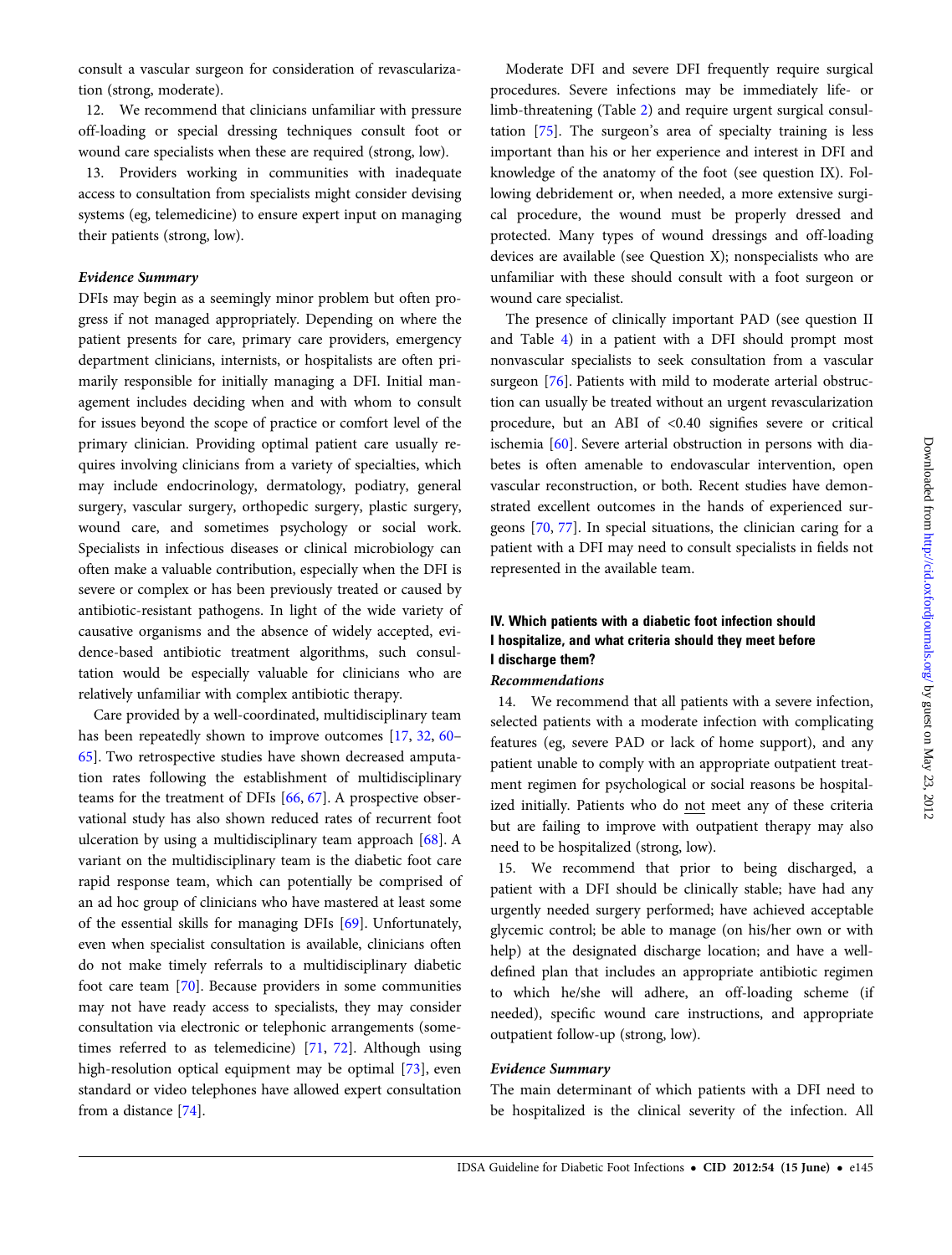consult a vascular surgeon for consideration of revascularization (strong, moderate).

12. We recommend that clinicians unfamiliar with pressure off-loading or special dressing techniques consult foot or wound care specialists when these are required (strong, low).

13. Providers working in communities with inadequate access to consultation from specialists might consider devising systems (eg, telemedicine) to ensure expert input on managing their patients (strong, low).

### *Evidence Summary*

DFIs may begin as a seemingly minor problem but often progress if not managed appropriately. Depending on where the patient presents for care, primary care providers, emergency department clinicians, internists, or hospitalists are often primarily responsible for initially managing a DFI. Initial management includes deciding when and with whom to consult for issues beyond the scope of practice or comfort level of the primary clinician. Providing optimal patient care usually requires involving clinicians from a variety of specialties, which may include endocrinology, dermatology, podiatry, general surgery, vascular surgery, orthopedic surgery, plastic surgery, wound care, and sometimes psychology or social work. Specialists in infectious diseases or clinical microbiology can often make a valuable contribution, especially when the DFI is severe or complex or has been previously treated or caused by antibiotic-resistant pathogens. In light of the wide variety of causative organisms and the absence of widely accepted, evidence-based antibiotic treatment algorithms, such consultation would be especially valuable for clinicians who are relatively unfamiliar with complex antibiotic therapy.

Care provided by a well-coordinated, multidisciplinary team has been repeatedly shown to improve outcomes [17, 32, 60–65]. Two retrospective studies have shown decreased amputation rates following the establishment of multidisciplinary teams for the treatment of DFIs [66, 67]. A prospective observational study has also shown reduced rates of recurrent foot ulceration by using a multidisciplinary team approach [68]. A variant on the multidisciplinary team is the diabetic foot care rapid response team, which can potentially be comprised of an ad hoc group of clinicians who have mastered at least some of the essential skills for managing DFIs [69]. Unfortunately, even when specialist consultation is available, clinicians often do not make timely referrals to a multidisciplinary diabetic foot care team [70]. Because providers in some communities may not have ready access to specialists, they may consider consultation via electronic or telephonic arrangements (sometimes referred to as telemedicine) [71, 72]. Although using high-resolution optical equipment may be optimal [73], even standard or video telephones have allowed expert consultation from a distance [74].

Moderate DFI and severe DFI frequently require surgical procedures. Severe infections may be immediately life- or limb-threatening (Table 2) and require urgent surgical consultation [75]. The surgeon's area of specialty training is less important than his or her experience and interest in DFI and knowledge of the anatomy of the foot (see question IX). Following debridement or, when needed, a more extensive surgical procedure, the wound must be properly dressed and protected. Many types of wound dressings and off-loading devices are available (see Question X); nonspecialists who are unfamiliar with these should consult with a foot surgeon or wound care specialist.

The presence of clinically important PAD (see question II and Table 4) in a patient with a DFI should prompt most nonvascular specialists to seek consultation from a vascular surgeon [76]. Patients with mild to moderate arterial obstruction can usually be treated without an urgent revascularization procedure, but an ABI of <0.40 signifies severe or critical ischemia [60]. Severe arterial obstruction in persons with diabetes is often amenable to endovascular intervention, open vascular reconstruction, or both. Recent studies have demonstrated excellent outcomes in the hands of experienced surgeons [70, 77]. In special situations, the clinician caring for a patient with a DFI may need to consult specialists in fields not represented in the available team.

## IV. Which patients with a diabetic foot infection should I hospitalize, and what criteria should they meet before I discharge them?

### *Recommendations*

14. We recommend that all patients with a severe infection, selected patients with a moderate infection with complicating features (eg, severe PAD or lack of home support), and any patient unable to comply with an appropriate outpatient treatment regimen for psychological or social reasons be hospitalized initially. Patients who do not meet any of these criteria but are failing to improve with outpatient therapy may also need to be hospitalized (strong, low).

15. We recommend that prior to being discharged, a patient with a DFI should be clinically stable; have had any urgently needed surgery performed; have achieved acceptable glycemic control; be able to manage (on his/her own or with help) at the designated discharge location; and have a well-defined plan that includes an appropriate antibiotic regimen to which he/she will adhere, an off-loading scheme (if needed), specific wound care instructions, and appropriate outpatient follow-up (strong, low).

### *Evidence Summary*

The main determinant of which patients with a DFI need to be hospitalized is the clinical severity of the infection. All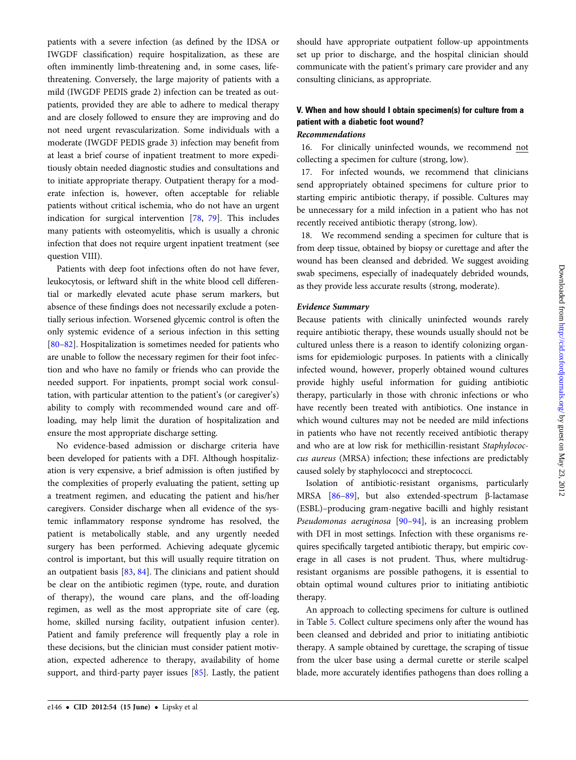patients with a severe infection (as defined by the IDSA or IWGDF classification) require hospitalization, as these are often imminently limb-threatening and, in some cases, life-threatening. Conversely, the large majority of patients with a mild (IWGDF PEDIS grade 2) infection can be treated as outpatients, provided they are able to adhere to medical therapy and are closely followed to ensure they are improving and do not need urgent revascularization. Some individuals with a moderate (IWGDF PEDIS grade 3) infection may benefit from at least a brief course of inpatient treatment to more expeditiously obtain needed diagnostic studies and consultations and to initiate appropriate therapy. Outpatient therapy for a moderate infection is, however, often acceptable for reliable patients without critical ischemia, who do not have an urgent indication for surgical intervention [78, 79]. This includes many patients with osteomyelitis, which is usually a chronic infection that does not require urgent inpatient treatment (see question VIII).

Patients with deep foot infections often do not have fever, leukocytosis, or leftward shift in the white blood cell differential or markedly elevated acute phase serum markers, but absence of these findings does not necessarily exclude a potentially serious infection. Worsened glycemic control is often the only systemic evidence of a serious infection in this setting [80–82]. Hospitalization is sometimes needed for patients who are unable to follow the necessary regimen for their foot infection and who have no family or friends who can provide the needed support. For inpatients, prompt social work consultation, with particular attention to the patient's (or caregiver's) ability to comply with recommended wound care and off-loading, may help limit the duration of hospitalization and ensure the most appropriate discharge setting.

No evidence-based admission or discharge criteria have been developed for patients with a DFI. Although hospitalization is very expensive, a brief admission is often justified by the complexities of properly evaluating the patient, setting up a treatment regimen, and educating the patient and his/her caregivers. Consider discharge when all evidence of the systemic inflammatory response syndrome has resolved, the patient is metabolically stable, and any urgently needed surgery has been performed. Achieving adequate glycemic control is important, but this will usually require titration on an outpatient basis [83, 84]. The clinicians and patient should be clear on the antibiotic regimen (type, route, and duration of therapy), the wound care plans, and the off-loading regimen, as well as the most appropriate site of care (eg, home, skilled nursing facility, outpatient infusion center). Patient and family preference will frequently play a role in these decisions, but the clinician must consider patient motivation, expected adherence to therapy, availability of home support, and third-party payer issues [85]. Lastly, the patient should have appropriate outpatient follow-up appointments set up prior to discharge, and the hospital clinician should communicate with the patient's primary care provider and any consulting clinicians, as appropriate.

### V. When and how should I obtain specimen(s) for culture from a patient with a diabetic foot wound?

#### *Recommendations*

16. For clinically uninfected wounds, we recommend not collecting a specimen for culture (strong, low).

17. For infected wounds, we recommend that clinicians send appropriately obtained specimens for culture prior to starting empiric antibiotic therapy, if possible. Cultures may be unnecessary for a mild infection in a patient who has not recently received antibiotic therapy (strong, low).

18. We recommend sending a specimen for culture that is from deep tissue, obtained by biopsy or curettage and after the wound has been cleansed and debrided. We suggest avoiding swab specimens, especially of inadequately debrided wounds, as they provide less accurate results (strong, moderate).

#### *Evidence Summary*

Because patients with clinically uninfected wounds rarely require antibiotic therapy, these wounds usually should not be cultured unless there is a reason to identify colonizing organisms for epidemiologic purposes. In patients with a clinically infected wound, however, properly obtained wound cultures provide highly useful information for guiding antibiotic therapy, particularly in those with chronic infections or who have recently been treated with antibiotics. One instance in which wound cultures may not be needed are mild infections in patients who have not recently received antibiotic therapy and who are at low risk for methicillin-resistant *Staphylococcus aureus* (MRSA) infection; these infections are predictably caused solely by staphylococci and streptococci.

Isolation of antibiotic-resistant organisms, particularly MRSA [86–89], but also extended-spectrum β-lactamase (ESBL)–producing gram-negative bacilli and highly resistant *Pseudomonas aeruginosa* [90–94], is an increasing problem with DFI in most settings. Infection with these organisms requires specifically targeted antibiotic therapy, but empiric coverage in all cases is not prudent. Thus, where multidrug-resistant organisms are possible pathogens, it is essential to obtain optimal wound cultures prior to initiating antibiotic therapy.

An approach to collecting specimens for culture is outlined in Table 5. Collect culture specimens only after the wound has been cleansed and debrided and prior to initiating antibiotic therapy. A sample obtained by curettage, the scraping of tissue from the ulcer base using a dermal curette or sterile scalpel blade, more accurately identifies pathogens than does rolling a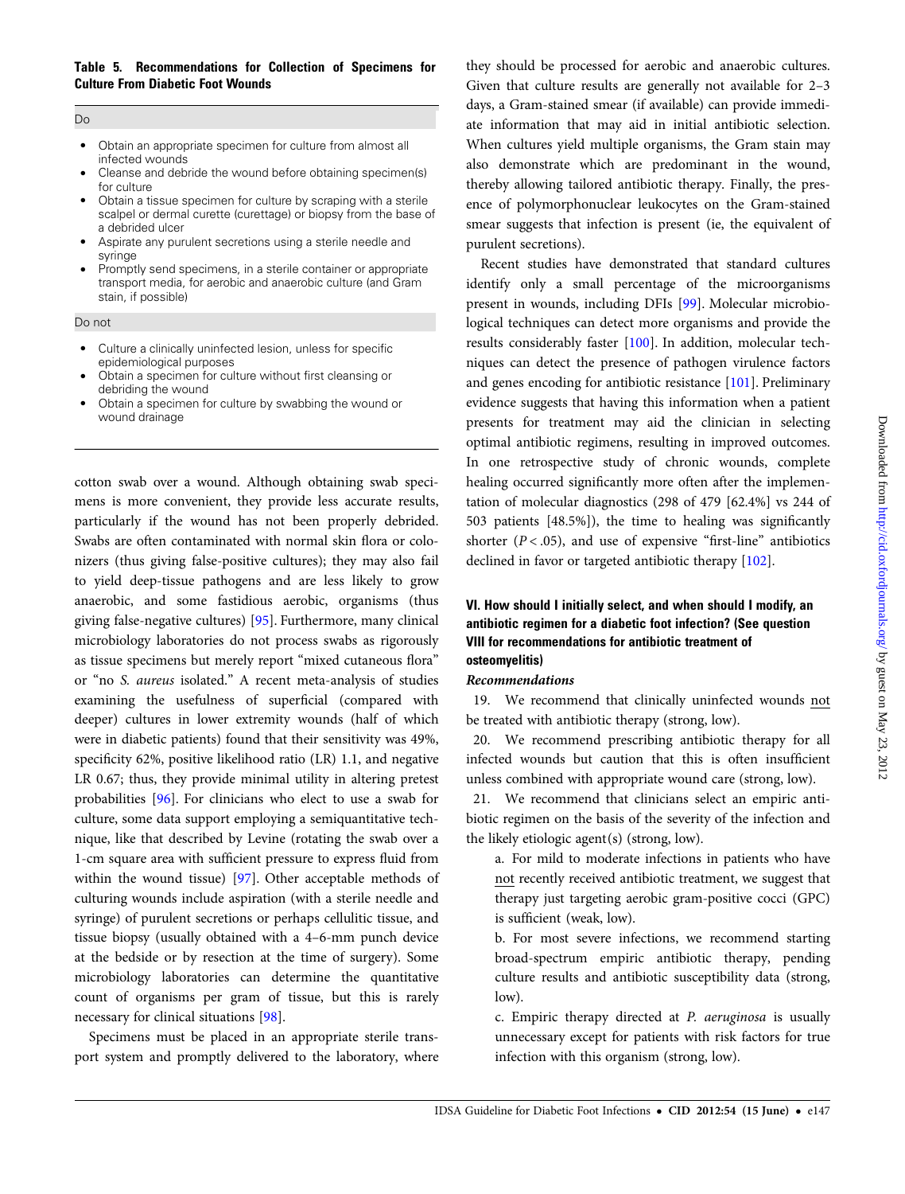**Table 5. Recommendations for Collection of Specimens for Culture From Diabetic Foot Wounds**

Do

- Obtain an appropriate specimen for culture from almost all infected wounds
- Cleanse and debride the wound before obtaining specimen(s) for culture
- Obtain a tissue specimen for culture by scraping with a sterile scalpel or dermal curette (curettage) or biopsy from the base of a debrided ulcer
- Aspirate any purulent secretions using a sterile needle and syringe
- Promptly send specimens, in a sterile container or appropriate transport media, for aerobic and anaerobic culture (and Gram stain, if possible)

Do not

- Culture a clinically uninfected lesion, unless for specific epidemiological purposes
- Obtain a specimen for culture without first cleansing or debriding the wound
- Obtain a specimen for culture by swabbing the wound or wound drainage

cotton swab over a wound. Although obtaining swab specimens is more convenient, they provide less accurate results, particularly if the wound has not been properly debrided. Swabs are often contaminated with normal skin flora or colonizers (thus giving false-positive cultures); they may also fail to yield deep-tissue pathogens and are less likely to grow anaerobic, and some fastidious aerobic, organisms (thus giving false-negative cultures) [95]. Furthermore, many clinical microbiology laboratories do not process swabs as rigorously as tissue specimens but merely report "mixed cutaneous flora" or "no *S. aureus* isolated." A recent meta-analysis of studies examining the usefulness of superficial (compared with deeper) cultures in lower extremity wounds (half of which were in diabetic patients) found that their sensitivity was 49%, specificity 62%, positive likelihood ratio (LR) 1.1, and negative LR 0.67; thus, they provide minimal utility in altering pretest probabilities [96]. For clinicians who elect to use a swab for culture, some data support employing a semiquantitative technique, like that described by Levine (rotating the swab over a 1-cm square area with sufficient pressure to express fluid from within the wound tissue) [97]. Other acceptable methods of culturing wounds include aspiration (with a sterile needle and syringe) of purulent secretions or perhaps cellulitic tissue, and tissue biopsy (usually obtained with a 4–6-mm punch device at the bedside or by resection at the time of surgery). Some microbiology laboratories can determine the quantitative count of organisms per gram of tissue, but this is rarely necessary for clinical situations [98].

Specimens must be placed in an appropriate sterile transport system and promptly delivered to the laboratory, where they should be processed for aerobic and anaerobic cultures. Given that culture results are generally not available for 2–3 days, a Gram-stained smear (if available) can provide immediate information that may aid in initial antibiotic selection. When cultures yield multiple organisms, the Gram stain may also demonstrate which are predominant in the wound, thereby allowing tailored antibiotic therapy. Finally, the presence of polymorphonuclear leukocytes on the Gram-stained smear suggests that infection is present (ie, the equivalent of purulent secretions).

Recent studies have demonstrated that standard cultures identify only a small percentage of the microorganisms present in wounds, including DFIs [99]. Molecular microbiological techniques can detect more organisms and provide the results considerably faster [100]. In addition, molecular techniques can detect the presence of pathogen virulence factors and genes encoding for antibiotic resistance [101]. Preliminary evidence suggests that having this information when a patient presents for treatment may aid the clinician in selecting optimal antibiotic regimens, resulting in improved outcomes. In one retrospective study of chronic wounds, complete healing occurred significantly more often after the implementation of molecular diagnostics (298 of 479 [62.4%] vs 244 of 503 patients [48.5%]), the time to healing was significantly shorter ($P < .05$), and use of expensive "first-line" antibiotics declined in favor or targeted antibiotic therapy [102].

### VI. How should I initially select, and when should I modify, an antibiotic regimen for a diabetic foot infection? (See question VIII for recommendations for antibiotic treatment of osteomyelitis)

***Recommendations***

19. We recommend that clinically uninfected wounds not be treated with antibiotic therapy (strong, low).

20. We recommend prescribing antibiotic therapy for all infected wounds but caution that this is often insufficient unless combined with appropriate wound care (strong, low).

21. We recommend that clinicians select an empiric antibiotic regimen on the basis of the severity of the infection and the likely etiologic agent(s) (strong, low).

   a. For mild to moderate infections in patients who have not recently received antibiotic treatment, we suggest that therapy just targeting aerobic gram-positive cocci (GPC) is sufficient (weak, low).

   b. For most severe infections, we recommend starting broad-spectrum empiric antibiotic therapy, pending culture results and antibiotic susceptibility data (strong, low).

   c. Empiric therapy directed at *P. aeruginosa* is usually unnecessary except for patients with risk factors for true infection with this organism (strong, low).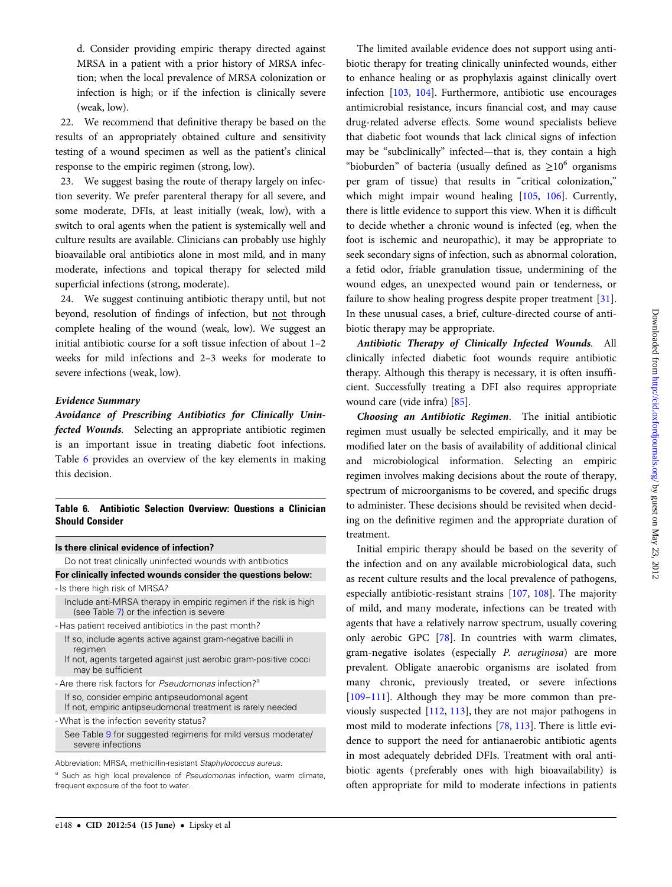d. Consider providing empiric therapy directed against MRSA in a patient with a prior history of MRSA infection; when the local prevalence of MRSA colonization or infection is high; or if the infection is clinically severe (weak, low).

22. We recommend that definitive therapy be based on the results of an appropriately obtained culture and sensitivity testing of a wound specimen as well as the patient's clinical response to the empiric regimen (strong, low).

23. We suggest basing the route of therapy largely on infection severity. We prefer parenteral therapy for all severe, and some moderate, DFIs, at least initially (weak, low), with a switch to oral agents when the patient is systemically well and culture results are available. Clinicians can probably use highly bioavailable oral antibiotics alone in most mild, and in many moderate, infections and topical therapy for selected mild superficial infections (strong, moderate).

24. We suggest continuing antibiotic therapy until, but not beyond, resolution of findings of infection, but not through complete healing of the wound (weak, low). We suggest an initial antibiotic course for a soft tissue infection of about 1–2 weeks for mild infections and 2–3 weeks for moderate to severe infections (weak, low).

### Evidence Summary

***Avoidance of Prescribing Antibiotics for Clinically Uninfected Wounds.*** Selecting an appropriate antibiotic regimen is an important issue in treating diabetic foot infections. Table 6 provides an overview of the key elements in making this decision.

**Table 6. Antibiotic Selection Overview: Questions a Clinician Should Consider**

| |
|---|
| **Is there clinical evidence of infection?** |
| Do not treat clinically uninfected wounds with antibiotics |
| **For clinically infected wounds consider the questions below:** |
| - Is there high risk of MRSA? |
| Include anti-MRSA therapy in empiric regimen if the risk is high (see Table 7) or the infection is severe |
| - Has patient received antibiotics in the past month? |
| If so, include agents active against gram-negative bacilli in regimen<br>If not, agents targeted against just aerobic gram-positive cocci may be sufficient |
| - Are there risk factors for *Pseudomonas* infection?[a] |
| If so, consider empiric antipseudomonal agent<br>If not, empiric antipseudomonal treatment is rarely needed |
| - What is the infection severity status? |
| See Table 9 for suggested regimens for mild versus moderate/severe infections |

Abbreviation: MRSA, methicillin-resistant *Staphylococcus aureus*.

[a] Such as high local prevalence of *Pseudomonas* infection, warm climate, frequent exposure of the foot to water.

The limited available evidence does not support using antibiotic therapy for treating clinically uninfected wounds, either to enhance healing or as prophylaxis against clinically overt infection [103, 104]. Furthermore, antibiotic use encourages antimicrobial resistance, incurs financial cost, and may cause drug-related adverse effects. Some wound specialists believe that diabetic foot wounds that lack clinical signs of infection may be "subclinically" infected—that is, they contain a high "bioburden" of bacteria (usually defined as $\geq 10^6$ organisms per gram of tissue) that results in "critical colonization," which might impair wound healing [105, 106]. Currently, there is little evidence to support this view. When it is difficult to decide whether a chronic wound is infected (eg, when the foot is ischemic and neuropathic), it may be appropriate to seek secondary signs of infection, such as abnormal coloration, a fetid odor, friable granulation tissue, undermining of the wound edges, an unexpected wound pain or tenderness, or failure to show healing progress despite proper treatment [31]. In these unusual cases, a brief, culture-directed course of antibiotic therapy may be appropriate.

***Antibiotic Therapy of Clinically Infected Wounds.*** All clinically infected diabetic foot wounds require antibiotic therapy. Although this therapy is necessary, it is often insufficient. Successfully treating a DFI also requires appropriate wound care (vide infra) [85].

***Choosing an Antibiotic Regimen.*** The initial antibiotic regimen must usually be selected empirically, and it may be modified later on the basis of availability of additional clinical and microbiological information. Selecting an empiric regimen involves making decisions about the route of therapy, spectrum of microorganisms to be covered, and specific drugs to administer. These decisions should be revisited when deciding on the definitive regimen and the appropriate duration of treatment.

Initial empiric therapy should be based on the severity of the infection and on any available microbiological data, such as recent culture results and the local prevalence of pathogens, especially antibiotic-resistant strains [107, 108]. The majority of mild, and many moderate, infections can be treated with agents that have a relatively narrow spectrum, usually covering only aerobic GPC [78]. In countries with warm climates, gram-negative isolates (especially *P. aeruginosa*) are more prevalent. Obligate anaerobic organisms are isolated from many chronic, previously treated, or severe infections [109–111]. Although they may be more common than previously suspected [112, 113], they are not major pathogens in most mild to moderate infections [78, 113]. There is little evidence to support the need for antianaerobic antibiotic agents in most adequately debrided DFIs. Treatment with oral antibiotic agents (preferably ones with high bioavailability) is often appropriate for mild to moderate infections in patients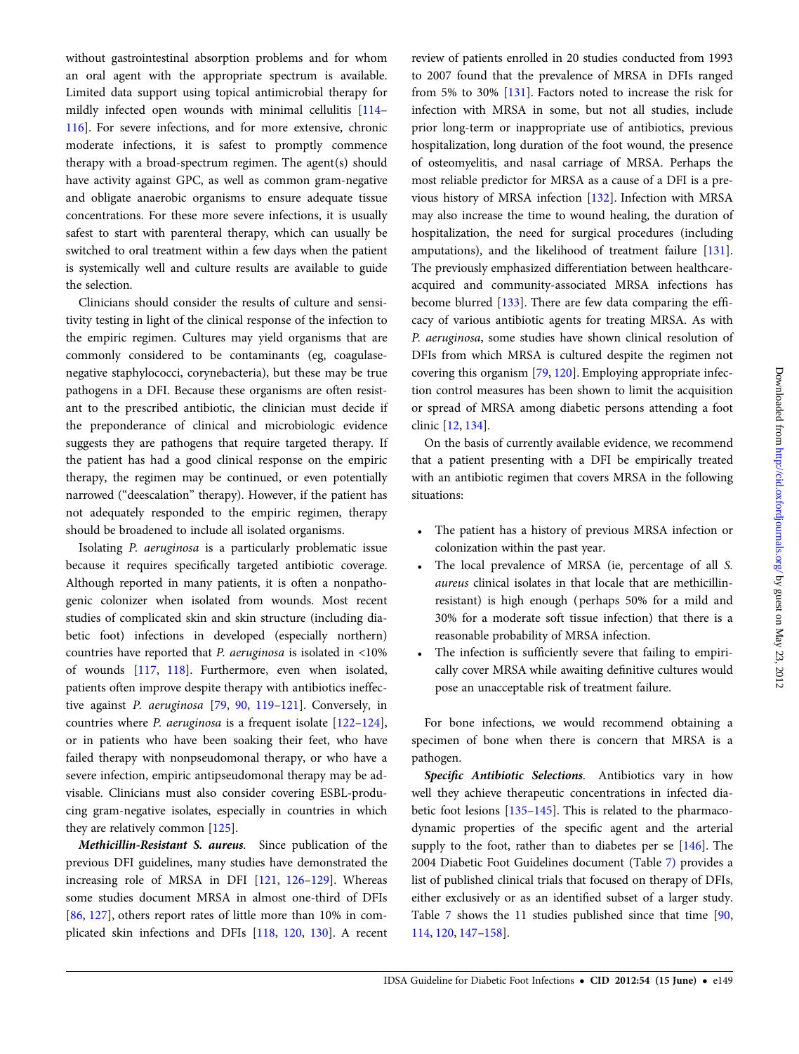without gastrointestinal absorption problems and for whom an oral agent with the appropriate spectrum is available. Limited data support using topical antimicrobial therapy for mildly infected open wounds with minimal cellulitis [114–116]. For severe infections, and for more extensive, chronic moderate infections, it is safest to promptly commence therapy with a broad-spectrum regimen. The agent(s) should have activity against GPC, as well as common gram-negative and obligate anaerobic organisms to ensure adequate tissue concentrations. For these more severe infections, it is usually safest to start with parenteral therapy, which can usually be switched to oral treatment within a few days when the patient is systemically well and culture results are available to guide the selection.

Clinicians should consider the results of culture and sensitivity testing in light of the clinical response of the infection to the empiric regimen. Cultures may yield organisms that are commonly considered to be contaminants (eg, coagulase-negative staphylococci, corynebacteria), but these may be true pathogens in a DFI. Because these organisms are often resistant to the prescribed antibiotic, the clinician must decide if the preponderance of clinical and microbiologic evidence suggests they are pathogens that require targeted therapy. If the patient has had a good clinical response on the empiric therapy, the regimen may be continued, or even potentially narrowed ("deescalation" therapy). However, if the patient has not adequately responded to the empiric regimen, therapy should be broadened to include all isolated organisms.

Isolating *P. aeruginosa* is a particularly problematic issue because it requires specifically targeted antibiotic coverage. Although reported in many patients, it is often a nonpathogenic colonizer when isolated from wounds. Most recent studies of complicated skin and skin structure (including diabetic foot) infections in developed (especially northern) countries have reported that *P. aeruginosa* is isolated in <10% of wounds [117, 118]. Furthermore, even when isolated, patients often improve despite therapy with antibiotics ineffective against *P. aeruginosa* [79, 90, 119–121]. Conversely, in countries where *P. aeruginosa* is a frequent isolate [122–124], or in patients who have been soaking their feet, who have failed therapy with nonpseudomonal therapy, or who have a severe infection, empiric antipseudomonal therapy may be advisable. Clinicians must also consider covering ESBL-producing gram-negative isolates, especially in countries in which they are relatively common [125].

***Methicillin-Resistant S. aureus.*** Since publication of the previous DFI guidelines, many studies have demonstrated the increasing role of MRSA in DFI [121, 126–129]. Whereas some studies document MRSA in almost one-third of DFIs [86, 127], others report rates of little more than 10% in complicated skin infections and DFIs [118, 120, 130]. A recent review of patients enrolled in 20 studies conducted from 1993 to 2007 found that the prevalence of MRSA in DFIs ranged from 5% to 30% [131]. Factors noted to increase the risk for infection with MRSA in some, but not all studies, include prior long-term or inappropriate use of antibiotics, previous hospitalization, long duration of the foot wound, the presence of osteomyelitis, and nasal carriage of MRSA. Perhaps the most reliable predictor for MRSA as a cause of a DFI is a previous history of MRSA infection [132]. Infection with MRSA may also increase the time to wound healing, the duration of hospitalization, the need for surgical procedures (including amputations), and the likelihood of treatment failure [131]. The previously emphasized differentiation between healthcare-acquired and community-associated MRSA infections has become blurred [133]. There are few data comparing the efficacy of various antibiotic agents for treating MRSA. As with *P. aeruginosa*, some studies have shown clinical resolution of DFIs from which MRSA is cultured despite the regimen not covering this organism [79, 120]. Employing appropriate infection control measures has been shown to limit the acquisition or spread of MRSA among diabetic persons attending a foot clinic [12, 134].

On the basis of currently available evidence, we recommend that a patient presenting with a DFI be empirically treated with an antibiotic regimen that covers MRSA in the following situations:

- The patient has a history of previous MRSA infection or colonization within the past year.
- The local prevalence of MRSA (ie, percentage of all *S. aureus* clinical isolates in that locale that are methicillin-resistant) is high enough (perhaps 50% for a mild and 30% for a moderate soft tissue infection) that there is a reasonable probability of MRSA infection.
- The infection is sufficiently severe that failing to empirically cover MRSA while awaiting definitive cultures would pose an unacceptable risk of treatment failure.

For bone infections, we would recommend obtaining a specimen of bone when there is concern that MRSA is a pathogen.

***Specific Antibiotic Selections.*** Antibiotics vary in how well they achieve therapeutic concentrations in infected diabetic foot lesions [135–145]. This is related to the pharmacodynamic properties of the specific agent and the arterial supply to the foot, rather than to diabetes per se [146]. The 2004 Diabetic Foot Guidelines document (Table 7) provides a list of published clinical trials that focused on therapy of DFIs, either exclusively or as an identified subset of a larger study. Table 7 shows the 11 studies published since that time [90, 114, 120, 147–158].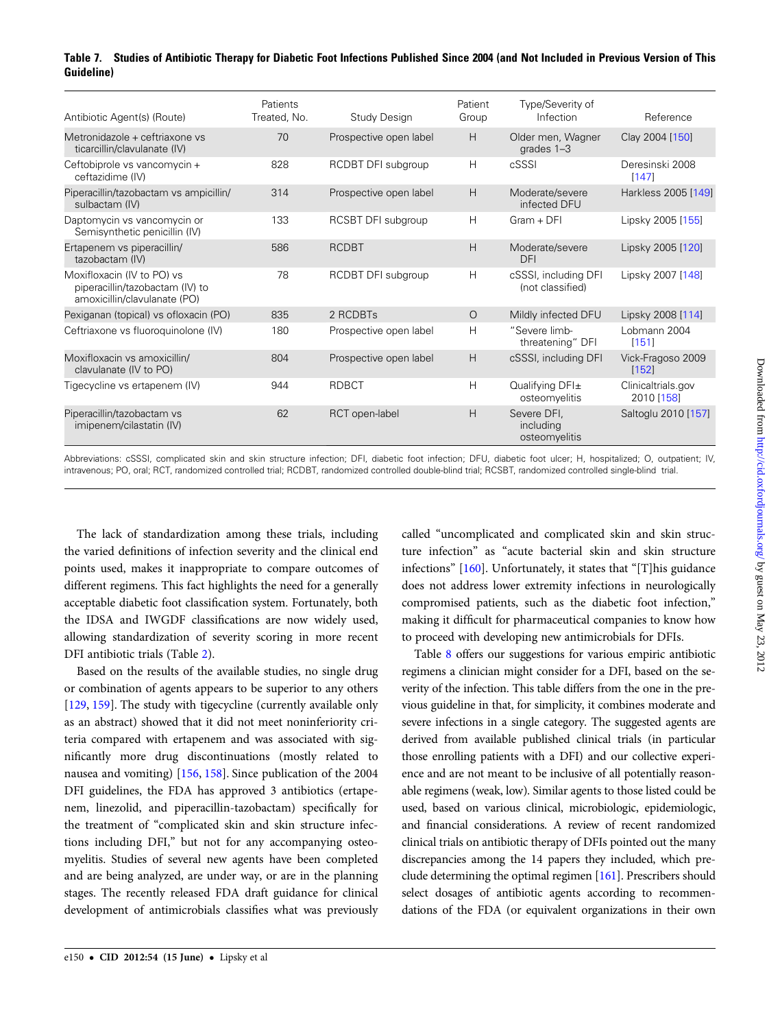**Table 7. Studies of Antibiotic Therapy for Diabetic Foot Infections Published Since 2004 (and Not Included in Previous Version of This Guideline)**

| Antibiotic Agent(s) (Route) | Patients Treated, No. | Study Design | Patient Group | Type/Severity of Infection | Reference |
|---|---|---|---|---|---|
| Metronidazole + ceftriaxone vs ticarcillin/clavulanate (IV) | 70 | Prospective open label | H | Older men, Wagner grades 1–3 | Clay 2004 [150] |
| Ceftobiprole vs vancomycin + ceftazidime (IV) | 828 | RCDBT DFI subgroup | H | cSSSI | Deresinski 2008 [147] |
| Piperacillin/tazobactam vs ampicillin/sulbactam (IV) | 314 | Prospective open label | H | Moderate/severe infected DFU | Harkless 2005 [149] |
| Daptomycin vs vancomycin or Semisynthetic penicillin (IV) | 133 | RCSBT DFI subgroup | H | Gram + DFI | Lipsky 2005 [155] |
| Ertapenem vs piperacillin/tazobactam (IV) | 586 | RCDBT | H | Moderate/severe DFI | Lipsky 2005 [120] |
| Moxifloxacin (IV to PO) vs piperacillin/tazobactam (IV) to amoxicillin/clavulanate (PO) | 78 | RCDBT DFI subgroup | H | cSSSI, including DFI (not classified) | Lipsky 2007 [148] |
| Pexiganan (topical) vs ofloxacin (PO) | 835 | 2 RCDBTs | O | Mildly infected DFU | Lipsky 2008 [114] |
| Ceftriaxone vs fluoroquinolone (IV) | 180 | Prospective open label | H | "Severe limb-threatening" DFI | Lobmann 2004 [151] |
| Moxifloxacin vs amoxicillin/clavulanate (IV to PO) | 804 | Prospective open label | H | cSSSI, including DFI | Vick-Fragoso 2009 [152] |
| Tigecycline vs ertapenem (IV) | 944 | RDBCT | H | Qualifying DFI± osteomyelitis | Clinicaltrials.gov 2010 [158] |
| Piperacillin/tazobactam vs imipenem/cilastatin (IV) | 62 | RCT open-label | H | Severe DFI, including osteomyelitis | Saltoglu 2010 [157] |

Abbreviations: cSSSI, complicated skin and skin structure infection; DFI, diabetic foot infection; DFU, diabetic foot ulcer; H, hospitalized; O, outpatient; IV, intravenous; PO, oral; RCT, randomized controlled trial; RCDBT, randomized controlled double-blind trial; RCSBT, randomized controlled single-blind trial.

The lack of standardization among these trials, including the varied definitions of infection severity and the clinical end points used, makes it inappropriate to compare outcomes of different regimens. This fact highlights the need for a generally acceptable diabetic foot classification system. Fortunately, both the IDSA and IWGDF classifications are now widely used, allowing standardization of severity scoring in more recent DFI antibiotic trials (Table 2).

Based on the results of the available studies, no single drug or combination of agents appears to be superior to any others [129, 159]. The study with tigecycline (currently available only as an abstract) showed that it did not meet noninferiority criteria compared with ertapenem and was associated with significantly more drug discontinuations (mostly related to nausea and vomiting) [156, 158]. Since publication of the 2004 DFI guidelines, the FDA has approved 3 antibiotics (ertapenem, linezolid, and piperacillin-tazobactam) specifically for the treatment of "complicated skin and skin structure infections including DFI," but not for any accompanying osteomyelitis. Studies of several new agents have been completed and are being analyzed, are under way, or are in the planning stages. The recently released FDA draft guidance for clinical development of antimicrobials classifies what was previously called "uncomplicated and complicated skin and skin structure infection" as "acute bacterial skin and skin structure infections" [160]. Unfortunately, it states that "[T]his guidance does not address lower extremity infections in neurologically compromised patients, such as the diabetic foot infection," making it difficult for pharmaceutical companies to know how to proceed with developing new antimicrobials for DFIs.

Table 8 offers our suggestions for various empiric antibiotic regimens a clinician might consider for a DFI, based on the severity of the infection. This table differs from the one in the previous guideline in that, for simplicity, it combines moderate and severe infections in a single category. The suggested agents are derived from available published clinical trials (in particular those enrolling patients with a DFI) and our collective experience and are not meant to be inclusive of all potentially reasonable regimens (weak, low). Similar agents to those listed could be used, based on various clinical, microbiologic, epidemiologic, and financial considerations. A review of recent randomized clinical trials on antibiotic therapy of DFIs pointed out the many discrepancies among the 14 papers they included, which preclude determining the optimal regimen [161]. Prescribers should select dosages of antibiotic agents according to recommendations of the FDA (or equivalent organizations in their own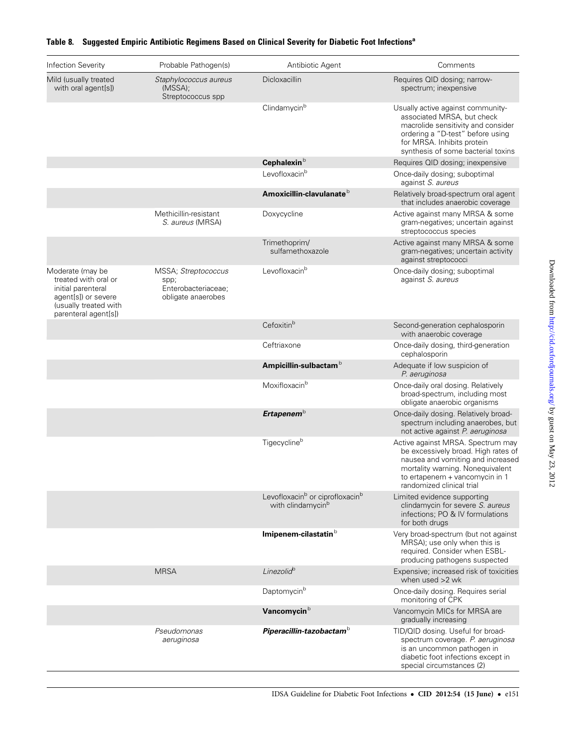**Table 8. Suggested Empiric Antibiotic Regimens Based on Clinical Severity for Diabetic Foot Infections[a]**

| Infection Severity | Probable Pathogen(s) | Antibiotic Agent | Comments |
| --- | --- | --- | --- |
| Mild (usually treated with oral agent[s]) | *Staphylococcus aureus* (MSSA); Streptococcus spp | Dicloxacillin | Requires QID dosing; narrow-spectrum; inexpensive |
| | | Clindamycin[b] | Usually active against community-associated MRSA, but check macrolide sensitivity and consider ordering a "D-test" before using for MRSA. Inhibits protein synthesis of some bacterial toxins |
| | | **Cephalexin**[b] | Requires QID dosing; inexpensive |
| | | Levofloxacin[b] | Once-daily dosing; suboptimal against *S. aureus* |
| | | **Amoxicillin-clavulanate**[b] | Relatively broad-spectrum oral agent that includes anaerobic coverage |
| | Methicillin-resistant *S. aureus* (MRSA) | Doxycycline | Active against many MRSA & some gram-negatives; uncertain against streptococcus species |
| | | Trimethoprim/ sulfamethoxazole | Active against many MRSA & some gram-negatives; uncertain activity against streptococci |
| Moderate (may be treated with oral or initial parenteral agent[s]) or severe (usually treated with parenteral agent[s]) | MSSA; *Streptococcus* spp; Enterobacteriaceae; obligate anaerobes | Levofloxacin[b] | Once-daily dosing; suboptimal against *S. aureus* |
| | | Cefoxitin[b] | Second-generation cephalosporin with anaerobic coverage |
| | | Ceftriaxone | Once-daily dosing, third-generation cephalosporin |
| | | **Ampicillin-sulbactam**[b] | Adequate if low suspicion of *P. aeruginosa* |
| | | Moxifloxacin[b] | Once-daily oral dosing. Relatively broad-spectrum, including most obligate anaerobic organisms |
| | | ***Ertapenem***[b] | Once-daily dosing. Relatively broad-spectrum including anaerobes, but not active against *P. aeruginosa* |
| | | Tigecycline[b] | Active against MRSA. Spectrum may be excessively broad. High rates of nausea and vomiting and increased mortality warning. Nonequivalent to ertapenem + vancomycin in 1 randomized clinical trial |
| | | Levofloxacin[b] or ciprofloxacin[b] with clindamycin[b] | Limited evidence supporting clindamycin for severe *S. aureus* infections; PO & IV formulations for both drugs |
| | | **Imipenem-cilastatin**[b] | Very broad-spectrum (but not against MRSA); use only when this is required. Consider when ESBL-producing pathogens suspected |
| | MRSA | *Linezolid*[b] | Expensive; increased risk of toxicities when used >2 wk |
| | | Daptomycin[b] | Once-daily dosing. Requires serial monitoring of CPK |
| | | **Vancomycin**[b] | Vancomycin MICs for MRSA are gradually increasing |
| | *Pseudomonas aeruginosa* | ***Piperacillin-tazobactam***[b] | TID/QID dosing. Useful for broad-spectrum coverage. *P. aeruginosa* is an uncommon pathogen in diabetic foot infections except in special circumstances (2) |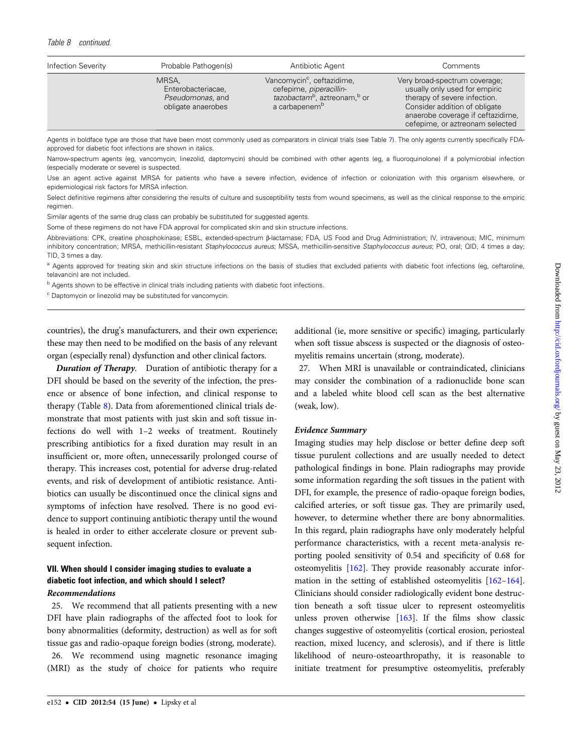*Table 8 continued.*

| Infection Severity | Probable Pathogen(s) | Antibiotic Agent | Comments |
|---|---|---|---|
| | MRSA, Enterobacteriacae, *Pseudomonas*, and obligate anaerobes | Vancomycin[c], ceftazidime, cefepime, *piperacillin-tazobactam*[b], aztreonam,[b] or a carbapenem[b] | Very broad-spectrum coverage; usually only used for empiric therapy of severe infection. Consider addition of obligate anaerobe coverage if ceftazidime, cefepime, or aztreonam selected |

Agents in boldface type are those that have been most commonly used as comparators in clinical trials (see Table 7). The only agents currently specifically FDA-approved for diabetic foot infections are shown in italics.

Narrow-spectrum agents (eg, vancomycin, linezolid, daptomycin) should be combined with other agents (eg, a fluoroquinolone) if a polymicrobial infection (especially moderate or severe) is suspected.

Use an agent active against MRSA for patients who have a severe infection, evidence of infection or colonization with this organism elsewhere, or epidemiological risk factors for MRSA infection.

Select definitive regimens after considering the results of culture and susceptibility tests from wound specimens, as well as the clinical response to the empiric regimen.

Similar agents of the same drug class can probably be substituted for suggested agents.

Some of these regimens do not have FDA approval for complicated skin and skin structure infections.

Abbreviations: CPK, creatine phosphokinase; ESBL, extended-spectrum β-lactamase; FDA, US Food and Drug Administration; IV, intravenous; MIC, minimum inhibitory concentration; MRSA, methicillin-resistant *Staphylococcus aureus*; MSSA, methicillin-sensitive *Staphylococcus aureus*; PO, oral; QID, 4 times a day; TID, 3 times a day.

[a] Agents approved for treating skin and skin structure infections on the basis of studies that excluded patients with diabetic foot infections (eg, ceftaroline, telavancin) are not included.

[b] Agents shown to be effective in clinical trials including patients with diabetic foot infections.

[c] Daptomycin or linezolid may be substituted for vancomycin.

countries), the drug's manufacturers, and their own experience; these may then need to be modified on the basis of any relevant organ (especially renal) dysfunction and other clinical factors.

***Duration of Therapy*.** Duration of antibiotic therapy for a DFI should be based on the severity of the infection, the presence or absence of bone infection, and clinical response to therapy (Table 8). Data from aforementioned clinical trials demonstrate that most patients with just skin and soft tissue infections do well with 1–2 weeks of treatment. Routinely prescribing antibiotics for a fixed duration may result in an insufficient or, more often, unnecessarily prolonged course of therapy. This increases cost, potential for adverse drug-related events, and risk of development of antibiotic resistance. Antibiotics can usually be discontinued once the clinical signs and symptoms of infection have resolved. There is no good evidence to support continuing antibiotic therapy until the wound is healed in order to either accelerate closure or prevent subsequent infection.

### VII. When should I consider imaging studies to evaluate a diabetic foot infection, and which should I select?

#### *Recommendations*

25. We recommend that all patients presenting with a new DFI have plain radiographs of the affected foot to look for bony abnormalities (deformity, destruction) as well as for soft tissue gas and radio-opaque foreign bodies (strong, moderate).

26. We recommend using magnetic resonance imaging (MRI) as the study of choice for patients who require additional (ie, more sensitive or specific) imaging, particularly when soft tissue abscess is suspected or the diagnosis of osteomyelitis remains uncertain (strong, moderate).

27. When MRI is unavailable or contraindicated, clinicians may consider the combination of a radionuclide bone scan and a labeled white blood cell scan as the best alternative (weak, low).

#### *Evidence Summary*

Imaging studies may help disclose or better define deep soft tissue purulent collections and are usually needed to detect pathological findings in bone. Plain radiographs may provide some information regarding the soft tissues in the patient with DFI, for example, the presence of radio-opaque foreign bodies, calcified arteries, or soft tissue gas. They are primarily used, however, to determine whether there are bony abnormalities. In this regard, plain radiographs have only moderately helpful performance characteristics, with a recent meta-analysis reporting pooled sensitivity of 0.54 and specificity of 0.68 for osteomyelitis [162]. They provide reasonably accurate information in the setting of established osteomyelitis [162–164]. Clinicians should consider radiologically evident bone destruction beneath a soft tissue ulcer to represent osteomyelitis unless proven otherwise [163]. If the films show classic changes suggestive of osteomyelitis (cortical erosion, periosteal reaction, mixed lucency, and sclerosis), and if there is little likelihood of neuro-osteoarthropathy, it is reasonable to initiate treatment for presumptive osteomyelitis, preferably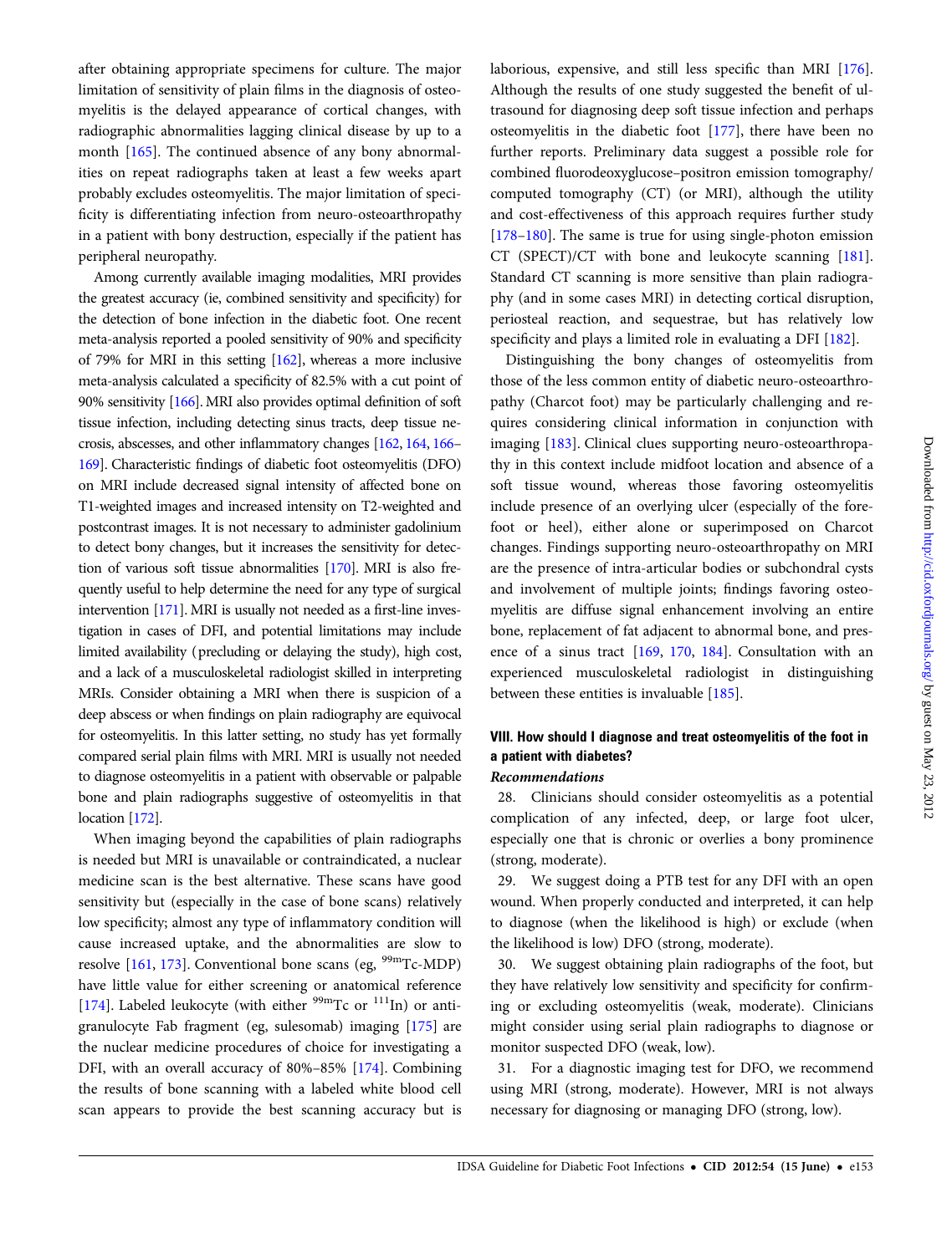after obtaining appropriate specimens for culture. The major limitation of sensitivity of plain films in the diagnosis of osteomyelitis is the delayed appearance of cortical changes, with radiographic abnormalities lagging clinical disease by up to a month [165]. The continued absence of any bony abnormalities on repeat radiographs taken at least a few weeks apart probably excludes osteomyelitis. The major limitation of specificity is differentiating infection from neuro-osteoarthropathy in a patient with bony destruction, especially if the patient has peripheral neuropathy.

Among currently available imaging modalities, MRI provides the greatest accuracy (ie, combined sensitivity and specificity) for the detection of bone infection in the diabetic foot. One recent meta-analysis reported a pooled sensitivity of 90% and specificity of 79% for MRI in this setting [162], whereas a more inclusive meta-analysis calculated a specificity of 82.5% with a cut point of 90% sensitivity [166]. MRI also provides optimal definition of soft tissue infection, including detecting sinus tracts, deep tissue necrosis, abscesses, and other inflammatory changes [162, 164, 166–169]. Characteristic findings of diabetic foot osteomyelitis (DFO) on MRI include decreased signal intensity of affected bone on T1-weighted images and increased intensity on T2-weighted and postcontrast images. It is not necessary to administer gadolinium to detect bony changes, but it increases the sensitivity for detection of various soft tissue abnormalities [170]. MRI is also frequently useful to help determine the need for any type of surgical intervention [171]. MRI is usually not needed as a first-line investigation in cases of DFI, and potential limitations may include limited availability (precluding or delaying the study), high cost, and a lack of a musculoskeletal radiologist skilled in interpreting MRIs. Consider obtaining a MRI when there is suspicion of a deep abscess or when findings on plain radiography are equivocal for osteomyelitis. In this latter setting, no study has yet formally compared serial plain films with MRI. MRI is usually not needed to diagnose osteomyelitis in a patient with observable or palpable bone and plain radiographs suggestive of osteomyelitis in that location [172].

When imaging beyond the capabilities of plain radiographs is needed but MRI is unavailable or contraindicated, a nuclear medicine scan is the best alternative. These scans have good sensitivity but (especially in the case of bone scans) relatively low specificity; almost any type of inflammatory condition will cause increased uptake, and the abnormalities are slow to resolve [161, 173]. Conventional bone scans (eg, $^{99m}$Tc-MDP) have little value for either screening or anatomical reference [174]. Labeled leukocyte (with either $^{99m}$Tc or $^{111}$In) or antigranulocyte Fab fragment (eg, sulesomab) imaging [175] are the nuclear medicine procedures of choice for investigating a DFI, with an overall accuracy of 80%–85% [174]. Combining the results of bone scanning with a labeled white blood cell scan appears to provide the best scanning accuracy but is laborious, expensive, and still less specific than MRI [176]. Although the results of one study suggested the benefit of ultrasound for diagnosing deep soft tissue infection and perhaps osteomyelitis in the diabetic foot [177], there have been no further reports. Preliminary data suggest a possible role for combined fluorodeoxyglucose–positron emission tomography/computed tomography (CT) (or MRI), although the utility and cost-effectiveness of this approach requires further study [178–180]. The same is true for using single-photon emission CT (SPECT)/CT with bone and leukocyte scanning [181]. Standard CT scanning is more sensitive than plain radiography (and in some cases MRI) in detecting cortical disruption, periosteal reaction, and sequestrae, but has relatively low specificity and plays a limited role in evaluating a DFI [182].

Distinguishing the bony changes of osteomyelitis from those of the less common entity of diabetic neuro-osteoarthropathy (Charcot foot) may be particularly challenging and requires considering clinical information in conjunction with imaging [183]. Clinical clues supporting neuro-osteoarthropathy in this context include midfoot location and absence of a soft tissue wound, whereas those favoring osteomyelitis include presence of an overlying ulcer (especially of the forefoot or heel), either alone or superimposed on Charcot changes. Findings supporting neuro-osteoarthropathy on MRI are the presence of intra-articular bodies or subchondral cysts and involvement of multiple joints; findings favoring osteomyelitis are diffuse signal enhancement involving an entire bone, replacement of fat adjacent to abnormal bone, and presence of a sinus tract [169, 170, 184]. Consultation with an experienced musculoskeletal radiologist in distinguishing between these entities is invaluable [185].

## VIII. How should I diagnose and treat osteomyelitis of the foot in a patient with diabetes?

### *Recommendations*

28. Clinicians should consider osteomyelitis as a potential complication of any infected, deep, or large foot ulcer, especially one that is chronic or overlies a bony prominence (strong, moderate).

29. We suggest doing a PTB test for any DFI with an open wound. When properly conducted and interpreted, it can help to diagnose (when the likelihood is high) or exclude (when the likelihood is low) DFO (strong, moderate).

30. We suggest obtaining plain radiographs of the foot, but they have relatively low sensitivity and specificity for confirming or excluding osteomyelitis (weak, moderate). Clinicians might consider using serial plain radiographs to diagnose or monitor suspected DFO (weak, low).

31. For a diagnostic imaging test for DFO, we recommend using MRI (strong, moderate). However, MRI is not always necessary for diagnosing or managing DFO (strong, low).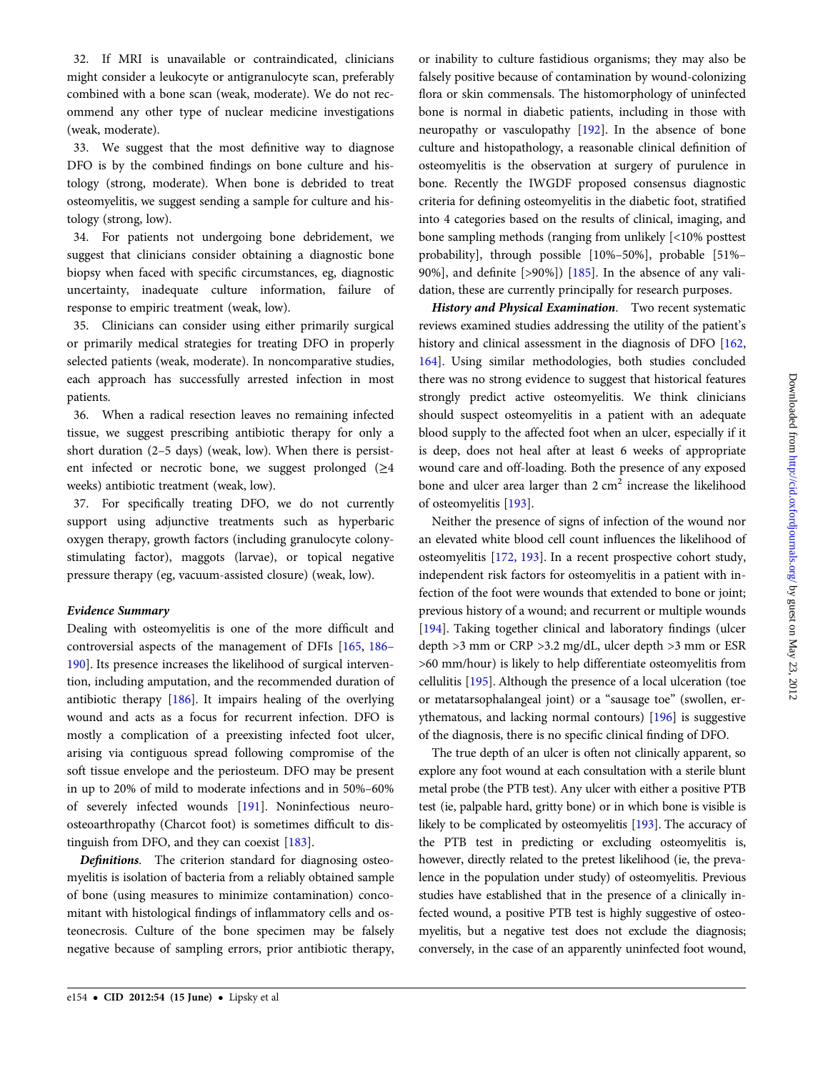32. If MRI is unavailable or contraindicated, clinicians might consider a leukocyte or antigranulocyte scan, preferably combined with a bone scan (weak, moderate). We do not recommend any other type of nuclear medicine investigations (weak, moderate).

33. We suggest that the most definitive way to diagnose DFO is by the combined findings on bone culture and histology (strong, moderate). When bone is debrided to treat osteomyelitis, we suggest sending a sample for culture and histology (strong, low).

34. For patients not undergoing bone debridement, we suggest that clinicians consider obtaining a diagnostic bone biopsy when faced with specific circumstances, eg, diagnostic uncertainty, inadequate culture information, failure of response to empiric treatment (weak, low).

35. Clinicians can consider using either primarily surgical or primarily medical strategies for treating DFO in properly selected patients (weak, moderate). In noncomparative studies, each approach has successfully arrested infection in most patients.

36. When a radical resection leaves no remaining infected tissue, we suggest prescribing antibiotic therapy for only a short duration (2–5 days) (weak, low). When there is persistent infected or necrotic bone, we suggest prolonged (≥4 weeks) antibiotic treatment (weak, low).

37. For specifically treating DFO, we do not currently support using adjunctive treatments such as hyperbaric oxygen therapy, growth factors (including granulocyte colony-stimulating factor), maggots (larvae), or topical negative pressure therapy (eg, vacuum-assisted closure) (weak, low).

### Evidence Summary

Dealing with osteomyelitis is one of the more difficult and controversial aspects of the management of DFIs [165, 186–190]. Its presence increases the likelihood of surgical intervention, including amputation, and the recommended duration of antibiotic therapy [186]. It impairs healing of the overlying wound and acts as a focus for recurrent infection. DFO is mostly a complication of a preexisting infected foot ulcer, arising via contiguous spread following compromise of the soft tissue envelope and the periosteum. DFO may be present in up to 20% of mild to moderate infections and in 50%–60% of severely infected wounds [191]. Noninfectious neuro-osteoarthropathy (Charcot foot) is sometimes difficult to distinguish from DFO, and they can coexist [183].

***Definitions***. The criterion standard for diagnosing osteomyelitis is isolation of bacteria from a reliably obtained sample of bone (using measures to minimize contamination) concomitant with histological findings of inflammatory cells and osteonecrosis. Culture of the bone specimen may be falsely negative because of sampling errors, prior antibiotic therapy, or inability to culture fastidious organisms; they may also be falsely positive because of contamination by wound-colonizing flora or skin commensals. The histomorphology of uninfected bone is normal in diabetic patients, including in those with neuropathy or vasculopathy [192]. In the absence of bone culture and histopathology, a reasonable clinical definition of osteomyelitis is the observation at surgery of purulence in bone. Recently the IWGDF proposed consensus diagnostic criteria for defining osteomyelitis in the diabetic foot, stratified into 4 categories based on the results of clinical, imaging, and bone sampling methods (ranging from unlikely [<10% posttest probability], through possible [10%–50%], probable [51%–90%], and definite [>90%]) [185]. In the absence of any validation, these are currently principally for research purposes.

***History and Physical Examination***. Two recent systematic reviews examined studies addressing the utility of the patient's history and clinical assessment in the diagnosis of DFO [162, 164]. Using similar methodologies, both studies concluded there was no strong evidence to suggest that historical features strongly predict active osteomyelitis. We think clinicians should suspect osteomyelitis in a patient with an adequate blood supply to the affected foot when an ulcer, especially if it is deep, does not heal after at least 6 weeks of appropriate wound care and off-loading. Both the presence of any exposed bone and ulcer area larger than 2 $cm^2$ increase the likelihood of osteomyelitis [193].

Neither the presence of signs of infection of the wound nor an elevated white blood cell count influences the likelihood of osteomyelitis [172, 193]. In a recent prospective cohort study, independent risk factors for osteomyelitis in a patient with infection of the foot were wounds that extended to bone or joint; previous history of a wound; and recurrent or multiple wounds [194]. Taking together clinical and laboratory findings (ulcer depth >3 mm or CRP >3.2 mg/dL, ulcer depth >3 mm or ESR >60 mm/hour) is likely to help differentiate osteomyelitis from cellulitis [195]. Although the presence of a local ulceration (toe or metatarsophalangeal joint) or a "sausage toe" (swollen, erythematous, and lacking normal contours) [196] is suggestive of the diagnosis, there is no specific clinical finding of DFO.

The true depth of an ulcer is often not clinically apparent, so explore any foot wound at each consultation with a sterile blunt metal probe (the PTB test). Any ulcer with either a positive PTB test (ie, palpable hard, gritty bone) or in which bone is visible is likely to be complicated by osteomyelitis [193]. The accuracy of the PTB test in predicting or excluding osteomyelitis is, however, directly related to the pretest likelihood (ie, the prevalence in the population under study) of osteomyelitis. Previous studies have established that in the presence of a clinically infected wound, a positive PTB test is highly suggestive of osteomyelitis, but a negative test does not exclude the diagnosis; conversely, in the case of an apparently uninfected foot wound,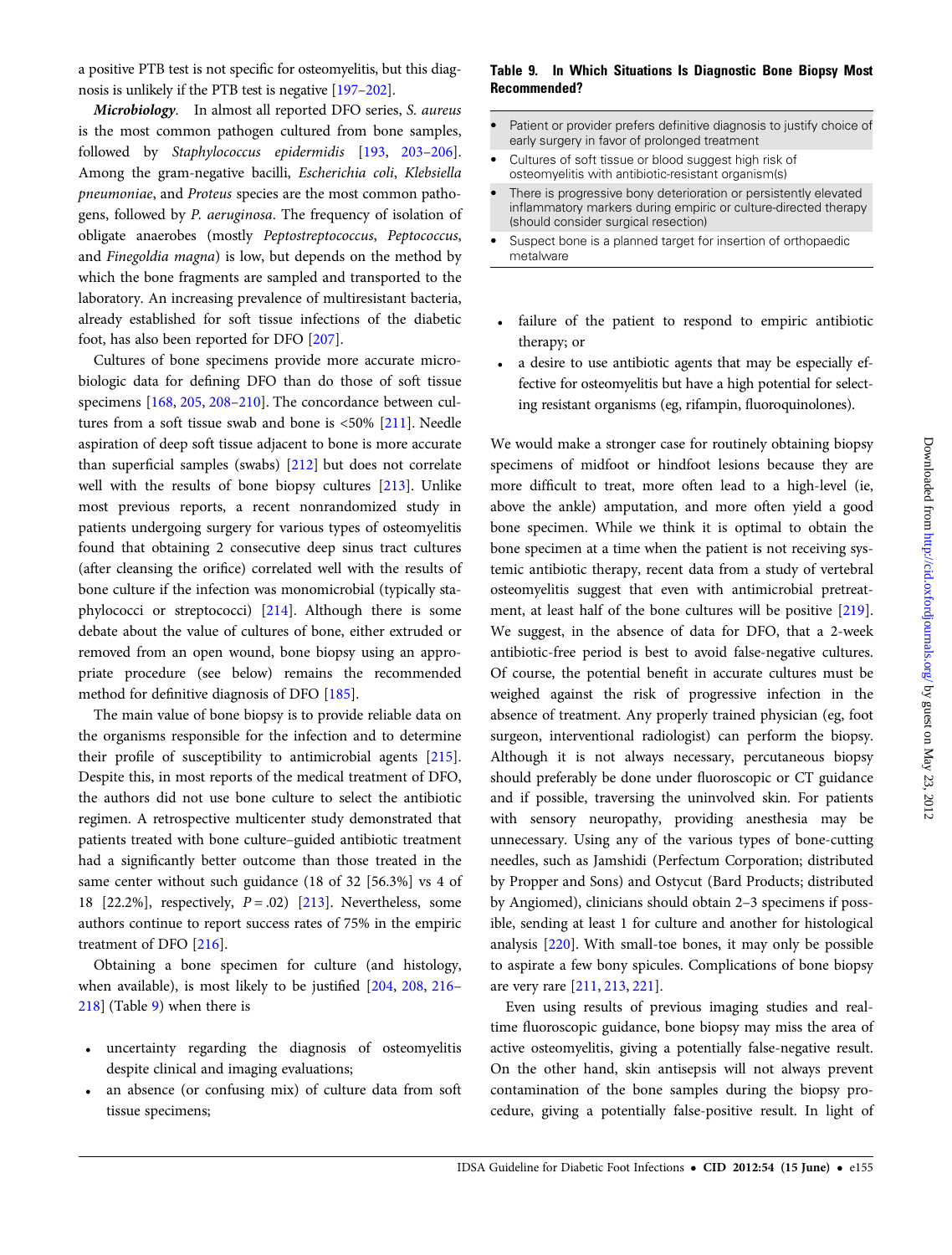a positive PTB test is not specific for osteomyelitis, but this diagnosis is unlikely if the PTB test is negative [197–202].

***Microbiology.*** In almost all reported DFO series, *S. aureus* is the most common pathogen cultured from bone samples, followed by *Staphylococcus epidermidis* [193, 203–206]. Among the gram-negative bacilli, *Escherichia coli*, *Klebsiella pneumoniae*, and *Proteus* species are the most common pathogens, followed by *P. aeruginosa*. The frequency of isolation of obligate anaerobes (mostly *Peptostreptococcus*, *Peptococcus*, and *Finegoldia magna*) is low, but depends on the method by which the bone fragments are sampled and transported to the laboratory. An increasing prevalence of multiresistant bacteria, already established for soft tissue infections of the diabetic foot, has also been reported for DFO [207].

Cultures of bone specimens provide more accurate microbiologic data for defining DFO than do those of soft tissue specimens [168, 205, 208–210]. The concordance between cultures from a soft tissue swab and bone is <50% [211]. Needle aspiration of deep soft tissue adjacent to bone is more accurate than superficial samples (swabs) [212] but does not correlate well with the results of bone biopsy cultures [213]. Unlike most previous reports, a recent nonrandomized study in patients undergoing surgery for various types of osteomyelitis found that obtaining 2 consecutive deep sinus tract cultures (after cleansing the orifice) correlated well with the results of bone culture if the infection was monomicrobial (typically staphylococci or streptococci) [214]. Although there is some debate about the value of cultures of bone, either extruded or removed from an open wound, bone biopsy using an appropriate procedure (see below) remains the recommended method for definitive diagnosis of DFO [185].

The main value of bone biopsy is to provide reliable data on the organisms responsible for the infection and to determine their profile of susceptibility to antimicrobial agents [215]. Despite this, in most reports of the medical treatment of DFO, the authors did not use bone culture to select the antibiotic regimen. A retrospective multicenter study demonstrated that patients treated with bone culture–guided antibiotic treatment had a significantly better outcome than those treated in the same center without such guidance (18 of 32 [56.3%] vs 4 of 18 [22.2%], respectively, $P = .02$) [213]. Nevertheless, some authors continue to report success rates of 75% in the empiric treatment of DFO [216].

Obtaining a bone specimen for culture (and histology, when available), is most likely to be justified [204, 208, 216–218] (Table 9) when there is

- uncertainty regarding the diagnosis of osteomyelitis despite clinical and imaging evaluations;
- an absence (or confusing mix) of culture data from soft tissue specimens;
- failure of the patient to respond to empiric antibiotic therapy; or
- a desire to use antibiotic agents that may be especially effective for osteomyelitis but have a high potential for selecting resistant organisms (eg, rifampin, fluoroquinolones).

**Table 9. In Which Situations Is Diagnostic Bone Biopsy Most Recommended?**

- Patient or provider prefers definitive diagnosis to justify choice of early surgery in favor of prolonged treatment
- Cultures of soft tissue or blood suggest high risk of osteomyelitis with antibiotic-resistant organism(s)
- There is progressive bony deterioration or persistently elevated inflammatory markers during empiric or culture-directed therapy (should consider surgical resection)
- Suspect bone is a planned target for insertion of orthopaedic metalware

We would make a stronger case for routinely obtaining biopsy specimens of midfoot or hindfoot lesions because they are more difficult to treat, more often lead to a high-level (ie, above the ankle) amputation, and more often yield a good bone specimen. While we think it is optimal to obtain the bone specimen at a time when the patient is not receiving systemic antibiotic therapy, recent data from a study of vertebral osteomyelitis suggest that even with antimicrobial pretreatment, at least half of the bone cultures will be positive [219]. We suggest, in the absence of data for DFO, that a 2-week antibiotic-free period is best to avoid false-negative cultures. Of course, the potential benefit in accurate cultures must be weighed against the risk of progressive infection in the absence of treatment. Any properly trained physician (eg, foot surgeon, interventional radiologist) can perform the biopsy. Although it is not always necessary, percutaneous biopsy should preferably be done under fluoroscopic or CT guidance and if possible, traversing the uninvolved skin. For patients with sensory neuropathy, providing anesthesia may be unnecessary. Using any of the various types of bone-cutting needles, such as Jamshidi (Perfectum Corporation; distributed by Propper and Sons) and Ostycut (Bard Products; distributed by Angiomed), clinicians should obtain 2–3 specimens if possible, sending at least 1 for culture and another for histological analysis [220]. With small-toe bones, it may only be possible to aspirate a few bony spicules. Complications of bone biopsy are very rare [211, 213, 221].

Even using results of previous imaging studies and real-time fluoroscopic guidance, bone biopsy may miss the area of active osteomyelitis, giving a potentially false-negative result. On the other hand, skin antisepsis will not always prevent contamination of the bone samples during the biopsy procedure, giving a potentially false-positive result. In light of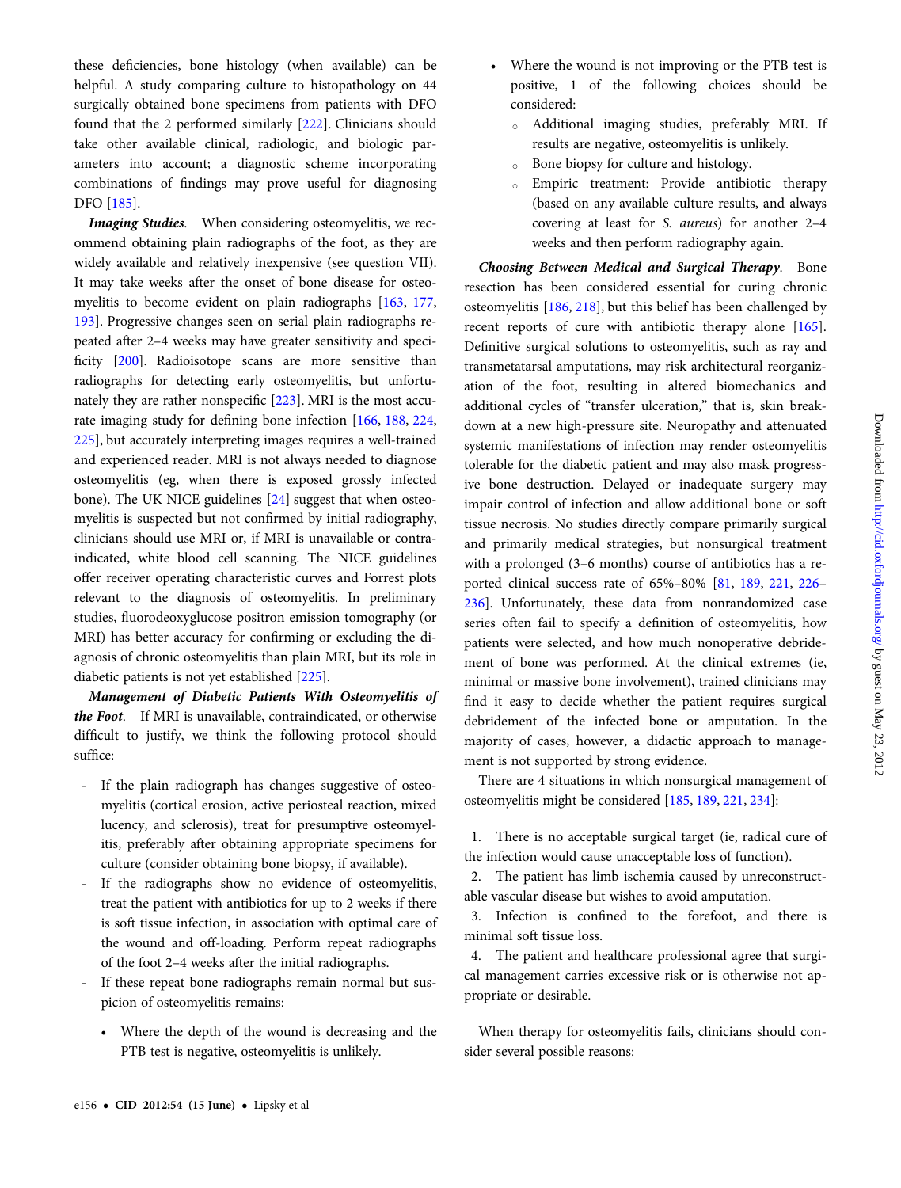these deficiencies, bone histology (when available) can be helpful. A study comparing culture to histopathology on 44 surgically obtained bone specimens from patients with DFO found that the 2 performed similarly [222]. Clinicians should take other available clinical, radiologic, and biologic parameters into account; a diagnostic scheme incorporating combinations of findings may prove useful for diagnosing DFO [185].

***Imaging Studies.*** When considering osteomyelitis, we recommend obtaining plain radiographs of the foot, as they are widely available and relatively inexpensive (see question VII). It may take weeks after the onset of bone disease for osteomyelitis to become evident on plain radiographs [163, 177, 193]. Progressive changes seen on serial plain radiographs repeated after 2–4 weeks may have greater sensitivity and specificity [200]. Radioisotope scans are more sensitive than radiographs for detecting early osteomyelitis, but unfortunately they are rather nonspecific [223]. MRI is the most accurate imaging study for defining bone infection [166, 188, 224, 225], but accurately interpreting images requires a well-trained and experienced reader. MRI is not always needed to diagnose osteomyelitis (eg, when there is exposed grossly infected bone). The UK NICE guidelines [24] suggest that when osteomyelitis is suspected but not confirmed by initial radiography, clinicians should use MRI or, if MRI is unavailable or contraindicated, white blood cell scanning. The NICE guidelines offer receiver operating characteristic curves and Forrest plots relevant to the diagnosis of osteomyelitis. In preliminary studies, fluorodeoxyglucose positron emission tomography (or MRI) has better accuracy for confirming or excluding the diagnosis of chronic osteomyelitis than plain MRI, but its role in diabetic patients is not yet established [225].

***Management of Diabetic Patients With Osteomyelitis of the Foot.*** If MRI is unavailable, contraindicated, or otherwise difficult to justify, we think the following protocol should suffice:

- If the plain radiograph has changes suggestive of osteomyelitis (cortical erosion, active periosteal reaction, mixed lucency, and sclerosis), treat for presumptive osteomyelitis, preferably after obtaining appropriate specimens for culture (consider obtaining bone biopsy, if available).
- If the radiographs show no evidence of osteomyelitis, treat the patient with antibiotics for up to 2 weeks if there is soft tissue infection, in association with optimal care of the wound and off-loading. Perform repeat radiographs of the foot 2–4 weeks after the initial radiographs.
- If these repeat bone radiographs remain normal but suspicion of osteomyelitis remains:
  - Where the depth of the wound is decreasing and the PTB test is negative, osteomyelitis is unlikely.
  - Where the wound is not improving or the PTB test is positive, 1 of the following choices should be considered:
    - Additional imaging studies, preferably MRI. If results are negative, osteomyelitis is unlikely.
    - Bone biopsy for culture and histology.
    - Empiric treatment: Provide antibiotic therapy (based on any available culture results, and always covering at least for *S. aureus*) for another 2–4 weeks and then perform radiography again.

***Choosing Between Medical and Surgical Therapy.*** Bone resection has been considered essential for curing chronic osteomyelitis [186, 218], but this belief has been challenged by recent reports of cure with antibiotic therapy alone [165]. Definitive surgical solutions to osteomyelitis, such as ray and transmetatarsal amputations, may risk architectural reorganization of the foot, resulting in altered biomechanics and additional cycles of "transfer ulceration," that is, skin breakdown at a new high-pressure site. Neuropathy and attenuated systemic manifestations of infection may render osteomyelitis tolerable for the diabetic patient and may also mask progressive bone destruction. Delayed or inadequate surgery may impair control of infection and allow additional bone or soft tissue necrosis. No studies directly compare primarily surgical and primarily medical strategies, but nonsurgical treatment with a prolonged (3–6 months) course of antibiotics has a reported clinical success rate of 65%–80% [81, 189, 221, 226–236]. Unfortunately, these data from nonrandomized case series often fail to specify a definition of osteomyelitis, how patients were selected, and how much nonoperative debridement of bone was performed. At the clinical extremes (ie, minimal or massive bone involvement), trained clinicians may find it easy to decide whether the patient requires surgical debridement of the infected bone or amputation. In the majority of cases, however, a didactic approach to management is not supported by strong evidence.

There are 4 situations in which nonsurgical management of osteomyelitis might be considered [185, 189, 221, 234]:

1. There is no acceptable surgical target (ie, radical cure of the infection would cause unacceptable loss of function).
2. The patient has limb ischemia caused by unreconstructable vascular disease but wishes to avoid amputation.
3. Infection is confined to the forefoot, and there is minimal soft tissue loss.
4. The patient and healthcare professional agree that surgical management carries excessive risk or is otherwise not appropriate or desirable.

When therapy for osteomyelitis fails, clinicians should consider several possible reasons: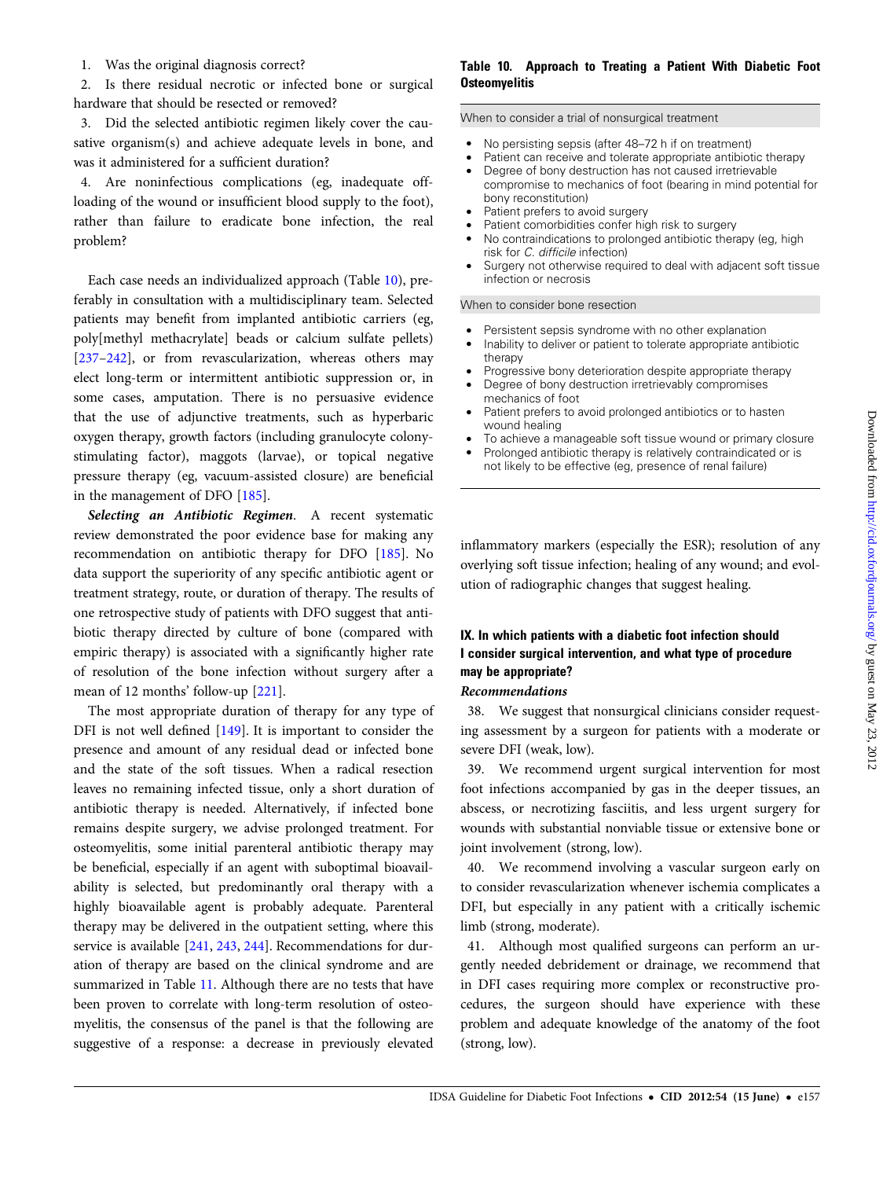1. Was the original diagnosis correct?
2. Is there residual necrotic or infected bone or surgical hardware that should be resected or removed?
3. Did the selected antibiotic regimen likely cover the causative organism(s) and achieve adequate levels in bone, and was it administered for a sufficient duration?
4. Are noninfectious complications (eg, inadequate offloading of the wound or insufficient blood supply to the foot), rather than failure to eradicate bone infection, the real problem?

Each case needs an individualized approach (Table 10), preferably in consultation with a multidisciplinary team. Selected patients may benefit from implanted antibiotic carriers (eg, poly[methyl methacrylate] beads or calcium sulfate pellets) [237–242], or from revascularization, whereas others may elect long-term or intermittent antibiotic suppression or, in some cases, amputation. There is no persuasive evidence that the use of adjunctive treatments, such as hyperbaric oxygen therapy, growth factors (including granulocyte colony-stimulating factor), maggots (larvae), or topical negative pressure therapy (eg, vacuum-assisted closure) are beneficial in the management of DFO [185].

***Selecting an Antibiotic Regimen.*** A recent systematic review demonstrated the poor evidence base for making any recommendation on antibiotic therapy for DFO [185]. No data support the superiority of any specific antibiotic agent or treatment strategy, route, or duration of therapy. The results of one retrospective study of patients with DFO suggest that antibiotic therapy directed by culture of bone (compared with empiric therapy) is associated with a significantly higher rate of resolution of the bone infection without surgery after a mean of 12 months' follow-up [221].

The most appropriate duration of therapy for any type of DFI is not well defined [149]. It is important to consider the presence and amount of any residual dead or infected bone and the state of the soft tissues. When a radical resection leaves no remaining infected tissue, only a short duration of antibiotic therapy is needed. Alternatively, if infected bone remains despite surgery, we advise prolonged treatment. For osteomyelitis, some initial parenteral antibiotic therapy may be beneficial, especially if an agent with suboptimal bioavailability is selected, but predominantly oral therapy with a highly bioavailable agent is probably adequate. Parenteral therapy may be delivered in the outpatient setting, where this service is available [241, 243, 244]. Recommendations for duration of therapy are based on the clinical syndrome and are summarized in Table 11. Although there are no tests that have been proven to correlate with long-term resolution of osteomyelitis, the consensus of the panel is that the following are suggestive of a response: a decrease in previously elevated inflammatory markers (especially the ESR); resolution of any overlying soft tissue infection; healing of any wound; and evolution of radiographic changes that suggest healing.

**Table 10. Approach to Treating a Patient With Diabetic Foot Osteomyelitis**

| When to consider a trial of nonsurgical treatment |
| --- |
| • No persisting sepsis (after 48–72 h if on treatment) |
| • Patient can receive and tolerate appropriate antibiotic therapy |
| • Degree of bony destruction has not caused irretrievable compromise to mechanics of foot (bearing in mind potential for bony reconstitution) |
| • Patient prefers to avoid surgery |
| • Patient comorbidities confer high risk to surgery |
| • No contraindications to prolonged antibiotic therapy (eg, high risk for *C. difficile* infection) |
| • Surgery not otherwise required to deal with adjacent soft tissue infection or necrosis |
| **When to consider bone resection** |
| • Persistent sepsis syndrome with no other explanation |
| • Inability to deliver or patient to tolerate appropriate antibiotic therapy |
| • Progressive bony deterioration despite appropriate therapy |
| • Degree of bony destruction irretrievably compromises mechanics of foot |
| • Patient prefers to avoid prolonged antibiotics or to hasten wound healing |
| • To achieve a manageable soft tissue wound or primary closure |
| • Prolonged antibiotic therapy is relatively contraindicated or is not likely to be effective (eg, presence of renal failure) |

## IX. In which patients with a diabetic foot infection should I consider surgical intervention, and what type of procedure may be appropriate?

### *Recommendations*

38. We suggest that nonsurgical clinicians consider requesting assessment by a surgeon for patients with a moderate or severe DFI (weak, low).

39. We recommend urgent surgical intervention for most foot infections accompanied by gas in the deeper tissues, an abscess, or necrotizing fasciitis, and less urgent surgery for wounds with substantial nonviable tissue or extensive bone or joint involvement (strong, low).

40. We recommend involving a vascular surgeon early on to consider revascularization whenever ischemia complicates a DFI, but especially in any patient with a critically ischemic limb (strong, moderate).

41. Although most qualified surgeons can perform an urgently needed debridement or drainage, we recommend that in DFI cases requiring more complex or reconstructive procedures, the surgeon should have experience with these problem and adequate knowledge of the anatomy of the foot (strong, low).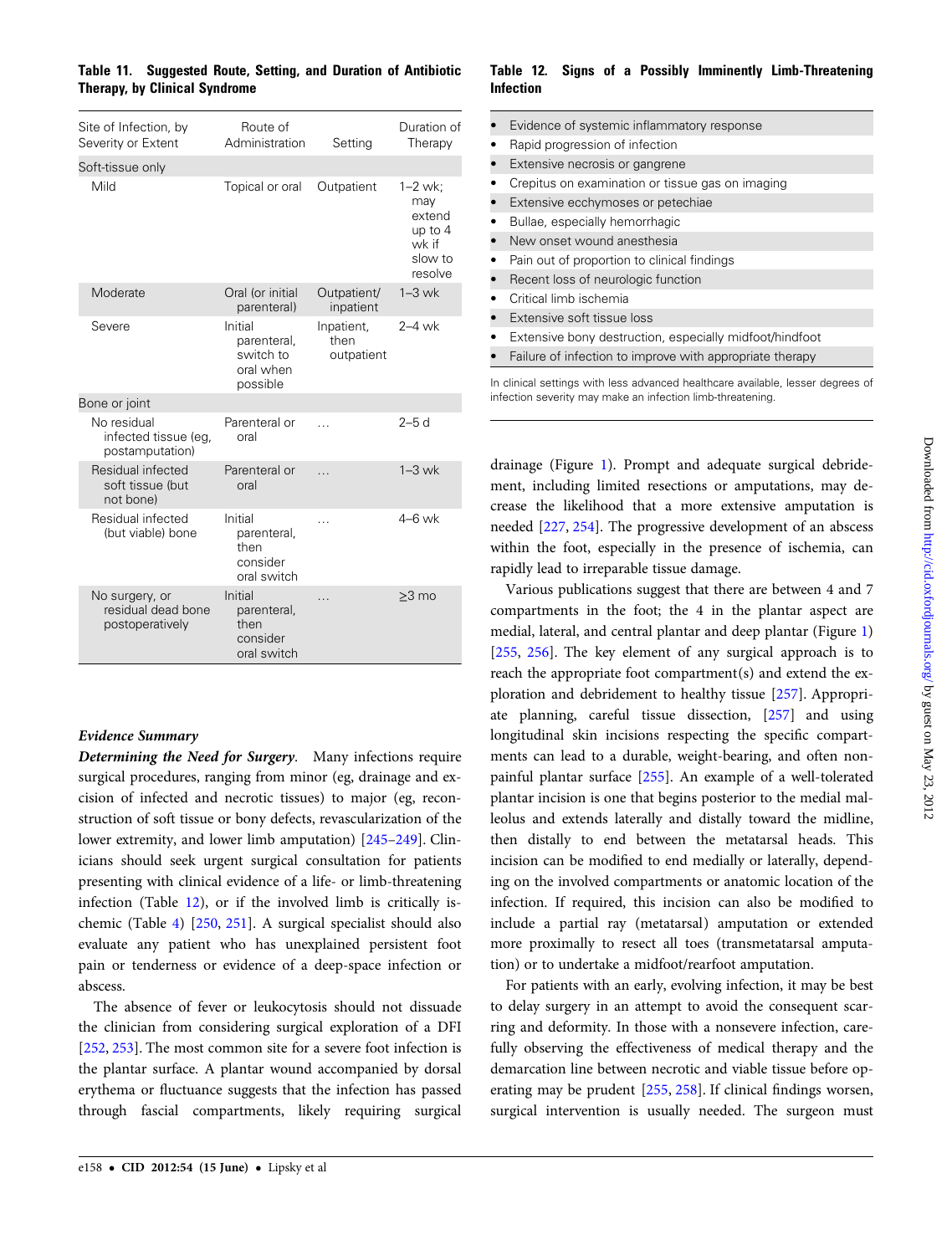**Table 11. Suggested Route, Setting, and Duration of Antibiotic Therapy, by Clinical Syndrome**

| Site of Infection, by Severity or Extent | Route of Administration | Setting | Duration of Therapy |
|---|---|---|---|
| Soft-tissue only | | | |
| Mild | Topical or oral | Outpatient | 1–2 wk; may extend up to 4 wk if slow to resolve |
| Moderate | Oral (or initial parenteral) | Outpatient/ inpatient | 1–3 wk |
| Severe | Initial parenteral, switch to oral when possible | Inpatient, then outpatient | 2–4 wk |
| Bone or joint | | | |
| No residual infected tissue (eg, postamputation) | Parenteral or oral | … | 2–5 d |
| Residual infected soft tissue (but not bone) | Parenteral or oral | … | 1–3 wk |
| Residual infected (but viable) bone | Initial parenteral, then consider oral switch | … | 4–6 wk |
| No surgery, or residual dead bone postoperatively | Initial parenteral, then consider oral switch | … | ≥3 mo |

### Evidence Summary

***Determining the Need for Surgery.*** Many infections require surgical procedures, ranging from minor (eg, drainage and excision of infected and necrotic tissues) to major (eg, reconstruction of soft tissue or bony defects, revascularization of the lower extremity, and lower limb amputation) [245–249]. Clinicians should seek urgent surgical consultation for patients presenting with clinical evidence of a life- or limb-threatening infection (Table 12), or if the involved limb is critically ischemic (Table 4) [250, 251]. A surgical specialist should also evaluate any patient who has unexplained persistent foot pain or tenderness or evidence of a deep-space infection or abscess.

The absence of fever or leukocytosis should not dissuade the clinician from considering surgical exploration of a DFI [252, 253]. The most common site for a severe foot infection is the plantar surface. A plantar wound accompanied by dorsal erythema or fluctuance suggests that the infection has passed through fascial compartments, likely requiring surgical drainage (Figure 1). Prompt and adequate surgical debridement, including limited resections or amputations, may decrease the likelihood that a more extensive amputation is needed [227, 254]. The progressive development of an abscess within the foot, especially in the presence of ischemia, can rapidly lead to irreparable tissue damage.

**Table 12. Signs of a Possibly Imminently Limb-Threatening Infection**

- Evidence of systemic inflammatory response
- Rapid progression of infection
- Extensive necrosis or gangrene
- Crepitus on examination or tissue gas on imaging
- Extensive ecchymoses or petechiae
- Bullae, especially hemorrhagic
- New onset wound anesthesia
- Pain out of proportion to clinical findings
- Recent loss of neurologic function
- Critical limb ischemia
- Extensive soft tissue loss
- Extensive bony destruction, especially midfoot/hindfoot
- Failure of infection to improve with appropriate therapy

In clinical settings with less advanced healthcare available, lesser degrees of infection severity may make an infection limb-threatening.

Various publications suggest that there are between 4 and 7 compartments in the foot; the 4 in the plantar aspect are medial, lateral, and central plantar and deep plantar (Figure 1) [255, 256]. The key element of any surgical approach is to reach the appropriate foot compartment(s) and extend the exploration and debridement to healthy tissue [257]. Appropriate planning, careful tissue dissection, [257] and using longitudinal skin incisions respecting the specific compartments can lead to a durable, weight-bearing, and often nonpainful plantar surface [255]. An example of a well-tolerated plantar incision is one that begins posterior to the medial malleolus and extends laterally and distally toward the midline, then distally to end between the metatarsal heads. This incision can be modified to end medially or laterally, depending on the involved compartments or anatomic location of the infection. If required, this incision can also be modified to include a partial ray (metatarsal) amputation or extended more proximally to resect all toes (transmetatarsal amputation) or to undertake a midfoot/rearfoot amputation.

For patients with an early, evolving infection, it may be best to delay surgery in an attempt to avoid the consequent scarring and deformity. In those with a nonsevere infection, carefully observing the effectiveness of medical therapy and the demarcation line between necrotic and viable tissue before operating may be prudent [255, 258]. If clinical findings worsen, surgical intervention is usually needed. The surgeon must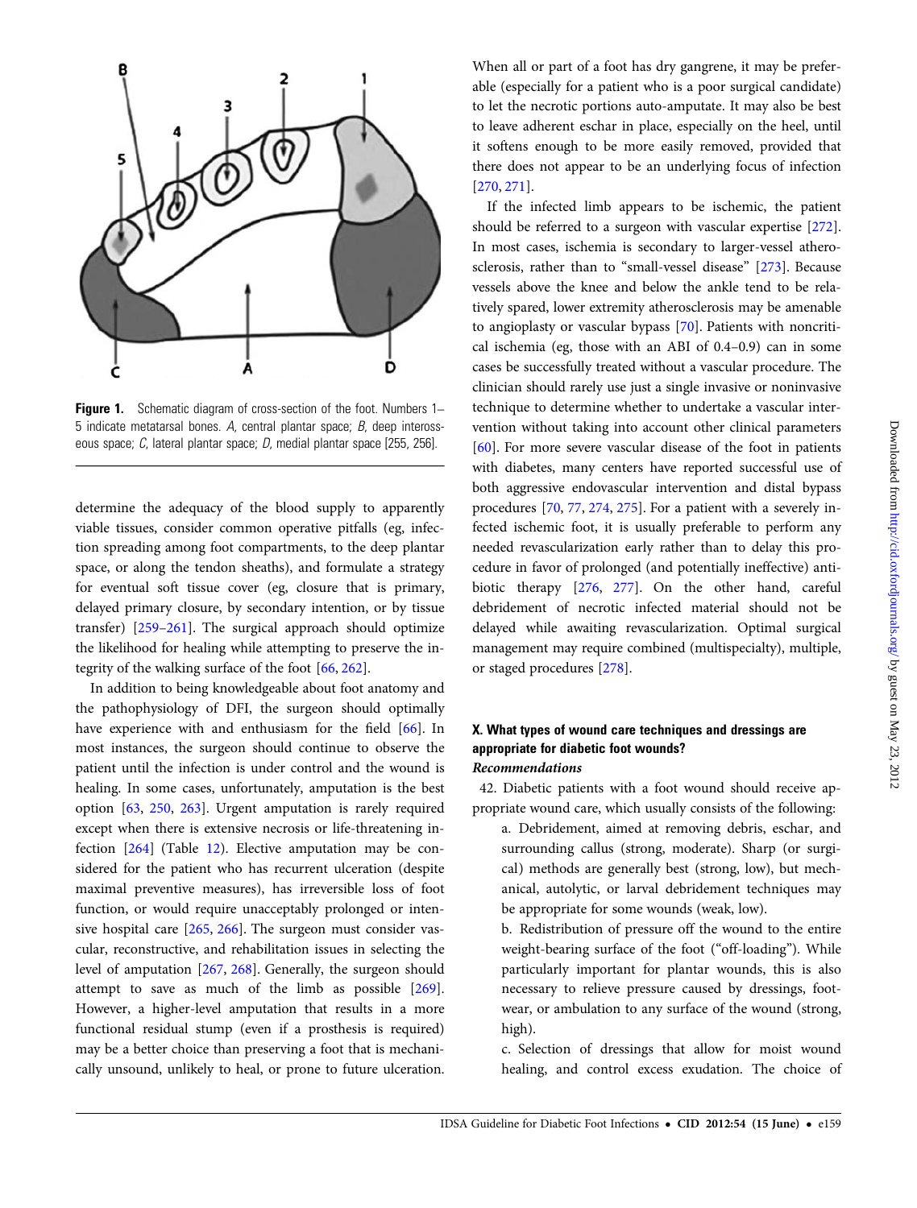**Figure 1.** Schematic diagram of cross-section of the foot. Numbers 1–5 indicate metatarsal bones. *A*, central plantar space; *B*, deep interosseous space; *C*, lateral plantar space; *D*, medial plantar space [255, 256].

determine the adequacy of the blood supply to apparently viable tissues, consider common operative pitfalls (eg, infection spreading among foot compartments, to the deep plantar space, or along the tendon sheaths), and formulate a strategy for eventual soft tissue cover (eg, closure that is primary, delayed primary closure, by secondary intention, or by tissue transfer) [259–261]. The surgical approach should optimize the likelihood for healing while attempting to preserve the integrity of the walking surface of the foot [66, 262].

In addition to being knowledgeable about foot anatomy and the pathophysiology of DFI, the surgeon should optimally have experience with and enthusiasm for the field [66]. In most instances, the surgeon should continue to observe the patient until the infection is under control and the wound is healing. In some cases, unfortunately, amputation is the best option [63, 250, 263]. Urgent amputation is rarely required except when there is extensive necrosis or life-threatening infection [264] (Table 12). Elective amputation may be considered for the patient who has recurrent ulceration (despite maximal preventive measures), has irreversible loss of foot function, or would require unacceptably prolonged or intensive hospital care [265, 266]. The surgeon must consider vascular, reconstructive, and rehabilitation issues in selecting the level of amputation [267, 268]. Generally, the surgeon should attempt to save as much of the limb as possible [269]. However, a higher-level amputation that results in a more functional residual stump (even if a prosthesis is required) may be a better choice than preserving a foot that is mechanically unsound, unlikely to heal, or prone to future ulceration.

When all or part of a foot has dry gangrene, it may be preferable (especially for a patient who is a poor surgical candidate) to let the necrotic portions auto-amputate. It may also be best to leave adherent eschar in place, especially on the heel, until it softens enough to be more easily removed, provided that there does not appear to be an underlying focus of infection [270, 271].

If the infected limb appears to be ischemic, the patient should be referred to a surgeon with vascular expertise [272]. In most cases, ischemia is secondary to larger-vessel atherosclerosis, rather than to "small-vessel disease" [273]. Because vessels above the knee and below the ankle tend to be relatively spared, lower extremity atherosclerosis may be amenable to angioplasty or vascular bypass [70]. Patients with noncritical ischemia (eg, those with an ABI of 0.4–0.9) can in some cases be successfully treated without a vascular procedure. The clinician should rarely use just a single invasive or noninvasive technique to determine whether to undertake a vascular intervention without taking into account other clinical parameters [60]. For more severe vascular disease of the foot in patients with diabetes, many centers have reported successful use of both aggressive endovascular intervention and distal bypass procedures [70, 77, 274, 275]. For a patient with a severely infected ischemic foot, it is usually preferable to perform any needed revascularization early rather than to delay this procedure in favor of prolonged (and potentially ineffective) antibiotic therapy [276, 277]. On the other hand, careful debridement of necrotic infected material should not be delayed while awaiting revascularization. Optimal surgical management may require combined (multispecialty), multiple, or staged procedures [278].

### X. What types of wound care techniques and dressings are appropriate for diabetic foot wounds?

***Recommendations***

42. Diabetic patients with a foot wound should receive appropriate wound care, which usually consists of the following:

a. Debridement, aimed at removing debris, eschar, and surrounding callus (strong, moderate). Sharp (or surgical) methods are generally best (strong, low), but mechanical, autolytic, or larval debridement techniques may be appropriate for some wounds (weak, low).

b. Redistribution of pressure off the wound to the entire weight-bearing surface of the foot ("off-loading"). While particularly important for plantar wounds, this is also necessary to relieve pressure caused by dressings, footwear, or ambulation to any surface of the wound (strong, high).

c. Selection of dressings that allow for moist wound healing, and control excess exudation. The choice of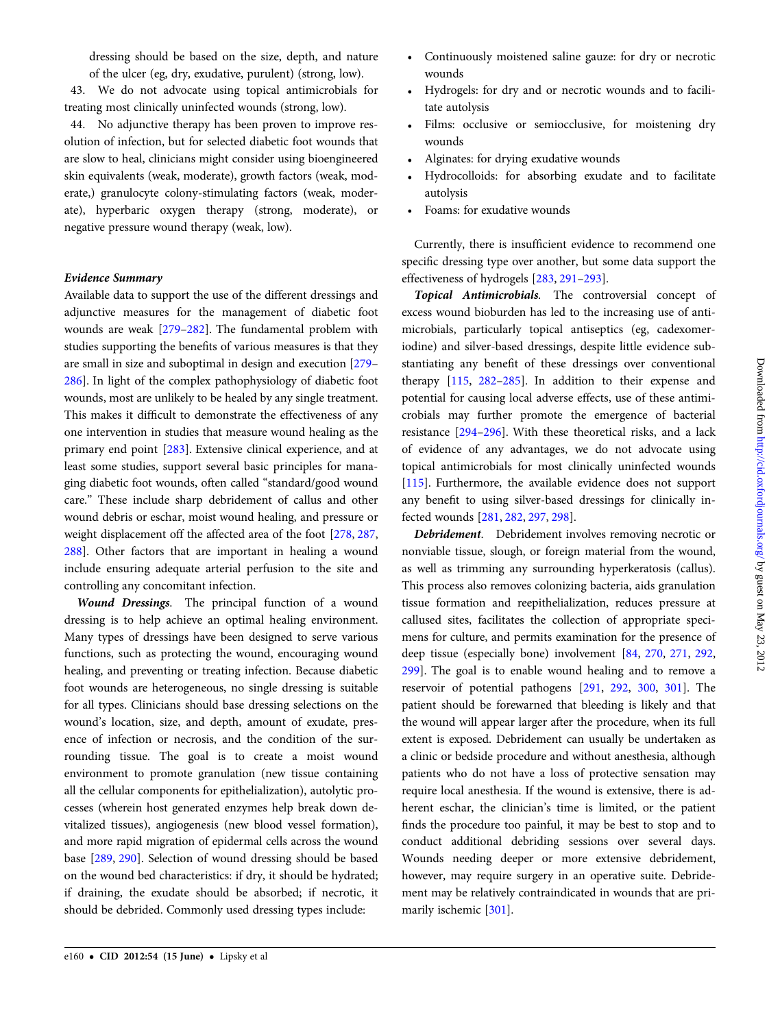dressing should be based on the size, depth, and nature of the ulcer (eg, dry, exudative, purulent) (strong, low).

43. We do not advocate using topical antimicrobials for treating most clinically uninfected wounds (strong, low).

44. No adjunctive therapy has been proven to improve resolution of infection, but for selected diabetic foot wounds that are slow to heal, clinicians might consider using bioengineered skin equivalents (weak, moderate), growth factors (weak, moderate,) granulocyte colony-stimulating factors (weak, moderate), hyperbaric oxygen therapy (strong, moderate), or negative pressure wound therapy (weak, low).

### *Evidence Summary*

Available data to support the use of the different dressings and adjunctive measures for the management of diabetic foot wounds are weak [279–282]. The fundamental problem with studies supporting the benefits of various measures is that they are small in size and suboptimal in design and execution [279–286]. In light of the complex pathophysiology of diabetic foot wounds, most are unlikely to be healed by any single treatment. This makes it difficult to demonstrate the effectiveness of any one intervention in studies that measure wound healing as the primary end point [283]. Extensive clinical experience, and at least some studies, support several basic principles for managing diabetic foot wounds, often called "standard/good wound care." These include sharp debridement of callus and other wound debris or eschar, moist wound healing, and pressure or weight displacement off the affected area of the foot [278, 287, 288]. Other factors that are important in healing a wound include ensuring adequate arterial perfusion to the site and controlling any concomitant infection.

***Wound Dressings.*** The principal function of a wound dressing is to help achieve an optimal healing environment. Many types of dressings have been designed to serve various functions, such as protecting the wound, encouraging wound healing, and preventing or treating infection. Because diabetic foot wounds are heterogeneous, no single dressing is suitable for all types. Clinicians should base dressing selections on the wound's location, size, and depth, amount of exudate, presence of infection or necrosis, and the condition of the surrounding tissue. The goal is to create a moist wound environment to promote granulation (new tissue containing all the cellular components for epithelialization), autolytic processes (wherein host generated enzymes help break down devitalized tissues), angiogenesis (new blood vessel formation), and more rapid migration of epidermal cells across the wound base [289, 290]. Selection of wound dressing should be based on the wound bed characteristics: if dry, it should be hydrated; if draining, the exudate should be absorbed; if necrotic, it should be debrided. Commonly used dressing types include:

- Continuously moistened saline gauze: for dry or necrotic wounds
- Hydrogels: for dry and or necrotic wounds and to facilitate autolysis
- Films: occlusive or semiocclusive, for moistening dry wounds
- Alginates: for drying exudative wounds
- Hydrocolloids: for absorbing exudate and to facilitate autolysis
- Foams: for exudative wounds

Currently, there is insufficient evidence to recommend one specific dressing type over another, but some data support the effectiveness of hydrogels [283, 291–293].

***Topical Antimicrobials.*** The controversial concept of excess wound bioburden has led to the increasing use of antimicrobials, particularly topical antiseptics (eg, cadexomer-iodine) and silver-based dressings, despite little evidence substantiating any benefit of these dressings over conventional therapy [115, 282–285]. In addition to their expense and potential for causing local adverse effects, use of these antimicrobials may further promote the emergence of bacterial resistance [294–296]. With these theoretical risks, and a lack of evidence of any advantages, we do not advocate using topical antimicrobials for most clinically uninfected wounds [115]. Furthermore, the available evidence does not support any benefit to using silver-based dressings for clinically infected wounds [281, 282, 297, 298].

***Debridement.*** Debridement involves removing necrotic or nonviable tissue, slough, or foreign material from the wound, as well as trimming any surrounding hyperkeratosis (callus). This process also removes colonizing bacteria, aids granulation tissue formation and reepithelialization, reduces pressure at callused sites, facilitates the collection of appropriate specimens for culture, and permits examination for the presence of deep tissue (especially bone) involvement [84, 270, 271, 292, 299]. The goal is to enable wound healing and to remove a reservoir of potential pathogens [291, 292, 300, 301]. The patient should be forewarned that bleeding is likely and that the wound will appear larger after the procedure, when its full extent is exposed. Debridement can usually be undertaken as a clinic or bedside procedure and without anesthesia, although patients who do not have a loss of protective sensation may require local anesthesia. If the wound is extensive, there is adherent eschar, the clinician's time is limited, or the patient finds the procedure too painful, it may be best to stop and to conduct additional debriding sessions over several days. Wounds needing deeper or more extensive debridement, however, may require surgery in an operative suite. Debridement may be relatively contraindicated in wounds that are primarily ischemic [301].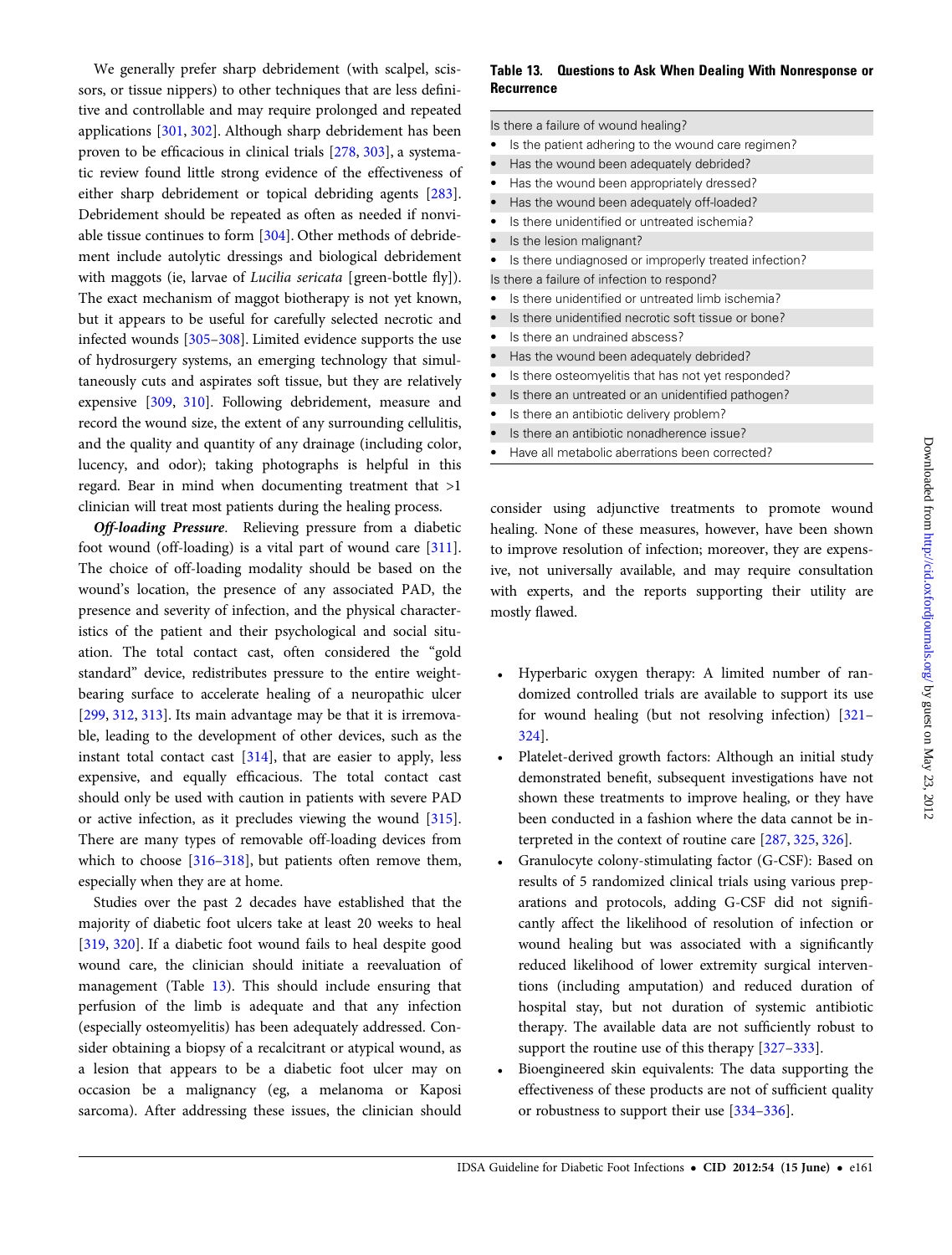We generally prefer sharp debridement (with scalpel, scissors, or tissue nippers) to other techniques that are less definitive and controllable and may require prolonged and repeated applications [301, 302]. Although sharp debridement has been proven to be efficacious in clinical trials [278, 303], a systematic review found little strong evidence of the effectiveness of either sharp debridement or topical debriding agents [283]. Debridement should be repeated as often as needed if nonviable tissue continues to form [304]. Other methods of debridement include autolytic dressings and biological debridement with maggots (ie, larvae of *Lucilia sericata* [green-bottle fly]). The exact mechanism of maggot biotherapy is not yet known, but it appears to be useful for carefully selected necrotic and infected wounds [305–308]. Limited evidence supports the use of hydrosurgery systems, an emerging technology that simultaneously cuts and aspirates soft tissue, but they are relatively expensive [309, 310]. Following debridement, measure and record the wound size, the extent of any surrounding cellulitis, and the quality and quantity of any drainage (including color, lucency, and odor); taking photographs is helpful in this regard. Bear in mind when documenting treatment that >1 clinician will treat most patients during the healing process.

***Off-loading Pressure.*** Relieving pressure from a diabetic foot wound (off-loading) is a vital part of wound care [311]. The choice of off-loading modality should be based on the wound's location, the presence of any associated PAD, the presence and severity of infection, and the physical characteristics of the patient and their psychological and social situation. The total contact cast, often considered the "gold standard" device, redistributes pressure to the entire weight-bearing surface to accelerate healing of a neuropathic ulcer [299, 312, 313]. Its main advantage may be that it is irremovable, leading to the development of other devices, such as the instant total contact cast [314], that are easier to apply, less expensive, and equally efficacious. The total contact cast should only be used with caution in patients with severe PAD or active infection, as it precludes viewing the wound [315]. There are many types of removable off-loading devices from which to choose [316–318], but patients often remove them, especially when they are at home.

Studies over the past 2 decades have established that the majority of diabetic foot ulcers take at least 20 weeks to heal [319, 320]. If a diabetic foot wound fails to heal despite good wound care, the clinician should initiate a reevaluation of management (Table 13). This should include ensuring that perfusion of the limb is adequate and that any infection (especially osteomyelitis) has been adequately addressed. Consider obtaining a biopsy of a recalcitrant or atypical wound, as a lesion that appears to be a diabetic foot ulcer may on occasion be a malignancy (eg, a melanoma or Kaposi sarcoma). After addressing these issues, the clinician should consider using adjunctive treatments to promote wound healing. None of these measures, however, have been shown to improve resolution of infection; moreover, they are expensive, not universally available, and may require consultation with experts, and the reports supporting their utility are mostly flawed.

**Table 13. Questions to Ask When Dealing With Nonresponse or Recurrence**

| |
|---|
| Is there a failure of wound healing? |
| • Is the patient adhering to the wound care regimen? |
| • Has the wound been adequately debrided? |
| • Has the wound been appropriately dressed? |
| • Has the wound been adequately off-loaded? |
| • Is there unidentified or untreated ischemia? |
| • Is the lesion malignant? |
| • Is there undiagnosed or improperly treated infection? |
| Is there a failure of infection to respond? |
| • Is there unidentified or untreated limb ischemia? |
| • Is there unidentified necrotic soft tissue or bone? |
| • Is there an undrained abscess? |
| • Has the wound been adequately debrided? |
| • Is there osteomyelitis that has not yet responded? |
| • Is there an untreated or an unidentified pathogen? |
| • Is there an antibiotic delivery problem? |
| • Is there an antibiotic nonadherence issue? |
| • Have all metabolic aberrations been corrected? |

- Hyperbaric oxygen therapy: A limited number of randomized controlled trials are available to support its use for wound healing (but not resolving infection) [321–324].
- Platelet-derived growth factors: Although an initial study demonstrated benefit, subsequent investigations have not shown these treatments to improve healing, or they have been conducted in a fashion where the data cannot be interpreted in the context of routine care [287, 325, 326].
- Granulocyte colony-stimulating factor (G-CSF): Based on results of 5 randomized clinical trials using various preparations and protocols, adding G-CSF did not significantly affect the likelihood of resolution of infection or wound healing but was associated with a significantly reduced likelihood of lower extremity surgical interventions (including amputation) and reduced duration of hospital stay, but not duration of systemic antibiotic therapy. The available data are not sufficiently robust to support the routine use of this therapy [327–333].
- Bioengineered skin equivalents: The data supporting the effectiveness of these products are not of sufficient quality or robustness to support their use [334–336].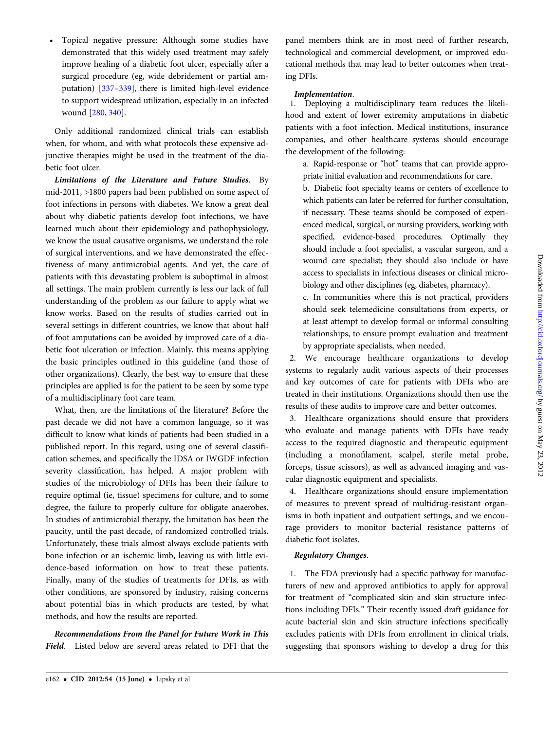- Topical negative pressure: Although some studies have demonstrated that this widely used treatment may safely improve healing of a diabetic foot ulcer, especially after a surgical procedure (eg, wide debridement or partial amputation) [337–339], there is limited high-level evidence to support widespread utilization, especially in an infected wound [280, 340].

Only additional randomized clinical trials can establish when, for whom, and with what protocols these expensive adjunctive therapies might be used in the treatment of the diabetic foot ulcer.

***Limitations of the Literature and Future Studies.*** By mid-2011, >1800 papers had been published on some aspect of foot infections in persons with diabetes. We know a great deal about why diabetic patients develop foot infections, we have learned much about their epidemiology and pathophysiology, we know the usual causative organisms, we understand the role of surgical interventions, and we have demonstrated the effectiveness of many antimicrobial agents. And yet, the care of patients with this devastating problem is suboptimal in almost all settings. The main problem currently is less our lack of full understanding of the problem as our failure to apply what we know works. Based on the results of studies carried out in several settings in different countries, we know that about half of foot amputations can be avoided by improved care of a diabetic foot ulceration or infection. Mainly, this means applying the basic principles outlined in this guideline (and those of other organizations). Clearly, the best way to ensure that these principles are applied is for the patient to be seen by some type of a multidisciplinary foot care team.

What, then, are the limitations of the literature? Before the past decade we did not have a common language, so it was difficult to know what kinds of patients had been studied in a published report. In this regard, using one of several classification schemes, and specifically the IDSA or IWGDF infection severity classification, has helped. A major problem with studies of the microbiology of DFIs has been their failure to require optimal (ie, tissue) specimens for culture, and to some degree, the failure to properly culture for obligate anaerobes. In studies of antimicrobial therapy, the limitation has been the paucity, until the past decade, of randomized controlled trials. Unfortunately, these trials almost always exclude patients with bone infection or an ischemic limb, leaving us with little evidence-based information on how to treat these patients. Finally, many of the studies of treatments for DFIs, as with other conditions, are sponsored by industry, raising concerns about potential bias in which products are tested, by what methods, and how the results are reported.

***Recommendations From the Panel for Future Work in This Field.*** Listed below are several areas related to DFI that the panel members think are in most need of further research, technological and commercial development, or improved educational methods that may lead to better outcomes when treating DFIs.

***Implementation.***

1. Deploying a multidisciplinary team reduces the likelihood and extent of lower extremity amputations in diabetic patients with a foot infection. Medical institutions, insurance companies, and other healthcare systems should encourage the development of the following:
   a. Rapid-response or "hot" teams that can provide appropriate initial evaluation and recommendations for care.
   b. Diabetic foot specialty teams or centers of excellence to which patients can later be referred for further consultation, if necessary. These teams should be composed of experienced medical, surgical, or nursing providers, working with specified, evidence-based procedures. Optimally they should include a foot specialist, a vascular surgeon, and a wound care specialist; they should also include or have access to specialists in infectious diseases or clinical microbiology and other disciplines (eg, diabetes, pharmacy).
   c. In communities where this is not practical, providers should seek telemedicine consultations from experts, or at least attempt to develop formal or informal consulting relationships, to ensure prompt evaluation and treatment by appropriate specialists, when needed.
2. We encourage healthcare organizations to develop systems to regularly audit various aspects of their processes and key outcomes of care for patients with DFIs who are treated in their institutions. Organizations should then use the results of these audits to improve care and better outcomes.
3. Healthcare organizations should ensure that providers who evaluate and manage patients with DFIs have ready access to the required diagnostic and therapeutic equipment (including a monofilament, scalpel, sterile metal probe, forceps, tissue scissors), as well as advanced imaging and vascular diagnostic equipment and specialists.
4. Healthcare organizations should ensure implementation of measures to prevent spread of multidrug-resistant organisms in both inpatient and outpatient settings, and we encourage providers to monitor bacterial resistance patterns of diabetic foot isolates.

***Regulatory Changes.***

1. The FDA previously had a specific pathway for manufacturers of new and approved antibiotics to apply for approval for treatment of "complicated skin and skin structure infections including DFIs." Their recently issued draft guidance for acute bacterial skin and skin structure infections specifically excludes patients with DFIs from enrollment in clinical trials, suggesting that sponsors wishing to develop a drug for this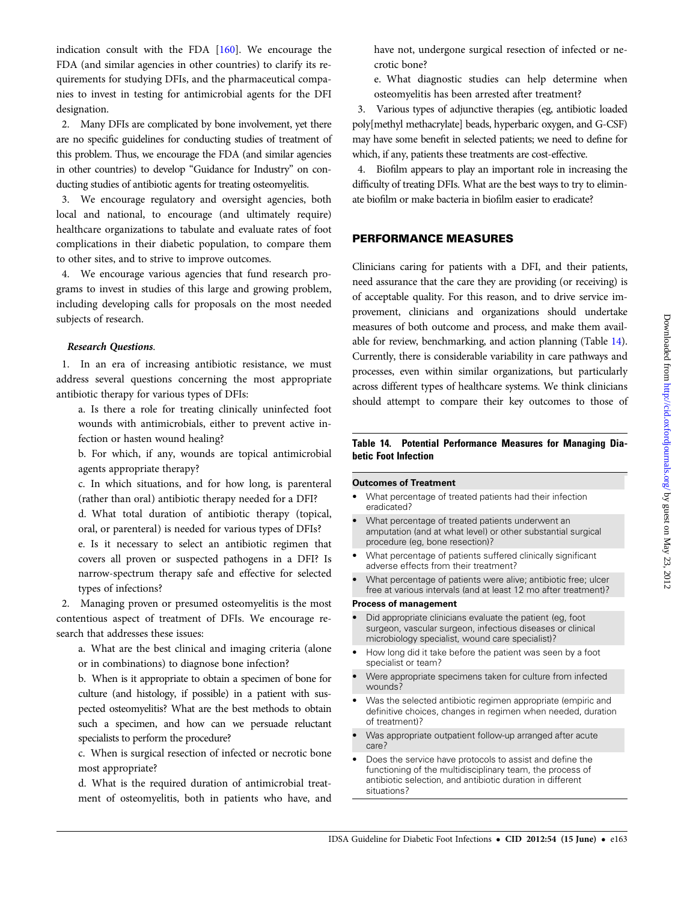indication consult with the FDA [160]. We encourage the FDA (and similar agencies in other countries) to clarify its requirements for studying DFIs, and the pharmaceutical companies to invest in testing for antimicrobial agents for the DFI designation.

2. Many DFIs are complicated by bone involvement, yet there are no specific guidelines for conducting studies of treatment of this problem. Thus, we encourage the FDA (and similar agencies in other countries) to develop "Guidance for Industry" on conducting studies of antibiotic agents for treating osteomyelitis.

3. We encourage regulatory and oversight agencies, both local and national, to encourage (and ultimately require) healthcare organizations to tabulate and evaluate rates of foot complications in their diabetic population, to compare them to other sites, and to strive to improve outcomes.

4. We encourage various agencies that fund research programs to invest in studies of this large and growing problem, including developing calls for proposals on the most needed subjects of research.

***Research Questions***.

1. In an era of increasing antibiotic resistance, we must address several questions concerning the most appropriate antibiotic therapy for various types of DFIs:

a. Is there a role for treating clinically uninfected foot wounds with antimicrobials, either to prevent active infection or hasten wound healing?

b. For which, if any, wounds are topical antimicrobial agents appropriate therapy?

c. In which situations, and for how long, is parenteral (rather than oral) antibiotic therapy needed for a DFI?

d. What total duration of antibiotic therapy (topical, oral, or parenteral) is needed for various types of DFIs?

e. Is it necessary to select an antibiotic regimen that covers all proven or suspected pathogens in a DFI? Is narrow-spectrum therapy safe and effective for selected types of infections?

2. Managing proven or presumed osteomyelitis is the most contentious aspect of treatment of DFIs. We encourage research that addresses these issues:

a. What are the best clinical and imaging criteria (alone or in combinations) to diagnose bone infection?

b. When is it appropriate to obtain a specimen of bone for culture (and histology, if possible) in a patient with suspected osteomyelitis? What are the best methods to obtain such a specimen, and how can we persuade reluctant specialists to perform the procedure?

c. When is surgical resection of infected or necrotic bone most appropriate?

d. What is the required duration of antimicrobial treatment of osteomyelitis, both in patients who have, and have not, undergone surgical resection of infected or necrotic bone?

e. What diagnostic studies can help determine when osteomyelitis has been arrested after treatment?

3. Various types of adjunctive therapies (eg, antibiotic loaded poly[methyl methacrylate] beads, hyperbaric oxygen, and G-CSF) may have some benefit in selected patients; we need to define for which, if any, patients these treatments are cost-effective.

4. Biofilm appears to play an important role in increasing the difficulty of treating DFIs. What are the best ways to try to eliminate biofilm or make bacteria in biofilm easier to eradicate?

## PERFORMANCE MEASURES

Clinicians caring for patients with a DFI, and their patients, need assurance that the care they are providing (or receiving) is of acceptable quality. For this reason, and to drive service improvement, clinicians and organizations should undertake measures of both outcome and process, and make them available for review, benchmarking, and action planning (Table 14). Currently, there is considerable variability in care pathways and processes, even within similar organizations, but particularly across different types of healthcare systems. We think clinicians should attempt to compare their key outcomes to those of

**Table 14. Potential Performance Measures for Managing Diabetic Foot Infection**

| |
|---|
| **Outcomes of Treatment** |
| • What percentage of treated patients had their infection eradicated? |
| • What percentage of treated patients underwent an amputation (and at what level) or other substantial surgical procedure (eg, bone resection)? |
| • What percentage of patients suffered clinically significant adverse effects from their treatment? |
| • What percentage of patients were alive; antibiotic free; ulcer free at various intervals (and at least 12 mo after treatment)? |
| **Process of management** |
| • Did appropriate clinicians evaluate the patient (eg, foot surgeon, vascular surgeon, infectious diseases or clinical microbiology specialist, wound care specialist)? |
| • How long did it take before the patient was seen by a foot specialist or team? |
| • Were appropriate specimens taken for culture from infected wounds? |
| • Was the selected antibiotic regimen appropriate (empiric and definitive choices, changes in regimen when needed, duration of treatment)? |
| • Was appropriate outpatient follow-up arranged after acute care? |
| • Does the service have protocols to assist and define the functioning of the multidisciplinary team, the process of antibiotic selection, and antibiotic duration in different situations? |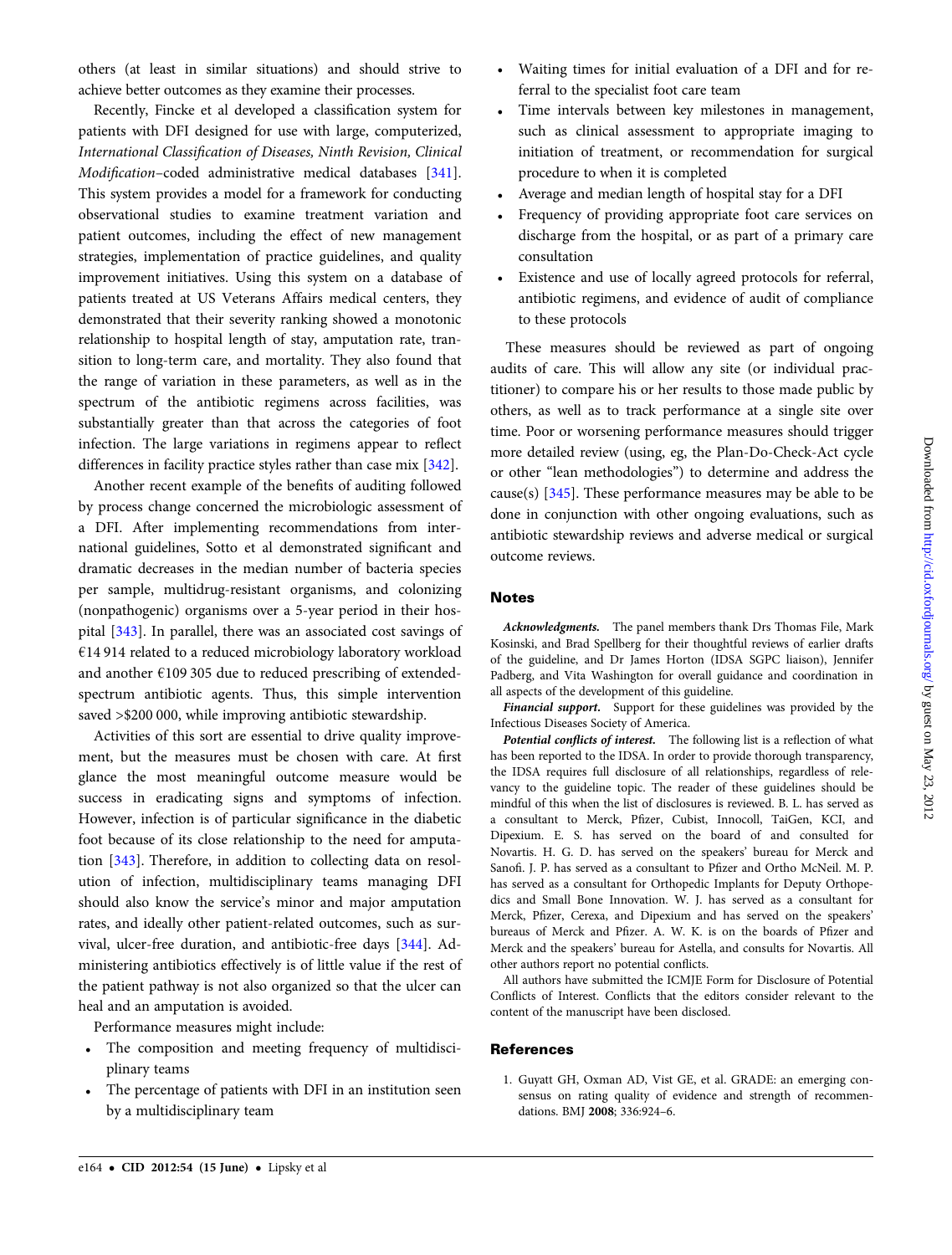others (at least in similar situations) and should strive to achieve better outcomes as they examine their processes.

Recently, Fincke et al developed a classification system for patients with DFI designed for use with large, computerized, *International Classification of Diseases, Ninth Revision, Clinical Modification*–coded administrative medical databases [341]. This system provides a model for a framework for conducting observational studies to examine treatment variation and patient outcomes, including the effect of new management strategies, implementation of practice guidelines, and quality improvement initiatives. Using this system on a database of patients treated at US Veterans Affairs medical centers, they demonstrated that their severity ranking showed a monotonic relationship to hospital length of stay, amputation rate, transition to long-term care, and mortality. They also found that the range of variation in these parameters, as well as in the spectrum of the antibiotic regimens across facilities, was substantially greater than that across the categories of foot infection. The large variations in regimens appear to reflect differences in facility practice styles rather than case mix [342].

Another recent example of the benefits of auditing followed by process change concerned the microbiologic assessment of a DFI. After implementing recommendations from international guidelines, Sotto et al demonstrated significant and dramatic decreases in the median number of bacteria species per sample, multidrug-resistant organisms, and colonizing (nonpathogenic) organisms over a 5-year period in their hospital [343]. In parallel, there was an associated cost savings of €14 914 related to a reduced microbiology laboratory workload and another €109 305 due to reduced prescribing of extended-spectrum antibiotic agents. Thus, this simple intervention saved >$200 000, while improving antibiotic stewardship.

Activities of this sort are essential to drive quality improvement, but the measures must be chosen with care. At first glance the most meaningful outcome measure would be success in eradicating signs and symptoms of infection. However, infection is of particular significance in the diabetic foot because of its close relationship to the need for amputation [343]. Therefore, in addition to collecting data on resolution of infection, multidisciplinary teams managing DFI should also know the service's minor and major amputation rates, and ideally other patient-related outcomes, such as survival, ulcer-free duration, and antibiotic-free days [344]. Administering antibiotics effectively is of little value if the rest of the patient pathway is not also organized so that the ulcer can heal and an amputation is avoided.

Performance measures might include:

- The composition and meeting frequency of multidisciplinary teams
- The percentage of patients with DFI in an institution seen by a multidisciplinary team
- Waiting times for initial evaluation of a DFI and for referral to the specialist foot care team
- Time intervals between key milestones in management, such as clinical assessment to appropriate imaging to initiation of treatment, or recommendation for surgical procedure to when it is completed
- Average and median length of hospital stay for a DFI
- Frequency of providing appropriate foot care services on discharge from the hospital, or as part of a primary care consultation
- Existence and use of locally agreed protocols for referral, antibiotic regimens, and evidence of audit of compliance to these protocols

These measures should be reviewed as part of ongoing audits of care. This will allow any site (or individual practitioner) to compare his or her results to those made public by others, as well as to track performance at a single site over time. Poor or worsening performance measures should trigger more detailed review (using, eg, the Plan-Do-Check-Act cycle or other "lean methodologies") to determine and address the cause(s) [345]. These performance measures may be able to be done in conjunction with other ongoing evaluations, such as antibiotic stewardship reviews and adverse medical or surgical outcome reviews.

## Notes

***Acknowledgments.*** The panel members thank Drs Thomas File, Mark Kosinski, and Brad Spellberg for their thoughtful reviews of earlier drafts of the guideline, and Dr James Horton (IDSA SGPC liaison), Jennifer Padberg, and Vita Washington for overall guidance and coordination in all aspects of the development of this guideline.

***Financial support.*** Support for these guidelines was provided by the Infectious Diseases Society of America.

***Potential conflicts of interest.*** The following list is a reflection of what has been reported to the IDSA. In order to provide thorough transparency, the IDSA requires full disclosure of all relationships, regardless of relevancy to the guideline topic. The reader of these guidelines should be mindful of this when the list of disclosures is reviewed. B. L. has served as a consultant to Merck, Pfizer, Cubist, Innocoll, TaiGen, KCI, and Dipexium. E. S. has served on the board of and consulted for Novartis. H. G. D. has served on the speakers' bureau for Merck and Sanofi. J. P. has served as a consultant to Pfizer and Ortho McNeil. M. P. has served as a consultant for Orthopedic Implants for Deputy Orthopedics and Small Bone Innovation. W. J. has served as a consultant for Merck, Pfizer, Cerexa, and Dipexium and has served on the speakers' bureaus of Merck and Pfizer. A. W. K. is on the boards of Pfizer and Merck and the speakers' bureau for Astella, and consults for Novartis. All other authors report no potential conflicts.

All authors have submitted the ICMJE Form for Disclosure of Potential Conflicts of Interest. Conflicts that the editors consider relevant to the content of the manuscript have been disclosed.

## References

1. Guyatt GH, Oxman AD, Vist GE, et al. GRADE: an emerging consensus on rating quality of evidence and strength of recommendations. BMJ **2008**; 336:924–6.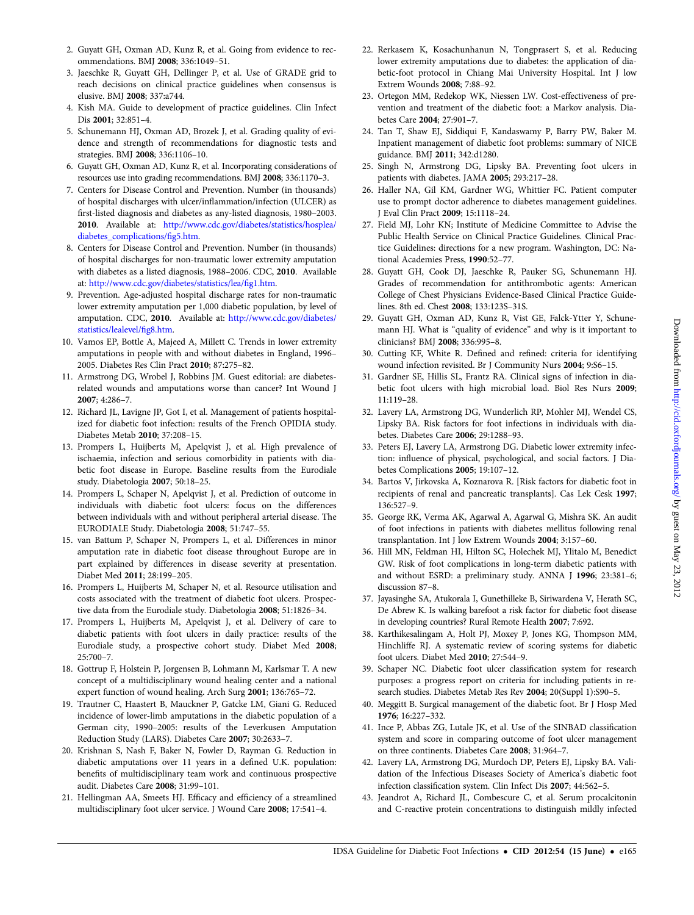2. Guyatt GH, Oxman AD, Kunz R, et al. Going from evidence to recommendations. BMJ **2008**; 336:1049–51.
3. Jaeschke R, Guyatt GH, Dellinger P, et al. Use of GRADE grid to reach decisions on clinical practice guidelines when consensus is elusive. BMJ **2008**; 337:a744.
4. Kish MA. Guide to development of practice guidelines. Clin Infect Dis **2001**; 32:851–4.
5. Schunemann HJ, Oxman AD, Brozek J, et al. Grading quality of evidence and strength of recommendations for diagnostic tests and strategies. BMJ **2008**; 336:1106–10.
6. Guyatt GH, Oxman AD, Kunz R, et al. Incorporating considerations of resources use into grading recommendations. BMJ **2008**; 336:1170–3.
7. Centers for Disease Control and Prevention. Number (in thousands) of hospital discharges with ulcer/inflammation/infection (ULCER) as first-listed diagnosis and diabetes as any-listed diagnosis, 1980–2003. **2010**. Available at: http://www.cdc.gov/diabetes/statistics/hosplea/diabetes_complications/fig5.htm.
8. Centers for Disease Control and Prevention. Number (in thousands) of hospital discharges for non-traumatic lower extremity amputation with diabetes as a listed diagnosis, 1988–2006. CDC, **2010**. Available at: http://www.cdc.gov/diabetes/statistics/lea/fig1.htm.
9. Prevention. Age-adjusted hospital discharge rates for non-traumatic lower extremity amputation per 1,000 diabetic population, by level of amputation. CDC, **2010**. Available at: http://www.cdc.gov/diabetes/statistics/lealevel/fig8.htm.
10. Vamos EP, Bottle A, Majeed A, Millett C. Trends in lower extremity amputations in people with and without diabetes in England, 1996–2005. Diabetes Res Clin Pract **2010**; 87:275–82.
11. Armstrong DG, Wrobel J, Robbins JM. Guest editorial: are diabetes-related wounds and amputations worse than cancer? Int Wound J **2007**; 4:286–7.
12. Richard JL, Lavigne JP, Got I, et al. Management of patients hospitalized for diabetic foot infection: results of the French OPIDIA study. Diabetes Metab **2010**; 37:208–15.
13. Prompers L, Huijberts M, Apelqvist J, et al. High prevalence of ischaemia, infection and serious comorbidity in patients with diabetic foot disease in Europe. Baseline results from the Eurodiale study. Diabetologia **2007**; 50:18–25.
14. Prompers L, Schaper N, Apelqvist J, et al. Prediction of outcome in individuals with diabetic foot ulcers: focus on the differences between individuals with and without peripheral arterial disease. The EURODIALE Study. Diabetologia **2008**; 51:747–55.
15. van Battum P, Schaper N, Prompers L, et al. Differences in minor amputation rate in diabetic foot disease throughout Europe are in part explained by differences in disease severity at presentation. Diabet Med **2011**; 28:199–205.
16. Prompers L, Huijberts M, Schaper N, et al. Resource utilisation and costs associated with the treatment of diabetic foot ulcers. Prospective data from the Eurodiale study. Diabetologia **2008**; 51:1826–34.
17. Prompers L, Huijberts M, Apelqvist J, et al. Delivery of care to diabetic patients with foot ulcers in daily practice: results of the Eurodiale study, a prospective cohort study. Diabet Med **2008**; 25:700–7.
18. Gottrup F, Holstein P, Jorgensen B, Lohmann M, Karlsmar T. A new concept of a multidisciplinary wound healing center and a national expert function of wound healing. Arch Surg **2001**; 136:765–72.
19. Trautner C, Haastert B, Mauckner P, Gatcke LM, Giani G. Reduced incidence of lower-limb amputations in the diabetic population of a German city, 1990–2005: results of the Leverkusen Amputation Reduction Study (LARS). Diabetes Care **2007**; 30:2633–7.
20. Krishnan S, Nash F, Baker N, Fowler D, Rayman G. Reduction in diabetic amputations over 11 years in a defined U.K. population: benefits of multidisciplinary team work and continuous prospective audit. Diabetes Care **2008**; 31:99–101.
21. Hellingman AA, Smeets HJ. Efficacy and efficiency of a streamlined multidisciplinary foot ulcer service. J Wound Care **2008**; 17:541–4.
22. Rerkasem K, Kosachunhanun N, Tongprasert S, et al. Reducing lower extremity amputations due to diabetes: the application of diabetic-foot protocol in Chiang Mai University Hospital. Int J low Extrem Wounds **2008**; 7:88–92.
23. Ortegon MM, Redekop WK, Niessen LW. Cost-effectiveness of prevention and treatment of the diabetic foot: a Markov analysis. Diabetes Care **2004**; 27:901–7.
24. Tan T, Shaw EJ, Siddiqui F, Kandaswamy P, Barry PW, Baker M. Inpatient management of diabetic foot problems: summary of NICE guidance. BMJ **2011**; 342:d1280.
25. Singh N, Armstrong DG, Lipsky BA. Preventing foot ulcers in patients with diabetes. JAMA **2005**; 293:217–28.
26. Haller NA, Gil KM, Gardner WG, Whittier FC. Patient computer use to prompt doctor adherence to diabetes management guidelines. J Eval Clin Pract **2009**; 15:1118–24.
27. Field MJ, Lohr KN; Institute of Medicine Committee to Advise the Public Health Service on Clinical Practice Guidelines. Clinical Practice Guidelines: directions for a new program. Washington, DC: National Academies Press, **1990**:52–77.
28. Guyatt GH, Cook DJ, Jaeschke R, Pauker SG, Schunemann HJ. Grades of recommendation for antithrombotic agents: American College of Chest Physicians Evidence-Based Clinical Practice Guidelines. 8th ed. Chest **2008**; 133:123S–31S.
29. Guyatt GH, Oxman AD, Kunz R, Vist GE, Falck-Ytter Y, Schunemann HJ. What is "quality of evidence" and why is it important to clinicians? BMJ **2008**; 336:995–8.
30. Cutting KF, White R. Defined and refined: criteria for identifying wound infection revisited. Br J Community Nurs **2004**; 9:S6–15.
31. Gardner SE, Hillis SL, Frantz RA. Clinical signs of infection in diabetic foot ulcers with high microbial load. Biol Res Nurs **2009**; 11:119–28.
32. Lavery LA, Armstrong DG, Wunderlich RP, Mohler MJ, Wendel CS, Lipsky BA. Risk factors for foot infections in individuals with diabetes. Diabetes Care **2006**; 29:1288–93.
33. Peters EJ, Lavery LA, Armstrong DG. Diabetic lower extremity infection: influence of physical, psychological, and social factors. J Diabetes Complications **2005**; 19:107–12.
34. Bartos V, Jirkovska A, Koznarova R. [Risk factors for diabetic foot in recipients of renal and pancreatic transplants]. Cas Lek Cesk **1997**; 136:527–9.
35. George RK, Verma AK, Agarwal A, Agarwal G, Mishra SK. An audit of foot infections in patients with diabetes mellitus following renal transplantation. Int J low Extrem Wounds **2004**; 3:157–60.
36. Hill MN, Feldman HI, Hilton SC, Holechek MJ, Ylitalo M, Benedict GW. Risk of foot complications in long-term diabetic patients with and without ESRD: a preliminary study. ANNA J **1996**; 23:381–6; discussion 87–8.
37. Jayasinghe SA, Atukorala I, Gunethilleke B, Siriwardena V, Herath SC, De Abrew K. Is walking barefoot a risk factor for diabetic foot disease in developing countries? Rural Remote Health **2007**; 7:692.
38. Karthikesalingam A, Holt PJ, Moxey P, Jones KG, Thompson MM, Hinchliffe RJ. A systematic review of scoring systems for diabetic foot ulcers. Diabet Med **2010**; 27:544–9.
39. Schaper NC. Diabetic foot ulcer classification system for research purposes: a progress report on criteria for including patients in research studies. Diabetes Metab Res Rev **2004**; 20(Suppl 1):S90–5.
40. Meggitt B. Surgical management of the diabetic foot. Br J Hosp Med **1976**; 16:227–332.
41. Ince P, Abbas ZG, Lutale JK, et al. Use of the SINBAD classification system and score in comparing outcome of foot ulcer management on three continents. Diabetes Care **2008**; 31:964–7.
42. Lavery LA, Armstrong DG, Murdoch DP, Peters EJ, Lipsky BA. Validation of the Infectious Diseases Society of America's diabetic foot infection classification system. Clin Infect Dis **2007**; 44:562–5.
43. Jeandrot A, Richard JL, Combescure C, et al. Serum procalcitonin and C-reactive protein concentrations to distinguish mildly infected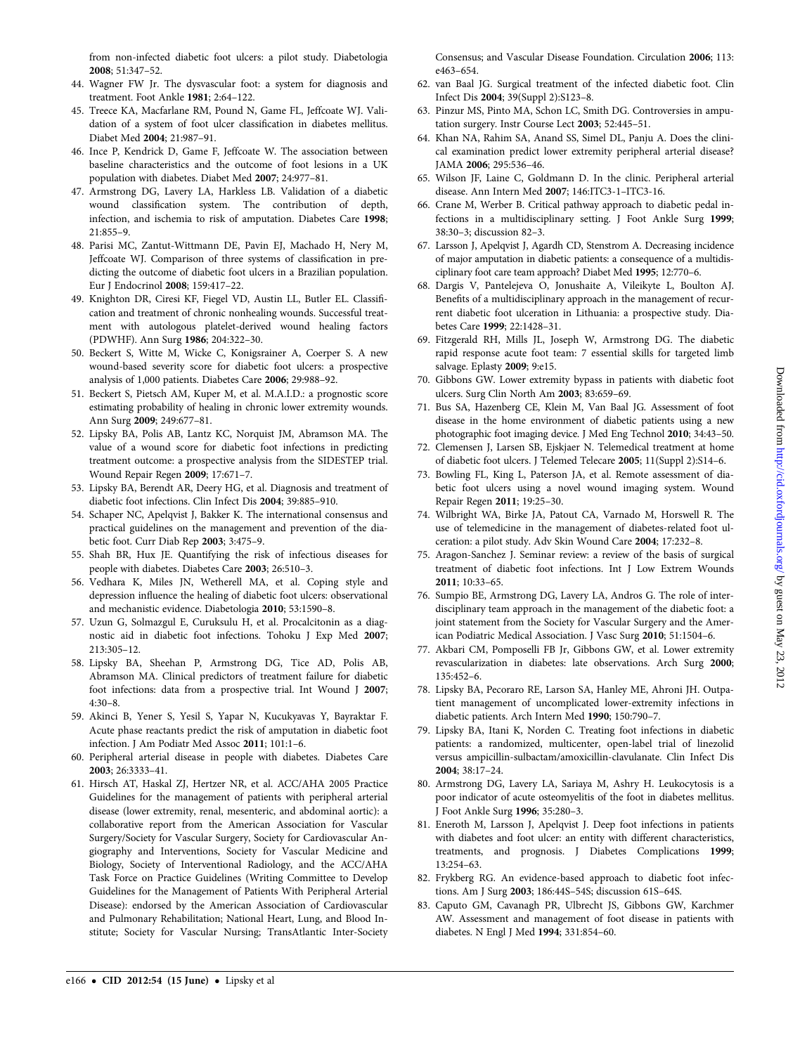from non-infected diabetic foot ulcers: a pilot study. Diabetologia **2008**; 51:347–52.

44. Wagner FW Jr. The dysvascular foot: a system for diagnosis and treatment. Foot Ankle **1981**; 2:64–122.
45. Treece KA, Macfarlane RM, Pound N, Game FL, Jeffcoate WJ. Validation of a system of foot ulcer classification in diabetes mellitus. Diabet Med **2004**; 21:987–91.
46. Ince P, Kendrick D, Game F, Jeffcoate W. The association between baseline characteristics and the outcome of foot lesions in a UK population with diabetes. Diabet Med **2007**; 24:977–81.
47. Armstrong DG, Lavery LA, Harkless LB. Validation of a diabetic wound classification system. The contribution of depth, infection, and ischemia to risk of amputation. Diabetes Care **1998**; 21:855–9.
48. Parisi MC, Zantut-Wittmann DE, Pavin EJ, Machado H, Nery M, Jeffcoate WJ. Comparison of three systems of classification in predicting the outcome of diabetic foot ulcers in a Brazilian population. Eur J Endocrinol **2008**; 159:417–22.
49. Knighton DR, Ciresi KF, Fiegel VD, Austin LL, Butler EL. Classification and treatment of chronic nonhealing wounds. Successful treatment with autologous platelet-derived wound healing factors (PDWHF). Ann Surg **1986**; 204:322–30.
50. Beckert S, Witte M, Wicke C, Konigsrainer A, Coerper S. A new wound-based severity score for diabetic foot ulcers: a prospective analysis of 1,000 patients. Diabetes Care **2006**; 29:988–92.
51. Beckert S, Pietsch AM, Kuper M, et al. M.A.I.D.: a prognostic score estimating probability of healing in chronic lower extremity wounds. Ann Surg **2009**; 249:677–81.
52. Lipsky BA, Polis AB, Lantz KC, Norquist JM, Abramson MA. The value of a wound score for diabetic foot infections in predicting treatment outcome: a prospective analysis from the SIDESTEP trial. Wound Repair Regen **2009**; 17:671–7.
53. Lipsky BA, Berendt AR, Deery HG, et al. Diagnosis and treatment of diabetic foot infections. Clin Infect Dis **2004**; 39:885–910.
54. Schaper NC, Apelqvist J, Bakker K. The international consensus and practical guidelines on the management and prevention of the diabetic foot. Curr Diab Rep **2003**; 3:475–9.
55. Shah BR, Hux JE. Quantifying the risk of infectious diseases for people with diabetes. Diabetes Care **2003**; 26:510–3.
56. Vedhara K, Miles JN, Wetherell MA, et al. Coping style and depression influence the healing of diabetic foot ulcers: observational and mechanistic evidence. Diabetologia **2010**; 53:1590–8.
57. Uzun G, Solmazgul E, Curuksulu H, et al. Procalcitonin as a diagnostic aid in diabetic foot infections. Tohoku J Exp Med **2007**; 213:305–12.
58. Lipsky BA, Sheehan P, Armstrong DG, Tice AD, Polis AB, Abramson MA. Clinical predictors of treatment failure for diabetic foot infections: data from a prospective trial. Int Wound J **2007**; 4:30–8.
59. Akinci B, Yener S, Yesil S, Yapar N, Kucukyavas Y, Bayraktar F. Acute phase reactants predict the risk of amputation in diabetic foot infection. J Am Podiatr Med Assoc **2011**; 101:1–6.
60. Peripheral arterial disease in people with diabetes. Diabetes Care **2003**; 26:3333–41.
61. Hirsch AT, Haskal ZJ, Hertzer NR, et al. ACC/AHA 2005 Practice Guidelines for the management of patients with peripheral arterial disease (lower extremity, renal, mesenteric, and abdominal aortic): a collaborative report from the American Association for Vascular Surgery/Society for Vascular Surgery, Society for Cardiovascular Angiography and Interventions, Society for Vascular Medicine and Biology, Society of Interventional Radiology, and the ACC/AHA Task Force on Practice Guidelines (Writing Committee to Develop Guidelines for the Management of Patients With Peripheral Arterial Disease): endorsed by the American Association of Cardiovascular and Pulmonary Rehabilitation; National Heart, Lung, and Blood Institute; Society for Vascular Nursing; TransAtlantic Inter-Society Consensus; and Vascular Disease Foundation. Circulation **2006**; 113: e463–654.
62. van Baal JG. Surgical treatment of the infected diabetic foot. Clin Infect Dis **2004**; 39(Suppl 2):S123–8.
63. Pinzur MS, Pinto MA, Schon LC, Smith DG. Controversies in amputation surgery. Instr Course Lect **2003**; 52:445–51.
64. Khan NA, Rahim SA, Anand SS, Simel DL, Panju A. Does the clinical examination predict lower extremity peripheral arterial disease? JAMA **2006**; 295:536–46.
65. Wilson JF, Laine C, Goldmann D. In the clinic. Peripheral arterial disease. Ann Intern Med **2007**; 146:ITC3-1–ITC3-16.
66. Crane M, Werber B. Critical pathway approach to diabetic pedal infections in a multidisciplinary setting. J Foot Ankle Surg **1999**; 38:30–3; discussion 82–3.
67. Larsson J, Apelqvist J, Agardh CD, Stenstrom A. Decreasing incidence of major amputation in diabetic patients: a consequence of a multidisciplinary foot care team approach? Diabet Med **1995**; 12:770–6.
68. Dargis V, Pantelejeva O, Jonushaite A, Vileikyte L, Boulton AJ. Benefits of a multidisciplinary approach in the management of recurrent diabetic foot ulceration in Lithuania: a prospective study. Diabetes Care **1999**; 22:1428–31.
69. Fitzgerald RH, Mills JL, Joseph W, Armstrong DG. The diabetic rapid response acute foot team: 7 essential skills for targeted limb salvage. Eplasty **2009**; 9:e15.
70. Gibbons GW. Lower extremity bypass in patients with diabetic foot ulcers. Surg Clin North Am **2003**; 83:659–69.
71. Bus SA, Hazenberg CE, Klein M, Van Baal JG. Assessment of foot disease in the home environment of diabetic patients using a new photographic foot imaging device. J Med Eng Technol **2010**; 34:43–50.
72. Clemensen J, Larsen SB, Ejskjaer N. Telemedical treatment at home of diabetic foot ulcers. J Telemed Telecare **2005**; 11(Suppl 2):S14–6.
73. Bowling FL, King L, Paterson JA, et al. Remote assessment of diabetic foot ulcers using a novel wound imaging system. Wound Repair Regen **2011**; 19:25–30.
74. Wilbright WA, Birke JA, Patout CA, Varnado M, Horswell R. The use of telemedicine in the management of diabetes-related foot ulceration: a pilot study. Adv Skin Wound Care **2004**; 17:232–8.
75. Aragon-Sanchez J. Seminar review: a review of the basis of surgical treatment of diabetic foot infections. Int J Low Extrem Wounds **2011**; 10:33–65.
76. Sumpio BE, Armstrong DG, Lavery LA, Andros G. The role of interdisciplinary team approach in the management of the diabetic foot: a joint statement from the Society for Vascular Surgery and the American Podiatric Medical Association. J Vasc Surg **2010**; 51:1504–6.
77. Akbari CM, Pomposelli FB Jr, Gibbons GW, et al. Lower extremity revascularization in diabetes: late observations. Arch Surg **2000**; 135:452–6.
78. Lipsky BA, Pecoraro RE, Larson SA, Hanley ME, Ahroni JH. Outpatient management of uncomplicated lower-extremity infections in diabetic patients. Arch Intern Med **1990**; 150:790–7.
79. Lipsky BA, Itani K, Norden C. Treating foot infections in diabetic patients: a randomized, multicenter, open-label trial of linezolid versus ampicillin-sulbactam/amoxicillin-clavulanate. Clin Infect Dis **2004**; 38:17–24.
80. Armstrong DG, Lavery LA, Sariaya M, Ashry H. Leukocytosis is a poor indicator of acute osteomyelitis of the foot in diabetes mellitus. J Foot Ankle Surg **1996**; 35:280–3.
81. Eneroth M, Larsson J, Apelqvist J. Deep foot infections in patients with diabetes and foot ulcer: an entity with different characteristics, treatments, and prognosis. J Diabetes Complications **1999**; 13:254–63.
82. Frykberg RG. An evidence-based approach to diabetic foot infections. Am J Surg **2003**; 186:44S–54S; discussion 61S–64S.
83. Caputo GM, Cavanagh PR, Ulbrecht JS, Gibbons GW, Karchmer AW. Assessment and management of foot disease in patients with diabetes. N Engl J Med **1994**; 331:854–60.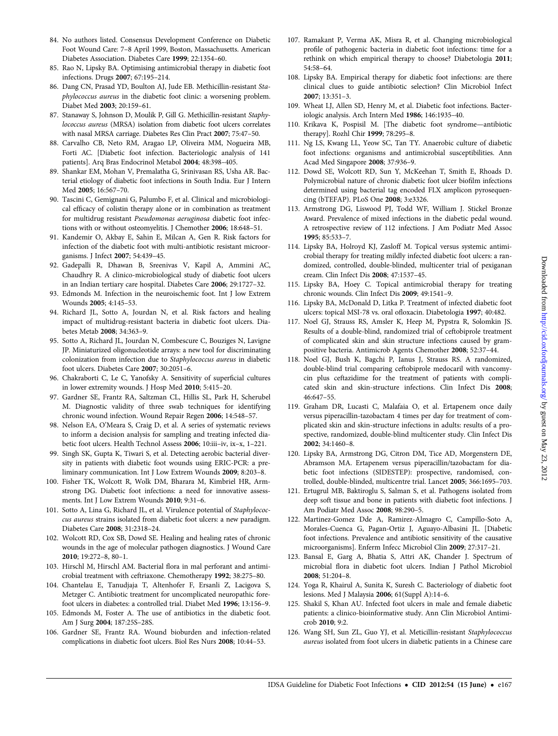84. No authors listed. Consensus Development Conference on Diabetic Foot Wound Care: 7–8 April 1999, Boston, Massachusetts. American Diabetes Association. Diabetes Care **1999**; 22:1354–60.
85. Rao N, Lipsky BA. Optimising antimicrobial therapy in diabetic foot infections. Drugs **2007**; 67:195–214.
86. Dang CN, Prasad YD, Boulton AJ, Jude EB. Methicillin-resistant *Staphylococcus aureus* in the diabetic foot clinic: a worsening problem. Diabet Med **2003**; 20:159–61.
87. Stanaway S, Johnson D, Moulik P, Gill G. Methicillin-resistant *Staphylococcus aureus* (MRSA) isolation from diabetic foot ulcers correlates with nasal MRSA carriage. Diabetes Res Clin Pract **2007**; 75:47–50.
88. Carvalho CB, Neto RM, Aragao LP, Oliveira MM, Nogueira MB, Forti AC. [Diabetic foot infection. Bacteriologic analysis of 141 patients]. Arq Bras Endocrinol Metabol **2004**; 48:398–405.
89. Shankar EM, Mohan V, Premalatha G, Srinivasan RS, Usha AR. Bacterial etiology of diabetic foot infections in South India. Eur J Intern Med **2005**; 16:567–70.
90. Tascini C, Gemignani G, Palumbo F, et al. Clinical and microbiological efficacy of colistin therapy alone or in combination as treatment for multidrug resistant *Pseudomonas aeruginosa* diabetic foot infections with or without osteomyelitis. J Chemother **2006**; 18:648–51.
91. Kandemir O, Akbay E, Sahin E, Milcan A, Gen R. Risk factors for infection of the diabetic foot with multi-antibiotic resistant microorganisms. J Infect **2007**; 54:439–45.
92. Gadepalli R, Dhawan B, Sreenivas V, Kapil A, Ammini AC, Chaudhry R. A clinico-microbiological study of diabetic foot ulcers in an Indian tertiary care hospital. Diabetes Care **2006**; 29:1727–32.
93. Edmonds M. Infection in the neuroischemic foot. Int J low Extrem Wounds **2005**; 4:145–53.
94. Richard JL, Sotto A, Jourdan N, et al. Risk factors and healing impact of multidrug-resistant bacteria in diabetic foot ulcers. Diabetes Metab **2008**; 34:363–9.
95. Sotto A, Richard JL, Jourdan N, Combescure C, Bouziges N, Lavigne JP. Miniaturized oligonucleotide arrays: a new tool for discriminating colonization from infection due to *Staphylococcus aureus* in diabetic foot ulcers. Diabetes Care **2007**; 30:2051–6.
96. Chakraborti C, Le C, Yanofsky A. Sensitivity of superficial cultures in lower extremity wounds. J Hosp Med **2010**; 5:415–20.
97. Gardner SE, Frantz RA, Saltzman CL, Hillis SL, Park H, Scherubel M. Diagnostic validity of three swab techniques for identifying chronic wound infection. Wound Repair Regen **2006**; 14:548–57.
98. Nelson EA, O'Meara S, Craig D, et al. A series of systematic reviews to inform a decision analysis for sampling and treating infected diabetic foot ulcers. Health Technol Assess **2006**; 10:iii–iv, ix–x, 1–221.
99. Singh SK, Gupta K, Tiwari S, et al. Detecting aerobic bacterial diversity in patients with diabetic foot wounds using ERIC-PCR: a preliminary communication. Int J Low Extrem Wounds **2009**; 8:203–8.
100. Fisher TK, Wolcott R, Wolk DM, Bharara M, Kimbriel HR, Armstrong DG. Diabetic foot infections: a need for innovative assessments. Int J Low Extrem Wounds **2010**; 9:31–6.
101. Sotto A, Lina G, Richard JL, et al. Virulence potential of *Staphylococcus aureus* strains isolated from diabetic foot ulcers: a new paradigm. Diabetes Care **2008**; 31:2318–24.
102. Wolcott RD, Cox SB, Dowd SE. Healing and healing rates of chronic wounds in the age of molecular pathogen diagnostics. J Wound Care **2010**; 19:272–8, 80–1.
103. Hirschl M, Hirschl AM. Bacterial flora in mal perforant and antimicrobial treatment with ceftriaxone. Chemotherapy **1992**; 38:275–80.
104. Chantelau E, Tanudjaja T, Altenhofer F, Ersanli Z, Lacigova S, Metzger C. Antibiotic treatment for uncomplicated neuropathic forefoot ulcers in diabetes: a controlled trial. Diabet Med **1996**; 13:156–9.
105. Edmonds M, Foster A. The use of antibiotics in the diabetic foot. Am J Surg **2004**; 187:25S–28S.
106. Gardner SE, Frantz RA. Wound bioburden and infection-related complications in diabetic foot ulcers. Biol Res Nurs **2008**; 10:44–53.
107. Ramakant P, Verma AK, Misra R, et al. Changing microbiological profile of pathogenic bacteria in diabetic foot infections: time for a rethink on which empirical therapy to choose? Diabetologia **2011**; 54:58–64.
108. Lipsky BA. Empirical therapy for diabetic foot infections: are there clinical clues to guide antibiotic selection? Clin Microbiol Infect **2007**; 13:351–3.
109. Wheat LJ, Allen SD, Henry M, et al. Diabetic foot infections. Bacteriologic analysis. Arch Intern Med **1986**; 146:1935–40.
110. Krikava K, Pospisil M. [The diabetic foot syndrome—antibiotic therapy]. Rozhl Chir **1999**; 78:295–8.
111. Ng LS, Kwang LL, Yeow SC, Tan TY. Anaerobic culture of diabetic foot infections: organisms and antimicrobial susceptibilities. Ann Acad Med Singapore **2008**; 37:936–9.
112. Dowd SE, Wolcott RD, Sun Y, McKeehan T, Smith E, Rhoads D. Polymicrobial nature of chronic diabetic foot ulcer biofilm infections determined using bacterial tag encoded FLX amplicon pyrosequencing (bTEFAP). PLoS One **2008**; 3:e3326.
113. Armstrong DG, Liswood PJ, Todd WF, William J. Stickel Bronze Award. Prevalence of mixed infections in the diabetic pedal wound. A retrospective review of 112 infections. J Am Podiatr Med Assoc **1995**; 85:533–7.
114. Lipsky BA, Holroyd KJ, Zasloff M. Topical versus systemic antimicrobial therapy for treating mildly infected diabetic foot ulcers: a randomized, controlled, double-blinded, multicenter trial of pexiganan cream. Clin Infect Dis **2008**; 47:1537–45.
115. Lipsky BA, Hoey C. Topical antimicrobial therapy for treating chronic wounds. Clin Infect Dis **2009**; 49:1541–9.
116. Lipsky BA, McDonald D, Litka P. Treatment of infected diabetic foot ulcers: topical MSI-78 vs. oral ofloxacin. Diabetologia **1997**; 40:482.
117. Noel GJ, Strauss RS, Amsler K, Heep M, Pypstra R, Solomkin JS. Results of a double-blind, randomized trial of ceftobiprole treatment of complicated skin and skin structure infections caused by gram-positive bacteria. Antimicrob Agents Chemother **2008**; 52:37–44.
118. Noel GJ, Bush K, Bagchi P, Ianus J, Strauss RS. A randomized, double-blind trial comparing ceftobiprole medocaril with vancomycin plus ceftazidime for the treatment of patients with complicated skin and skin-structure infections. Clin Infect Dis **2008**; 46:647–55.
119. Graham DR, Lucasti C, Malafaia O, et al. Ertapenem once daily versus piperacillin-tazobactam 4 times per day for treatment of complicated skin and skin-structure infections in adults: results of a prospective, randomized, double-blind multicenter study. Clin Infect Dis **2002**; 34:1460–8.
120. Lipsky BA, Armstrong DG, Citron DM, Tice AD, Morgenstern DE, Abramson MA. Ertapenem versus piperacillin/tazobactam for diabetic foot infections (SIDESTEP): prospective, randomised, controlled, double-blinded, multicentre trial. Lancet **2005**; 366:1695–703.
121. Ertugrul MB, Baktiroglu S, Salman S, et al. Pathogens isolated from deep soft tissue and bone in patients with diabetic foot infections. J Am Podiatr Med Assoc **2008**; 98:290–5.
122. Martinez-Gomez Dde A, Ramirez-Almagro C, Campillo-Soto A, Morales-Cuenca G, Pagan-Ortiz J, Aguayo-Albasini JL. [Diabetic foot infections. Prevalence and antibiotic sensitivity of the causative microorganisms]. Enferm Infecc Microbiol Clin **2009**; 27:317–21.
123. Bansal E, Garg A, Bhatia S, Attri AK, Chander J. Spectrum of microbial flora in diabetic foot ulcers. Indian J Pathol Microbiol **2008**; 51:204–8.
124. Yoga R, Khairul A, Sunita K, Suresh C. Bacteriology of diabetic foot lesions. Med J Malaysia **2006**; 61(Suppl A):14–6.
125. Shakil S, Khan AU. Infected foot ulcers in male and female diabetic patients: a clinico-bioinformative study. Ann Clin Microbiol Antimicrob **2010**; 9:2.
126. Wang SH, Sun ZL, Guo YJ, et al. Meticillin-resistant *Staphylococcus aureus* isolated from foot ulcers in diabetic patients in a Chinese care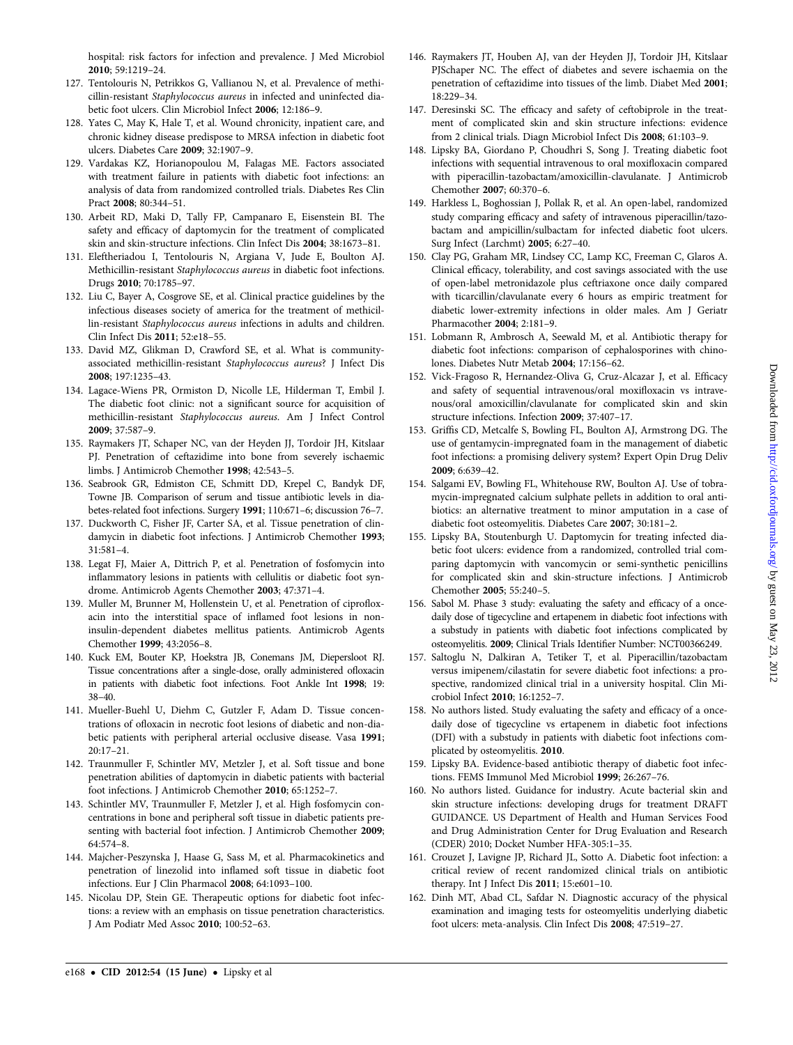hospital: risk factors for infection and prevalence. J Med Microbiol 2010; 59:1219–24.

127. Tentolouris N, Petrikkos G, Vallianou N, et al. Prevalence of methicillin-resistant *Staphylococcus aureus* in infected and uninfected diabetic foot ulcers. Clin Microbiol Infect 2006; 12:186–9.
128. Yates C, May K, Hale T, et al. Wound chronicity, inpatient care, and chronic kidney disease predispose to MRSA infection in diabetic foot ulcers. Diabetes Care 2009; 32:1907–9.
129. Vardakas KZ, Horianopoulou M, Falagas ME. Factors associated with treatment failure in patients with diabetic foot infections: an analysis of data from randomized controlled trials. Diabetes Res Clin Pract 2008; 80:344–51.
130. Arbeit RD, Maki D, Tally FP, Campanaro E, Eisenstein BI. The safety and efficacy of daptomycin for the treatment of complicated skin and skin-structure infections. Clin Infect Dis 2004; 38:1673–81.
131. Eleftheriadou I, Tentolouris N, Argiana V, Jude E, Boulton AJ. Methicillin-resistant *Staphylococcus aureus* in diabetic foot infections. Drugs 2010; 70:1785–97.
132. Liu C, Bayer A, Cosgrove SE, et al. Clinical practice guidelines by the infectious diseases society of america for the treatment of methicillin-resistant *Staphylococcus aureus* infections in adults and children. Clin Infect Dis 2011; 52:e18–55.
133. David MZ, Glikman D, Crawford SE, et al. What is community-associated methicillin-resistant *Staphylococcus aureus*? J Infect Dis 2008; 197:1235–43.
134. Lagace-Wiens PR, Ormiston D, Nicolle LE, Hilderman T, Embil J. The diabetic foot clinic: not a significant source for acquisition of methicillin-resistant *Staphylococcus aureus.* Am J Infect Control 2009; 37:587–9.
135. Raymakers JT, Schaper NC, van der Heyden JJ, Tordoir JH, Kitslaar PJ. Penetration of ceftazidime into bone from severely ischaemic limbs. J Antimicrob Chemother 1998; 42:543–5.
136. Seabrook GR, Edmiston CE, Schmitt DD, Krepel C, Bandyk DF, Towne JB. Comparison of serum and tissue antibiotic levels in diabetes-related foot infections. Surgery 1991; 110:671–6; discussion 76–7.
137. Duckworth C, Fisher JF, Carter SA, et al. Tissue penetration of clindamycin in diabetic foot infections. J Antimicrob Chemother 1993; 31:581–4.
138. Legat FJ, Maier A, Dittrich P, et al. Penetration of fosfomycin into inflammatory lesions in patients with cellulitis or diabetic foot syndrome. Antimicrob Agents Chemother 2003; 47:371–4.
139. Muller M, Brunner M, Hollenstein U, et al. Penetration of ciprofloxacin into the interstitial space of inflamed foot lesions in non-insulin-dependent diabetes mellitus patients. Antimicrob Agents Chemother 1999; 43:2056–8.
140. Kuck EM, Bouter KP, Hoekstra JB, Conemans JM, Diepersloot RJ. Tissue concentrations after a single-dose, orally administered ofloxacin in patients with diabetic foot infections. Foot Ankle Int 1998; 19: 38–40.
141. Mueller-Buehl U, Diehm C, Gutzler F, Adam D. Tissue concentrations of ofloxacin in necrotic foot lesions of diabetic and non-diabetic patients with peripheral arterial occlusive disease. Vasa 1991; 20:17–21.
142. Traunmuller F, Schintler MV, Metzler J, et al. Soft tissue and bone penetration abilities of daptomycin in diabetic patients with bacterial foot infections. J Antimicrob Chemother 2010; 65:1252–7.
143. Schintler MV, Traunmuller F, Metzler J, et al. High fosfomycin concentrations in bone and peripheral soft tissue in diabetic patients presenting with bacterial foot infection. J Antimicrob Chemother 2009; 64:574–8.
144. Majcher-Peszynska J, Haase G, Sass M, et al. Pharmacokinetics and penetration of linezolid into inflamed soft tissue in diabetic foot infections. Eur J Clin Pharmacol 2008; 64:1093–100.
145. Nicolau DP, Stein GE. Therapeutic options for diabetic foot infections: a review with an emphasis on tissue penetration characteristics. J Am Podiatr Med Assoc 2010; 100:52–63.
146. Raymakers JT, Houben AJ, van der Heyden JJ, Tordoir JH, Kitslaar PJSchaper NC. The effect of diabetes and severe ischaemia on the penetration of ceftazidime into tissues of the limb. Diabet Med 2001; 18:229–34.
147. Deresinski SC. The efficacy and safety of ceftobiprole in the treatment of complicated skin and skin structure infections: evidence from 2 clinical trials. Diagn Microbiol Infect Dis 2008; 61:103–9.
148. Lipsky BA, Giordano P, Choudhri S, Song J. Treating diabetic foot infections with sequential intravenous to oral moxifloxacin compared with piperacillin-tazobactam/amoxicillin-clavulanate. J Antimicrob Chemother 2007; 60:370–6.
149. Harkless L, Boghossian J, Pollak R, et al. An open-label, randomized study comparing efficacy and safety of intravenous piperacillin/tazobactam and ampicillin/sulbactam for infected diabetic foot ulcers. Surg Infect (Larchmt) 2005; 6:27–40.
150. Clay PG, Graham MR, Lindsey CC, Lamp KC, Freeman C, Glaros A. Clinical efficacy, tolerability, and cost savings associated with the use of open-label metronidazole plus ceftriaxone once daily compared with ticarcillin/clavulanate every 6 hours as empiric treatment for diabetic lower-extremity infections in older males. Am J Geriatr Pharmacother 2004; 2:181–9.
151. Lobmann R, Ambrosch A, Seewald M, et al. Antibiotic therapy for diabetic foot infections: comparison of cephalosporines with chinolones. Diabetes Nutr Metab 2004; 17:156–62.
152. Vick-Fragoso R, Hernandez-Oliva G, Cruz-Alcazar J, et al. Efficacy and safety of sequential intravenous/oral moxifloxacin vs intravenous/oral amoxicillin/clavulanate for complicated skin and skin structure infections. Infection 2009; 37:407–17.
153. Griffis CD, Metcalfe S, Bowling FL, Boulton AJ, Armstrong DG. The use of gentamycin-impregnated foam in the management of diabetic foot infections: a promising delivery system? Expert Opin Drug Deliv 2009; 6:639–42.
154. Salgami EV, Bowling FL, Whitehouse RW, Boulton AJ. Use of tobramycin-impregnated calcium sulphate pellets in addition to oral antibiotics: an alternative treatment to minor amputation in a case of diabetic foot osteomyelitis. Diabetes Care 2007; 30:181–2.
155. Lipsky BA, Stoutenburgh U. Daptomycin for treating infected diabetic foot ulcers: evidence from a randomized, controlled trial comparing daptomycin with vancomycin or semi-synthetic penicillins for complicated skin and skin-structure infections. J Antimicrob Chemother 2005; 55:240–5.
156. Sabol M. Phase 3 study: evaluating the safety and efficacy of a once-daily dose of tigecycline and ertapenem in diabetic foot infections with a substudy in patients with diabetic foot infections complicated by osteomyelitis. 2009; Clinical Trials Identifier Number: NCT00366249.
157. Saltoglu N, Dalkiran A, Tetiker T, et al. Piperacillin/tazobactam versus imipenem/cilastatin for severe diabetic foot infections: a prospective, randomized clinical trial in a university hospital. Clin Microbiol Infect 2010; 16:1252–7.
158. No authors listed. Study evaluating the safety and efficacy of a once-daily dose of tigecycline vs ertapenem in diabetic foot infections (DFI) with a substudy in patients with diabetic foot infections complicated by osteomyelitis. 2010.
159. Lipsky BA. Evidence-based antibiotic therapy of diabetic foot infections. FEMS Immunol Med Microbiol 1999; 26:267–76.
160. No authors listed. Guidance for industry. Acute bacterial skin and skin structure infections: developing drugs for treatment DRAFT GUIDANCE. US Department of Health and Human Services Food and Drug Administration Center for Drug Evaluation and Research (CDER) 2010; Docket Number HFA-305:1–35.
161. Crouzet J, Lavigne JP, Richard JL, Sotto A. Diabetic foot infection: a critical review of recent randomized clinical trials on antibiotic therapy. Int J Infect Dis 2011; 15:e601–10.
162. Dinh MT, Abad CL, Safdar N. Diagnostic accuracy of the physical examination and imaging tests for osteomyelitis underlying diabetic foot ulcers: meta-analysis. Clin Infect Dis 2008; 47:519–27.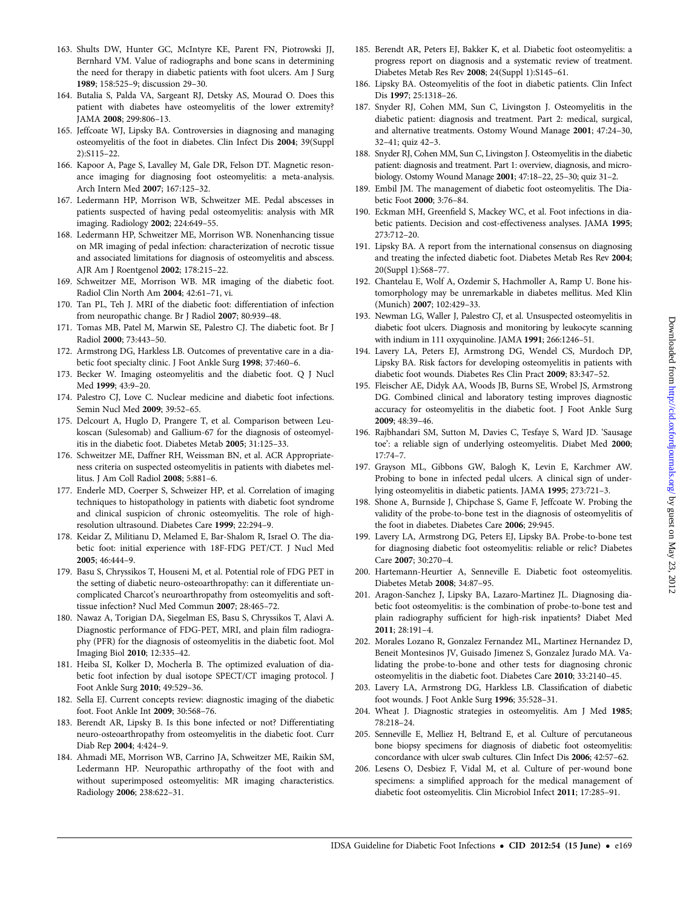163. Shults DW, Hunter GC, McIntyre KE, Parent FN, Piotrowski JJ, Bernhard VM. Value of radiographs and bone scans in determining the need for therapy in diabetic patients with foot ulcers. Am J Surg **1989**; 158:525–9; discussion 29–30.
164. Butalia S, Palda VA, Sargeant RJ, Detsky AS, Mourad O. Does this patient with diabetes have osteomyelitis of the lower extremity? JAMA **2008**; 299:806–13.
165. Jeffcoate WJ, Lipsky BA. Controversies in diagnosing and managing osteomyelitis of the foot in diabetes. Clin Infect Dis **2004**; 39(Suppl 2):S115–22.
166. Kapoor A, Page S, Lavalley M, Gale DR, Felson DT. Magnetic resonance imaging for diagnosing foot osteomyelitis: a meta-analysis. Arch Intern Med **2007**; 167:125–32.
167. Ledermann HP, Morrison WB, Schweitzer ME. Pedal abscesses in patients suspected of having pedal osteomyelitis: analysis with MR imaging. Radiology **2002**; 224:649–55.
168. Ledermann HP, Schweitzer ME, Morrison WB. Nonenhancing tissue on MR imaging of pedal infection: characterization of necrotic tissue and associated limitations for diagnosis of osteomyelitis and abscess. AJR Am J Roentgenol **2002**; 178:215–22.
169. Schweitzer ME, Morrison WB. MR imaging of the diabetic foot. Radiol Clin North Am **2004**; 42:61–71, vi.
170. Tan PL, Teh J. MRI of the diabetic foot: differentiation of infection from neuropathic change. Br J Radiol **2007**; 80:939–48.
171. Tomas MB, Patel M, Marwin SE, Palestro CJ. The diabetic foot. Br J Radiol **2000**; 73:443–50.
172. Armstrong DG, Harkless LB. Outcomes of preventative care in a diabetic foot specialty clinic. J Foot Ankle Surg **1998**; 37:460–6.
173. Becker W. Imaging osteomyelitis and the diabetic foot. Q J Nucl Med **1999**; 43:9–20.
174. Palestro CJ, Love C. Nuclear medicine and diabetic foot infections. Semin Nucl Med **2009**; 39:52–65.
175. Delcourt A, Huglo D, Prangere T, et al. Comparison between Leukoscan (Sulesomab) and Gallium-67 for the diagnosis of osteomyelitis in the diabetic foot. Diabetes Metab **2005**; 31:125–33.
176. Schweitzer ME, Daffner RH, Weissman BN, et al. ACR Appropriateness criteria on suspected osteomyelitis in patients with diabetes mellitus. J Am Coll Radiol **2008**; 5:881–6.
177. Enderle MD, Coerper S, Schweizer HP, et al. Correlation of imaging techniques to histopathology in patients with diabetic foot syndrome and clinical suspicion of chronic osteomyelitis. The role of high-resolution ultrasound. Diabetes Care **1999**; 22:294–9.
178. Keidar Z, Militianu D, Melamed E, Bar-Shalom R, Israel O. The diabetic foot: initial experience with 18F-FDG PET/CT. J Nucl Med **2005**; 46:444–9.
179. Basu S, Chryssikos T, Houseni M, et al. Potential role of FDG PET in the setting of diabetic neuro-osteoarthropathy: can it differentiate uncomplicated Charcot's neuroarthropathy from osteomyelitis and soft-tissue infection? Nucl Med Commun **2007**; 28:465–72.
180. Nawaz A, Torigian DA, Siegelman ES, Basu S, Chryssikos T, Alavi A. Diagnostic performance of FDG-PET, MRI, and plain film radiography (PFR) for the diagnosis of osteomyelitis in the diabetic foot. Mol Imaging Biol **2010**; 12:335–42.
181. Heiba SI, Kolker D, Mocherla B. The optimized evaluation of diabetic foot infection by dual isotope SPECT/CT imaging protocol. J Foot Ankle Surg **2010**; 49:529–36.
182. Sella EJ. Current concepts review: diagnostic imaging of the diabetic foot. Foot Ankle Int **2009**; 30:568–76.
183. Berendt AR, Lipsky B. Is this bone infected or not? Differentiating neuro-osteoarthropathy from osteomyelitis in the diabetic foot. Curr Diab Rep **2004**; 4:424–9.
184. Ahmadi ME, Morrison WB, Carrino JA, Schweitzer ME, Raikin SM, Ledermann HP. Neuropathic arthropathy of the foot with and without superimposed osteomyelitis: MR imaging characteristics. Radiology **2006**; 238:622–31.
185. Berendt AR, Peters EJ, Bakker K, et al. Diabetic foot osteomyelitis: a progress report on diagnosis and a systematic review of treatment. Diabetes Metab Res Rev **2008**; 24(Suppl 1):S145–61.
186. Lipsky BA. Osteomyelitis of the foot in diabetic patients. Clin Infect Dis **1997**; 25:1318–26.
187. Snyder RJ, Cohen MM, Sun C, Livingston J. Osteomyelitis in the diabetic patient: diagnosis and treatment. Part 2: medical, surgical, and alternative treatments. Ostomy Wound Manage **2001**; 47:24–30, 32–41; quiz 42–3.
188. Snyder RJ, Cohen MM, Sun C, Livingston J. Osteomyelitis in the diabetic patient: diagnosis and treatment. Part 1: overview, diagnosis, and microbiology. Ostomy Wound Manage **2001**; 47:18–22, 25–30; quiz 31–2.
189. Embil JM. The management of diabetic foot osteomyelitis. The Diabetic Foot **2000**; 3:76–84.
190. Eckman MH, Greenfield S, Mackey WC, et al. Foot infections in diabetic patients. Decision and cost-effectiveness analyses. JAMA **1995**; 273:712–20.
191. Lipsky BA. A report from the international consensus on diagnosing and treating the infected diabetic foot. Diabetes Metab Res Rev **2004**; 20(Suppl 1):S68–77.
192. Chantelau E, Wolf A, Ozdemir S, Hachmoller A, Ramp U. Bone histomorphology may be unremarkable in diabetes mellitus. Med Klin (Munich) **2007**; 102:429–33.
193. Newman LG, Waller J, Palestro CJ, et al. Unsuspected osteomyelitis in diabetic foot ulcers. Diagnosis and monitoring by leukocyte scanning with indium in 111 oxyquinoline. JAMA **1991**; 266:1246–51.
194. Lavery LA, Peters EJ, Armstrong DG, Wendel CS, Murdoch DP, Lipsky BA. Risk factors for developing osteomyelitis in patients with diabetic foot wounds. Diabetes Res Clin Pract **2009**; 83:347–52.
195. Fleischer AE, Didyk AA, Woods JB, Burns SE, Wrobel JS, Armstrong DG. Combined clinical and laboratory testing improves diagnostic accuracy for osteomyelitis in the diabetic foot. J Foot Ankle Surg **2009**; 48:39–46.
196. Rajbhandari SM, Sutton M, Davies C, Tesfaye S, Ward JD. 'Sausage toe': a reliable sign of underlying osteomyelitis. Diabet Med **2000**; 17:74–7.
197. Grayson ML, Gibbons GW, Balogh K, Levin E, Karchmer AW. Probing to bone in infected pedal ulcers. A clinical sign of underlying osteomyelitis in diabetic patients. JAMA **1995**; 273:721–3.
198. Shone A, Burnside J, Chipchase S, Game F, Jeffcoate W. Probing the validity of the probe-to-bone test in the diagnosis of osteomyelitis of the foot in diabetes. Diabetes Care **2006**; 29:945.
199. Lavery LA, Armstrong DG, Peters EJ, Lipsky BA. Probe-to-bone test for diagnosing diabetic foot osteomyelitis: reliable or relic? Diabetes Care **2007**; 30:270–4.
200. Hartemann-Heurtier A, Senneville E. Diabetic foot osteomyelitis. Diabetes Metab **2008**; 34:87–95.
201. Aragon-Sanchez J, Lipsky BA, Lazaro-Martinez JL. Diagnosing diabetic foot osteomyelitis: is the combination of probe-to-bone test and plain radiography sufficient for high-risk inpatients? Diabet Med **2011**; 28:191–4.
202. Morales Lozano R, Gonzalez Fernandez ML, Martinez Hernandez D, Beneit Montesinos JV, Guisado Jimenez S, Gonzalez Jurado MA. Validating the probe-to-bone and other tests for diagnosing chronic osteomyelitis in the diabetic foot. Diabetes Care **2010**; 33:2140–45.
203. Lavery LA, Armstrong DG, Harkless LB. Classification of diabetic foot wounds. J Foot Ankle Surg **1996**; 35:528–31.
204. Wheat J. Diagnostic strategies in osteomyelitis. Am J Med **1985**; 78:218–24.
205. Senneville E, Melliez H, Beltrand E, et al. Culture of percutaneous bone biopsy specimens for diagnosis of diabetic foot osteomyelitis: concordance with ulcer swab cultures. Clin Infect Dis **2006**; 42:57–62.
206. Lesens O, Desbiez F, Vidal M, et al. Culture of per-wound bone specimens: a simplified approach for the medical management of diabetic foot osteomyelitis. Clin Microbiol Infect **2011**; 17:285–91.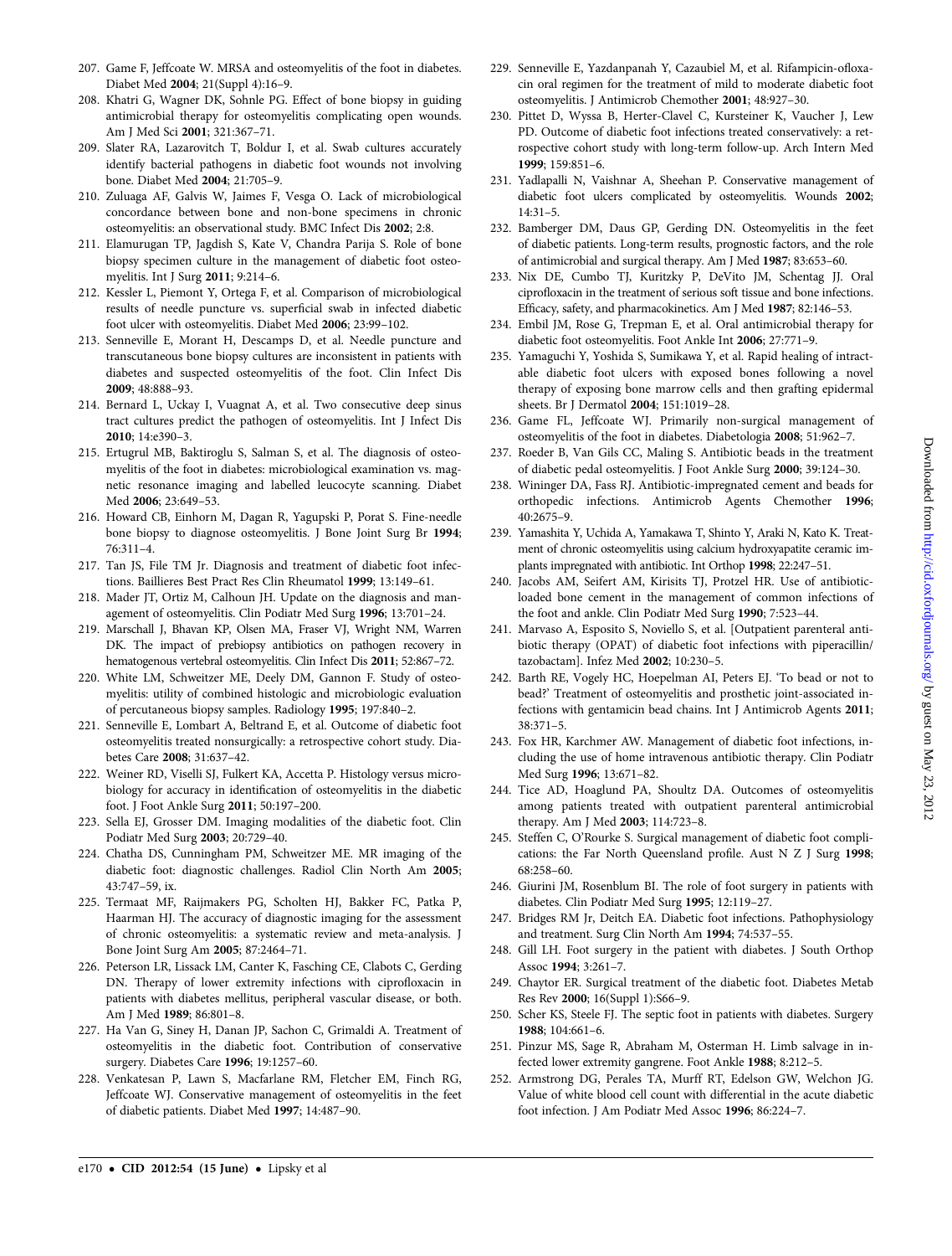207. Game F, Jeffcoate W. MRSA and osteomyelitis of the foot in diabetes. Diabet Med **2004**; 21(Suppl 4):16–9.
208. Khatri G, Wagner DK, Sohnle PG. Effect of bone biopsy in guiding antimicrobial therapy for osteomyelitis complicating open wounds. Am J Med Sci **2001**; 321:367–71.
209. Slater RA, Lazarovitch T, Boldur I, et al. Swab cultures accurately identify bacterial pathogens in diabetic foot wounds not involving bone. Diabet Med **2004**; 21:705–9.
210. Zuluaga AF, Galvis W, Jaimes F, Vesga O. Lack of microbiological concordance between bone and non-bone specimens in chronic osteomyelitis: an observational study. BMC Infect Dis **2002**; 2:8.
211. Elamurugan TP, Jagdish S, Kate V, Chandra Parija S. Role of bone biopsy specimen culture in the management of diabetic foot osteomyelitis. Int J Surg **2011**; 9:214–6.
212. Kessler L, Piemont Y, Ortega F, et al. Comparison of microbiological results of needle puncture vs. superficial swab in infected diabetic foot ulcer with osteomyelitis. Diabet Med **2006**; 23:99–102.
213. Senneville E, Morant H, Descamps D, et al. Needle puncture and transcutaneous bone biopsy cultures are inconsistent in patients with diabetes and suspected osteomyelitis of the foot. Clin Infect Dis **2009**; 48:888–93.
214. Bernard L, Uckay I, Vuagnat A, et al. Two consecutive deep sinus tract cultures predict the pathogen of osteomyelitis. Int J Infect Dis **2010**; 14:e390–3.
215. Ertugrul MB, Baktiroglu S, Salman S, et al. The diagnosis of osteomyelitis of the foot in diabetes: microbiological examination vs. magnetic resonance imaging and labelled leucocyte scanning. Diabet Med **2006**; 23:649–53.
216. Howard CB, Einhorn M, Dagan R, Yagupski P, Porat S. Fine-needle bone biopsy to diagnose osteomyelitis. J Bone Joint Surg Br **1994**; 76:311–4.
217. Tan JS, File TM Jr. Diagnosis and treatment of diabetic foot infections. Baillieres Best Pract Res Clin Rheumatol **1999**; 13:149–61.
218. Mader JT, Ortiz M, Calhoun JH. Update on the diagnosis and management of osteomyelitis. Clin Podiatr Med Surg **1996**; 13:701–24.
219. Marschall J, Bhavan KP, Olsen MA, Fraser VJ, Wright NM, Warren DK. The impact of prebiopsy antibiotics on pathogen recovery in hematogenous vertebral osteomyelitis. Clin Infect Dis **2011**; 52:867–72.
220. White LM, Schweitzer ME, Deely DM, Gannon F. Study of osteomyelitis: utility of combined histologic and microbiologic evaluation of percutaneous biopsy samples. Radiology **1995**; 197:840–2.
221. Senneville E, Lombart A, Beltrand E, et al. Outcome of diabetic foot osteomyelitis treated nonsurgically: a retrospective cohort study. Diabetes Care **2008**; 31:637–42.
222. Weiner RD, Viselli SJ, Fulkert KA, Accetta P. Histology versus microbiology for accuracy in identification of osteomyelitis in the diabetic foot. J Foot Ankle Surg **2011**; 50:197–200.
223. Sella EJ, Grosser DM. Imaging modalities of the diabetic foot. Clin Podiatr Med Surg **2003**; 20:729–40.
224. Chatha DS, Cunningham PM, Schweitzer ME. MR imaging of the diabetic foot: diagnostic challenges. Radiol Clin North Am **2005**; 43:747–59, ix.
225. Termaat MF, Raijmakers PG, Scholten HJ, Bakker FC, Patka P, Haarman HJ. The accuracy of diagnostic imaging for the assessment of chronic osteomyelitis: a systematic review and meta-analysis. J Bone Joint Surg Am **2005**; 87:2464–71.
226. Peterson LR, Lissack LM, Canter K, Fasching CE, Clabots C, Gerding DN. Therapy of lower extremity infections with ciprofloxacin in patients with diabetes mellitus, peripheral vascular disease, or both. Am J Med **1989**; 86:801–8.
227. Ha Van G, Siney H, Danan JP, Sachon C, Grimaldi A. Treatment of osteomyelitis in the diabetic foot. Contribution of conservative surgery. Diabetes Care **1996**; 19:1257–60.
228. Venkatesan P, Lawn S, Macfarlane RM, Fletcher EM, Finch RG, Jeffcoate WJ. Conservative management of osteomyelitis in the feet of diabetic patients. Diabet Med **1997**; 14:487–90.
229. Senneville E, Yazdanpanah Y, Cazaubiel M, et al. Rifampicin-ofloxacin oral regimen for the treatment of mild to moderate diabetic foot osteomyelitis. J Antimicrob Chemother **2001**; 48:927–30.
230. Pittet D, Wyssa B, Herter-Clavel C, Kursteiner K, Vaucher J, Lew PD. Outcome of diabetic foot infections treated conservatively: a retrospective cohort study with long-term follow-up. Arch Intern Med **1999**; 159:851–6.
231. Yadlapalli N, Vaishnar A, Sheehan P. Conservative management of diabetic foot ulcers complicated by osteomyelitis. Wounds **2002**; 14:31–5.
232. Bamberger DM, Daus GP, Gerding DN. Osteomyelitis in the feet of diabetic patients. Long-term results, prognostic factors, and the role of antimicrobial and surgical therapy. Am J Med **1987**; 83:653–60.
233. Nix DE, Cumbo TJ, Kuritzky P, DeVito JM, Schentag JJ. Oral ciprofloxacin in the treatment of serious soft tissue and bone infections. Efficacy, safety, and pharmacokinetics. Am J Med **1987**; 82:146–53.
234. Embil JM, Rose G, Trepman E, et al. Oral antimicrobial therapy for diabetic foot osteomyelitis. Foot Ankle Int **2006**; 27:771–9.
235. Yamaguchi Y, Yoshida S, Sumikawa Y, et al. Rapid healing of intractable diabetic foot ulcers with exposed bones following a novel therapy of exposing bone marrow cells and then grafting epidermal sheets. Br J Dermatol **2004**; 151:1019–28.
236. Game FL, Jeffcoate WJ. Primarily non-surgical management of osteomyelitis of the foot in diabetes. Diabetologia **2008**; 51:962–7.
237. Roeder B, Van Gils CC, Maling S. Antibiotic beads in the treatment of diabetic pedal osteomyelitis. J Foot Ankle Surg **2000**; 39:124–30.
238. Wininger DA, Fass RJ. Antibiotic-impregnated cement and beads for orthopedic infections. Antimicrob Agents Chemother **1996**; 40:2675–9.
239. Yamashita Y, Uchida A, Yamakawa T, Shinto Y, Araki N, Kato K. Treatment of chronic osteomyelitis using calcium hydroxyapatite ceramic implants impregnated with antibiotic. Int Orthop **1998**; 22:247–51.
240. Jacobs AM, Seifert AM, Kirisits TJ, Protzel HR. Use of antibiotic-loaded bone cement in the management of common infections of the foot and ankle. Clin Podiatr Med Surg **1990**; 7:523–44.
241. Marvaso A, Esposito S, Noviello S, et al. [Outpatient parenteral antibiotic therapy (OPAT) of diabetic foot infections with piperacillin/tazobactam]. Infez Med **2002**; 10:230–5.
242. Barth RE, Vogely HC, Hoepelman AI, Peters EJ. 'To bead or not to bead?' Treatment of osteomyelitis and prosthetic joint-associated infections with gentamicin bead chains. Int J Antimicrob Agents **2011**; 38:371–5.
243. Fox HR, Karchmer AW. Management of diabetic foot infections, including the use of home intravenous antibiotic therapy. Clin Podiatr Med Surg **1996**; 13:671–82.
244. Tice AD, Hoaglund PA, Shoultz DA. Outcomes of osteomyelitis among patients treated with outpatient parenteral antimicrobial therapy. Am J Med **2003**; 114:723–8.
245. Steffen C, O'Rourke S. Surgical management of diabetic foot complications: the Far North Queensland profile. Aust N Z J Surg **1998**; 68:258–60.
246. Giurini JM, Rosenblum BI. The role of foot surgery in patients with diabetes. Clin Podiatr Med Surg **1995**; 12:119–27.
247. Bridges RM Jr, Deitch EA. Diabetic foot infections. Pathophysiology and treatment. Surg Clin North Am **1994**; 74:537–55.
248. Gill LH. Foot surgery in the patient with diabetes. J South Orthop Assoc **1994**; 3:261–7.
249. Chaytor ER. Surgical treatment of the diabetic foot. Diabetes Metab Res Rev **2000**; 16(Suppl 1):S66–9.
250. Scher KS, Steele FJ. The septic foot in patients with diabetes. Surgery **1988**; 104:661–6.
251. Pinzur MS, Sage R, Abraham M, Osterman H. Limb salvage in infected lower extremity gangrene. Foot Ankle **1988**; 8:212–5.
252. Armstrong DG, Perales TA, Murff RT, Edelson GW, Welchon JG. Value of white blood cell count with differential in the acute diabetic foot infection. J Am Podiatr Med Assoc **1996**; 86:224–7.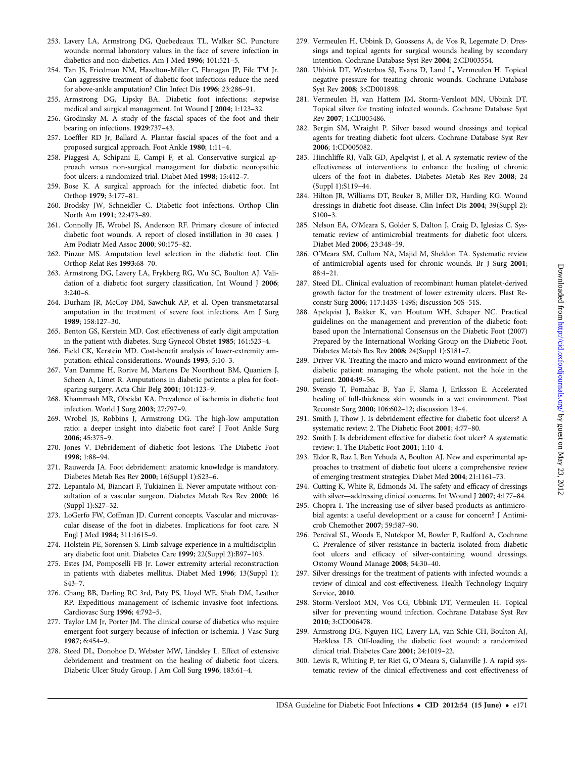253. Lavery LA, Armstrong DG, Quebedeaux TL, Walker SC. Puncture wounds: normal laboratory values in the face of severe infection in diabetics and non-diabetics. Am J Med **1996**; 101:521–5.
254. Tan JS, Friedman NM, Hazelton-Miller C, Flanagan JP, File TM Jr. Can aggressive treatment of diabetic foot infections reduce the need for above-ankle amputation? Clin Infect Dis **1996**; 23:286–91.
255. Armstrong DG, Lipsky BA. Diabetic foot infections: stepwise medical and surgical management. Int Wound J **2004**; 1:123–32.
256. Grodinsky M. A study of the fascial spaces of the foot and their bearing on infections. **1929**:737–43.
257. Loeffler RD Jr, Ballard A. Plantar fascial spaces of the foot and a proposed surgical approach. Foot Ankle **1980**; 1:11–4.
258. Piaggesi A, Schipani E, Campi F, et al. Conservative surgical approach versus non-surgical management for diabetic neuropathic foot ulcers: a randomized trial. Diabet Med **1998**; 15:412–7.
259. Bose K. A surgical approach for the infected diabetic foot. Int Orthop **1979**; 3:177–81.
260. Brodsky JW, Schneidler C. Diabetic foot infections. Orthop Clin North Am **1991**; 22:473–89.
261. Connolly JE, Wrobel JS, Anderson RF. Primary closure of infected diabetic foot wounds. A report of closed instillation in 30 cases. J Am Podiatr Med Assoc **2000**; 90:175–82.
262. Pinzur MS. Amputation level selection in the diabetic foot. Clin Orthop Relat Res **1993**:68–70.
263. Armstrong DG, Lavery LA, Frykberg RG, Wu SC, Boulton AJ. Validation of a diabetic foot surgery classification. Int Wound J **2006**; 3:240–6.
264. Durham JR, McCoy DM, Sawchuk AP, et al. Open transmetatarsal amputation in the treatment of severe foot infections. Am J Surg **1989**; 158:127–30.
265. Benton GS, Kerstein MD. Cost effectiveness of early digit amputation in the patient with diabetes. Surg Gynecol Obstet **1985**; 161:523–4.
266. Field CK, Kerstein MD. Cost-benefit analysis of lower-extremity amputation: ethical considerations. Wounds **1993**; 5:10–3.
267. Van Damme H, Rorive M, Martens De Noorthout BM, Quaniers J, Scheen A, Limet R. Amputations in diabetic patients: a plea for footsparing surgery. Acta Chir Belg **2001**; 101:123–9.
268. Khammash MR, Obeidat KA. Prevalence of ischemia in diabetic foot infection. World J Surg **2003**; 27:797–9.
269. Wrobel JS, Robbins J, Armstrong DG. The high-low amputation ratio: a deeper insight into diabetic foot care? J Foot Ankle Surg **2006**; 45:375–9.
270. Jones V. Debridement of diabetic foot lesions. The Diabetic Foot **1998**; 1:88–94.
271. Rauwerda JA. Foot debridement: anatomic knowledge is mandatory. Diabetes Metab Res Rev **2000**; 16(Suppl 1):S23–6.
272. Lepantalo M, Biancari F, Tukiainen E. Never amputate without consultation of a vascular surgeon. Diabetes Metab Res Rev **2000**; 16 (Suppl 1):S27–32.
273. LoGerfo FW, Coffman JD. Current concepts. Vascular and microvascular disease of the foot in diabetes. Implications for foot care. N Engl J Med **1984**; 311:1615–9.
274. Holstein PE, Sorensen S. Limb salvage experience in a multidisciplinary diabetic foot unit. Diabetes Care **1999**; 22(Suppl 2):B97–103.
275. Estes JM, Pomposelli FB Jr. Lower extremity arterial reconstruction in patients with diabetes mellitus. Diabet Med **1996**; 13(Suppl 1): S43–7.
276. Chang BB, Darling RC 3rd, Paty PS, Lloyd WE, Shah DM, Leather RP. Expeditious management of ischemic invasive foot infections. Cardiovasc Surg **1996**; 4:792–5.
277. Taylor LM Jr, Porter JM. The clinical course of diabetics who require emergent foot surgery because of infection or ischemia. J Vasc Surg **1987**; 6:454–9.
278. Steed DL, Donohoe D, Webster MW, Lindsley L. Effect of extensive debridement and treatment on the healing of diabetic foot ulcers. Diabetic Ulcer Study Group. J Am Coll Surg **1996**; 183:61–4.
279. Vermeulen H, Ubbink D, Goossens A, de Vos R, Legemate D. Dressings and topical agents for surgical wounds healing by secondary intention. Cochrane Database Syst Rev **2004**; 2:CD003554.
280. Ubbink DT, Westerbos SJ, Evans D, Land L, Vermeulen H. Topical negative pressure for treating chronic wounds. Cochrane Database Syst Rev **2008**; 3:CD001898.
281. Vermeulen H, van Hattem JM, Storm-Versloot MN, Ubbink DT. Topical silver for treating infected wounds. Cochrane Database Syst Rev **2007**; 1:CD005486.
282. Bergin SM, Wraight P. Silver based wound dressings and topical agents for treating diabetic foot ulcers. Cochrane Database Syst Rev **2006**; 1:CD005082.
283. Hinchliffe RJ, Valk GD, Apelqvist J, et al. A systematic review of the effectiveness of interventions to enhance the healing of chronic ulcers of the foot in diabetes. Diabetes Metab Res Rev **2008**; 24 (Suppl 1):S119–44.
284. Hilton JR, Williams DT, Beuker B, Miller DR, Harding KG. Wound dressings in diabetic foot disease. Clin Infect Dis **2004**; 39(Suppl 2): S100–3.
285. Nelson EA, O'Meara S, Golder S, Dalton J, Craig D, Iglesias C. Systematic review of antimicrobial treatments for diabetic foot ulcers. Diabet Med **2006**; 23:348–59.
286. O'Meara SM, Cullum NA, Majid M, Sheldon TA. Systematic review of antimicrobial agents used for chronic wounds. Br J Surg **2001**; 88:4–21.
287. Steed DL. Clinical evaluation of recombinant human platelet-derived growth factor for the treatment of lower extremity ulcers. Plast Reconstr Surg **2006**; 117:143S–149S; discussion 50S–51S.
288. Apelqvist J, Bakker K, van Houtum WH, Schaper NC. Practical guidelines on the management and prevention of the diabetic foot: based upon the International Consensus on the Diabetic Foot (2007) Prepared by the International Working Group on the Diabetic Foot. Diabetes Metab Res Rev **2008**; 24(Suppl 1):S181–7.
289. Driver VR. Treating the macro and micro wound environment of the diabetic patient: managing the whole patient, not the hole in the patient. **2004**:49–56.
290. Svensjo T, Pomahac B, Yao F, Slama J, Eriksson E. Accelerated healing of full-thickness skin wounds in a wet environment. Plast Reconstr Surg **2000**; 106:602–12; discussion 13–4.
291. Smith J, Thow J. Is debridement effective for diabetic foot ulcers? A systematic review: 2. The Diabetic Foot **2001**; 4:77–80.
292. Smith J. Is debridement effective for diabetic foot ulcer? A systematic review: 1. The Diabetic Foot **2001**; 1:10–4.
293. Eldor R, Raz I, Ben Yehuda A, Boulton AJ. New and experimental approaches to treatment of diabetic foot ulcers: a comprehensive review of emerging treatment strategies. Diabet Med **2004**; 21:1161–73.
294. Cutting K, White R, Edmonds M. The safety and efficacy of dressings with silver—addressing clinical concerns. Int Wound J **2007**; 4:177–84.
295. Chopra I. The increasing use of silver-based products as antimicrobial agents: a useful development or a cause for concern? J Antimicrob Chemother **2007**; 59:587–90.
296. Percival SL, Woods E, Nutekpor M, Bowler P, Radford A, Cochrane C. Prevalence of silver resistance in bacteria isolated from diabetic foot ulcers and efficacy of silver-containing wound dressings. Ostomy Wound Manage **2008**; 54:30–40.
297. Silver dressings for the treatment of patients with infected wounds: a review of clinical and cost-effectiveness. Health Technology Inquiry Service, **2010**.
298. Storm-Versloot MN, Vos CG, Ubbink DT, Vermeulen H. Topical silver for preventing wound infection. Cochrane Database Syst Rev **2010**; 3:CD006478.
299. Armstrong DG, Nguyen HC, Lavery LA, van Schie CH, Boulton AJ, Harkless LB. Off-loading the diabetic foot wound: a randomized clinical trial. Diabetes Care **2001**; 24:1019–22.
300. Lewis R, Whiting P, ter Riet G, O'Meara S, Galanville J. A rapid systematic review of the clinical effectiveness and cost effectiveness of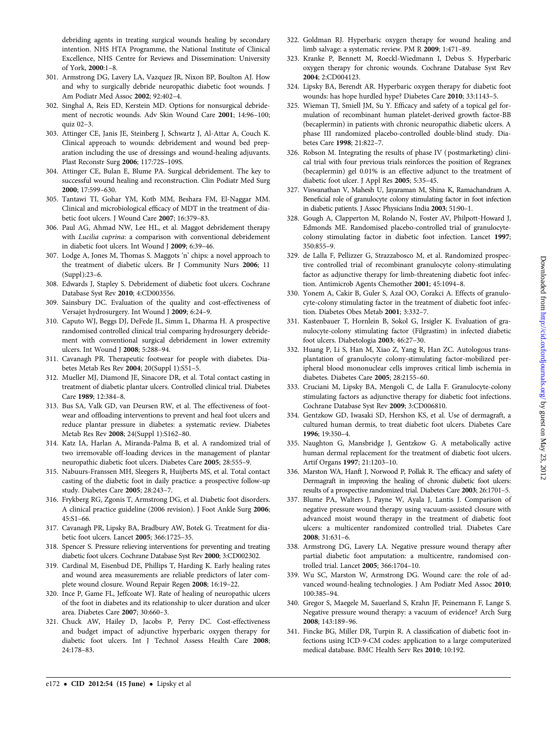debriding agents in treating surgical wounds healing by secondary intention. NHS HTA Programme, the National Institute of Clinical Excellence, NHS Centre for Reviews and Dissemination: University of York, **2000**:1–8.

301. Armstrong DG, Lavery LA, Vazquez JR, Nixon BP, Boulton AJ. How and why to surgically debride neuropathic diabetic foot wounds. J Am Podiatr Med Assoc **2002**; 92:402–4.
302. Singhal A, Reis ED, Kerstein MD. Options for nonsurgical debridement of necrotic wounds. Adv Skin Wound Care **2001**; 14:96–100; quiz 02–3.
303. Attinger CE, Janis JE, Steinberg J, Schwartz J, Al-Attar A, Couch K. Clinical approach to wounds: debridement and wound bed preparation including the use of dressings and wound-healing adjuvants. Plast Reconstr Surg **2006**; 117:72S–109S.
304. Attinger CE, Bulan E, Blume PA. Surgical debridement. The key to successful wound healing and reconstruction. Clin Podiatr Med Surg **2000**; 17:599–630.
305. Tantawi TI, Gohar YM, Kotb MM, Beshara FM, El-Naggar MM. Clinical and microbiological efficacy of MDT in the treatment of diabetic foot ulcers. J Wound Care **2007**; 16:379–83.
306. Paul AG, Ahmad NW, Lee HL, et al. Maggot debridement therapy with *Lucilia cuprina*: a comparison with conventional debridement in diabetic foot ulcers. Int Wound J **2009**; 6:39–46.
307. Lodge A, Jones M, Thomas S. Maggots 'n' chips: a novel approach to the treatment of diabetic ulcers. Br J Community Nurs **2006**; 11 (Suppl):23–6.
308. Edwards J, Stapley S. Debridement of diabetic foot ulcers. Cochrane Database Syst Rev **2010**; 4:CD003556.
309. Sainsbury DC. Evaluation of the quality and cost-effectiveness of Versajet hydrosurgery. Int Wound J **2009**; 6:24–9.
310. Caputo WJ, Beggs DJ, DeFede JL, Simm L, Dharma H. A prospective randomised controlled clinical trial comparing hydrosurgery debridement with conventional surgical debridement in lower extremity ulcers. Int Wound J **2008**; 5:288–94.
311. Cavanagh PR. Therapeutic footwear for people with diabetes. Diabetes Metab Res Rev **2004**; 20(Suppl 1):S51–5.
312. Mueller MJ, Diamond JE, Sinacore DR, et al. Total contact casting in treatment of diabetic plantar ulcers. Controlled clinical trial. Diabetes Care **1989**; 12:384–8.
313. Bus SA, Valk GD, van Deursen RW, et al. The effectiveness of footwear and offloading interventions to prevent and heal foot ulcers and reduce plantar pressure in diabetes: a systematic review. Diabetes Metab Res Rev **2008**; 24(Suppl 1):S162–80.
314. Katz IA, Harlan A, Miranda-Palma B, et al. A randomized trial of two irremovable off-loading devices in the management of plantar neuropathic diabetic foot ulcers. Diabetes Care **2005**; 28:555–9.
315. Nabuurs-Franssen MH, Sleegers R, Huijberts MS, et al. Total contact casting of the diabetic foot in daily practice: a prospective follow-up study. Diabetes Care **2005**; 28:243–7.
316. Frykberg RG, Zgonis T, Armstrong DG, et al. Diabetic foot disorders. A clinical practice guideline (2006 revision). J Foot Ankle Surg **2006**; 45:S1–66.
317. Cavanagh PR, Lipsky BA, Bradbury AW, Botek G. Treatment for diabetic foot ulcers. Lancet **2005**; 366:1725–35.
318. Spencer S. Pressure relieving interventions for preventing and treating diabetic foot ulcers. Cochrane Database Syst Rev **2000**; 3:CD002302.
319. Cardinal M, Eisenbud DE, Phillips T, Harding K. Early healing rates and wound area measurements are reliable predictors of later complete wound closure. Wound Repair Regen **2008**; 16:19–22.
320. Ince P, Game FL, Jeffcoate WJ. Rate of healing of neuropathic ulcers of the foot in diabetes and its relationship to ulcer duration and ulcer area. Diabetes Care **2007**; 30:660–3.
321. Chuck AW, Hailey D, Jacobs P, Perry DC. Cost-effectiveness and budget impact of adjunctive hyperbaric oxygen therapy for diabetic foot ulcers. Int J Technol Assess Health Care **2008**; 24:178–83.
322. Goldman RJ. Hyperbaric oxygen therapy for wound healing and limb salvage: a systematic review. PM R **2009**; 1:471–89.
323. Kranke P, Bennett M, Roeckl-Wiedmann I, Debus S. Hyperbaric oxygen therapy for chronic wounds. Cochrane Database Syst Rev **2004**; 2:CD004123.
324. Lipsky BA, Berendt AR. Hyperbaric oxygen therapy for diabetic foot wounds: has hope hurdled hype? Diabetes Care **2010**; 33:1143–5.
325. Wieman TJ, Smiell JM, Su Y. Efficacy and safety of a topical gel formulation of recombinant human platelet-derived growth factor-BB (becaplermin) in patients with chronic neuropathic diabetic ulcers. A phase III randomized placebo-controlled double-blind study. Diabetes Care **1998**; 21:822–7.
326. Robson M. Integrating the results of phase IV (postmarketing) clinical trial with four previous trials reinforces the position of Regranex (becaplermin) gel 0.01% is an effective adjunct to the treatment of diabetic foot ulcer. J Appl Res **2005**; 5:35–45.
327. Viswanathan V, Mahesh U, Jayaraman M, Shina K, Ramachandram A. Beneficial role of granulocyte colony stimulating factor in foot infection in diabetic patients. J Assoc Physicians India **2003**; 51:90–1.
328. Gough A, Clapperton M, Rolando N, Foster AV, Philpott-Howard J, Edmonds ME. Randomised placebo-controlled trial of granulocyte-colony stimulating factor in diabetic foot infection. Lancet **1997**; 350:855–9.
329. de Lalla F, Pellizzer G, Strazzabosco M, et al. Randomized prospective controlled trial of recombinant granulocyte colony-stimulating factor as adjunctive therapy for limb-threatening diabetic foot infection. Antimicrob Agents Chemother **2001**; 45:1094–8.
330. Yonem A, Cakir B, Guler S, Azal OO, Corakci A. Effects of granulocyte-colony stimulating factor in the treatment of diabetic foot infection. Diabetes Obes Metab **2001**; 3:332–7.
331. Kastenbauer T, Hornlein B, Sokol G, Irsigler K. Evaluation of granulocyte-colony stimulating factor (Filgrastim) in infected diabetic foot ulcers. Diabetologia **2003**; 46:27–30.
332. Huang P, Li S, Han M, Xiao Z, Yang R, Han ZC. Autologous transplantation of granulocyte colony-stimulating factor-mobilized peripheral blood mononuclear cells improves critical limb ischemia in diabetes. Diabetes Care **2005**; 28:2155–60.
333. Cruciani M, Lipsky BA, Mengoli C, de Lalla F. Granulocyte-colony stimulating factors as adjunctive therapy for diabetic foot infections. Cochrane Database Syst Rev **2009**; 3:CD006810.
334. Gentzkow GD, Iwasaki SD, Hershon KS, et al. Use of dermagraft, a cultured human dermis, to treat diabetic foot ulcers. Diabetes Care **1996**; 19:350–4.
335. Naughton G, Mansbridge J, Gentzkow G. A metabolically active human dermal replacement for the treatment of diabetic foot ulcers. Artif Organs **1997**; 21:1203–10.
336. Marston WA, Hanft J, Norwood P, Pollak R. The efficacy and safety of Dermagraft in improving the healing of chronic diabetic foot ulcers: results of a prospective randomized trial. Diabetes Care **2003**; 26:1701–5.
337. Blume PA, Walters J, Payne W, Ayala J, Lantis J. Comparison of negative pressure wound therapy using vacuum-assisted closure with advanced moist wound therapy in the treatment of diabetic foot ulcers: a multicenter randomized controlled trial. Diabetes Care **2008**; 31:631–6.
338. Armstrong DG, Lavery LA. Negative pressure wound therapy after partial diabetic foot amputation: a multicentre, randomised controlled trial. Lancet **2005**; 366:1704–10.
339. Wu SC, Marston W, Armstrong DG. Wound care: the role of advanced wound-healing technologies. J Am Podiatr Med Assoc **2010**; 100:385–94.
340. Gregor S, Maegele M, Sauerland S, Krahn JF, Peinemann F, Lange S. Negative pressure wound therapy: a vacuum of evidence? Arch Surg **2008**; 143:189–96.
341. Fincke BG, Miller DR, Turpin R. A classification of diabetic foot infections using ICD-9-CM codes: application to a large computerized medical database. BMC Health Serv Res **2010**; 10:192.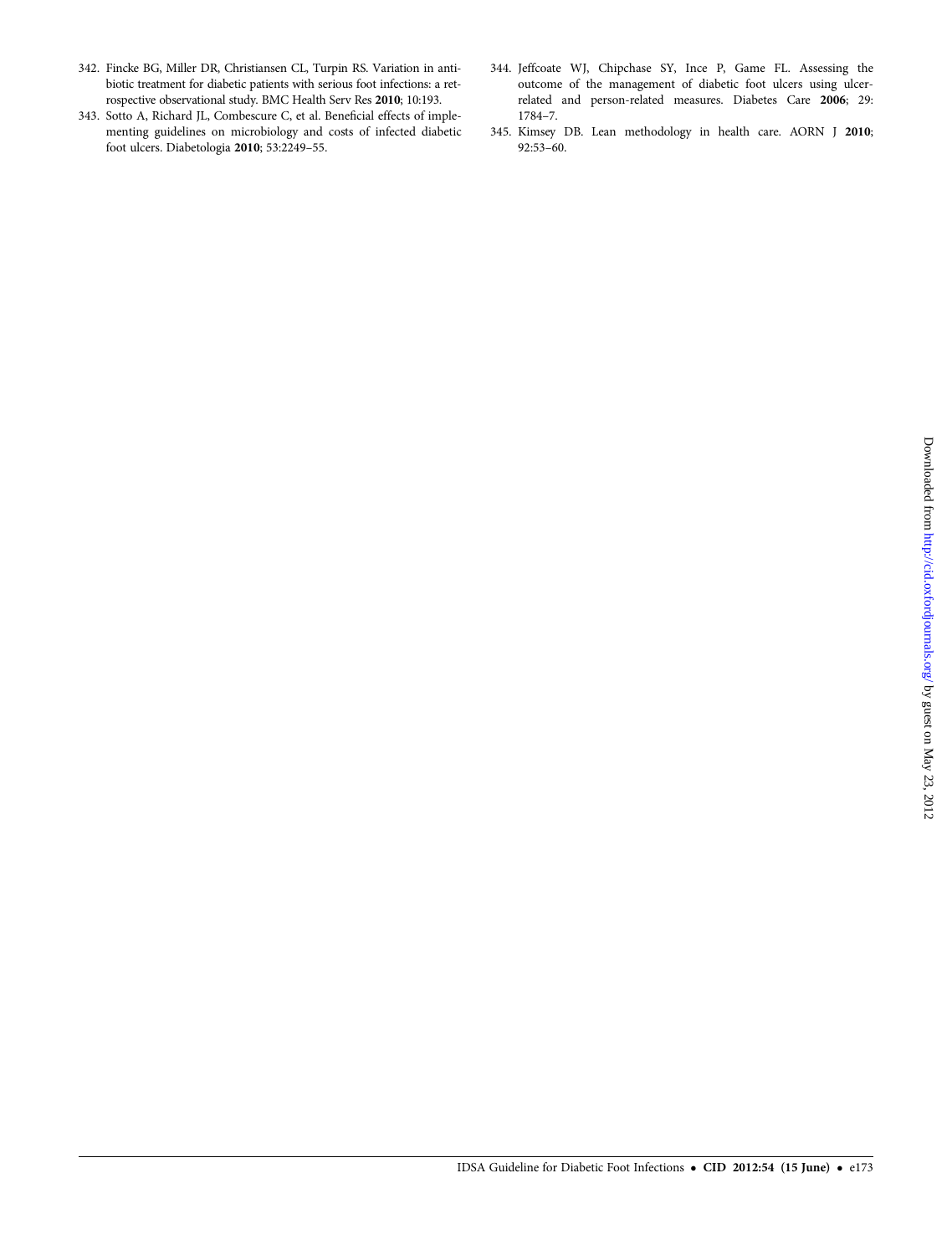342. Fincke BG, Miller DR, Christiansen CL, Turpin RS. Variation in antibiotic treatment for diabetic patients with serious foot infections: a retrospective observational study. BMC Health Serv Res **2010**; 10:193.

343. Sotto A, Richard JL, Combescure C, et al. Beneficial effects of implementing guidelines on microbiology and costs of infected diabetic foot ulcers. Diabetologia **2010**; 53:2249–55.

344. Jeffcoate WJ, Chipchase SY, Ince P, Game FL. Assessing the outcome of the management of diabetic foot ulcers using ulcer-related and person-related measures. Diabetes Care **2006**; 29: 1784–7.

345. Kimsey DB. Lean methodology in health care. AORN J **2010**; 92:53–60.